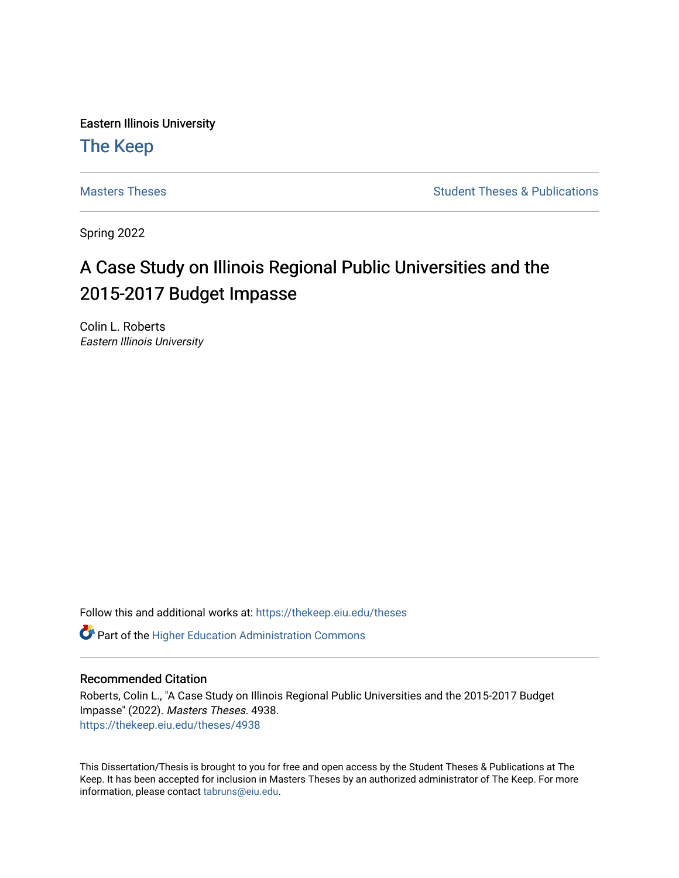Eastern Illinois University

# The Keep

Masters Theses | Student Theses & Publications

Spring 2022

# A Case Study on Illinois Regional Public Universities and the 2015-2017 Budget Impasse

Colin L. Roberts
*Eastern Illinois University*

Follow this and additional works at: https://thekeep.eiu.edu/theses

Part of the Higher Education Administration Commons

## Recommended Citation

Roberts, Colin L., "A Case Study on Illinois Regional Public Universities and the 2015-2017 Budget Impasse" (2022). *Masters Theses*. 4938.
https://thekeep.eiu.edu/theses/4938

This Dissertation/Thesis is brought to you for free and open access by the Student Theses & Publications at The Keep. It has been accepted for inclusion in Masters Theses by an authorized administrator of The Keep. For more information, please contact tabruns@eiu.edu.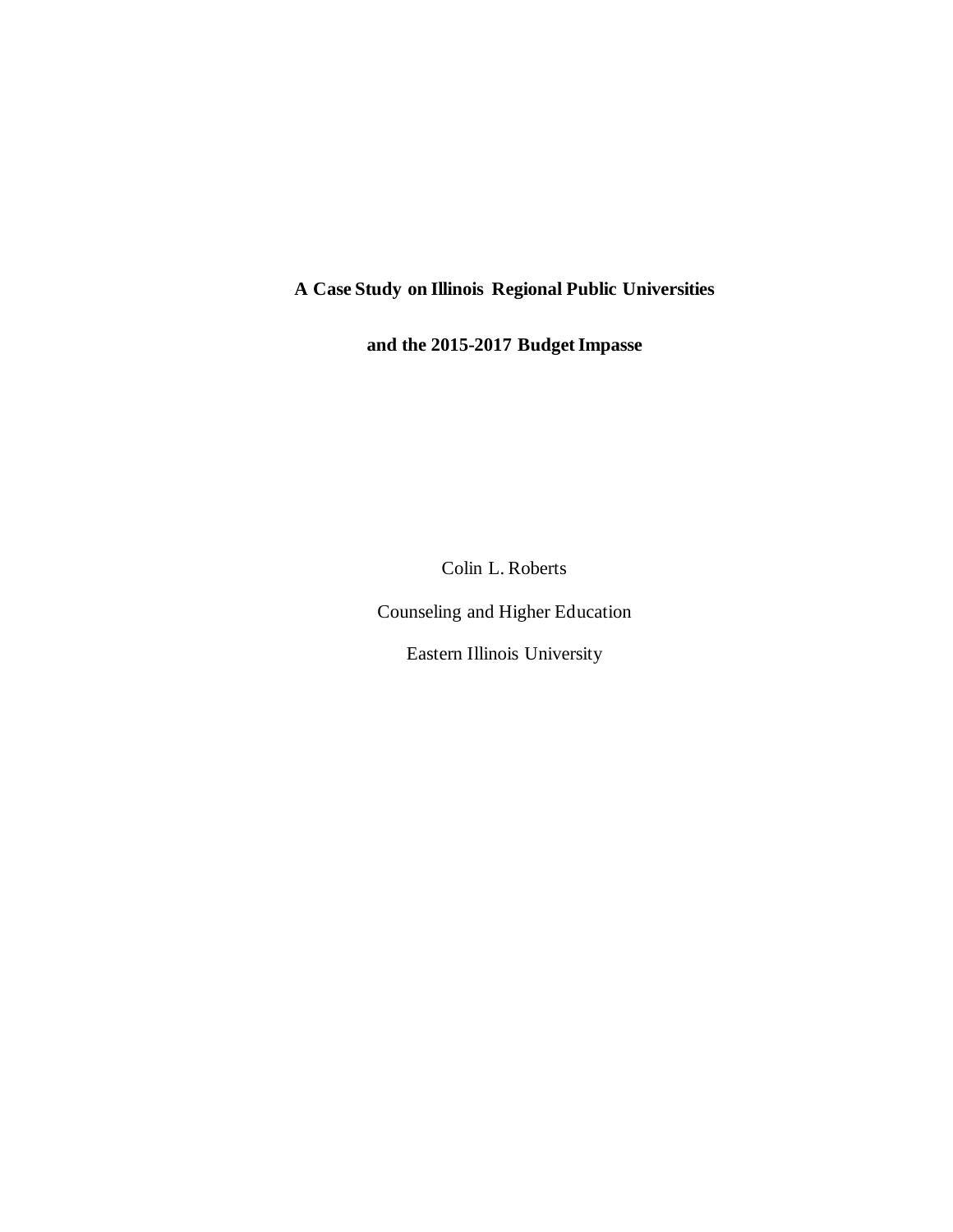**A Case Study on Illinois Regional Public Universities**

**and the 2015-2017 Budget Impasse**

Colin L. Roberts

Counseling and Higher Education

Eastern Illinois University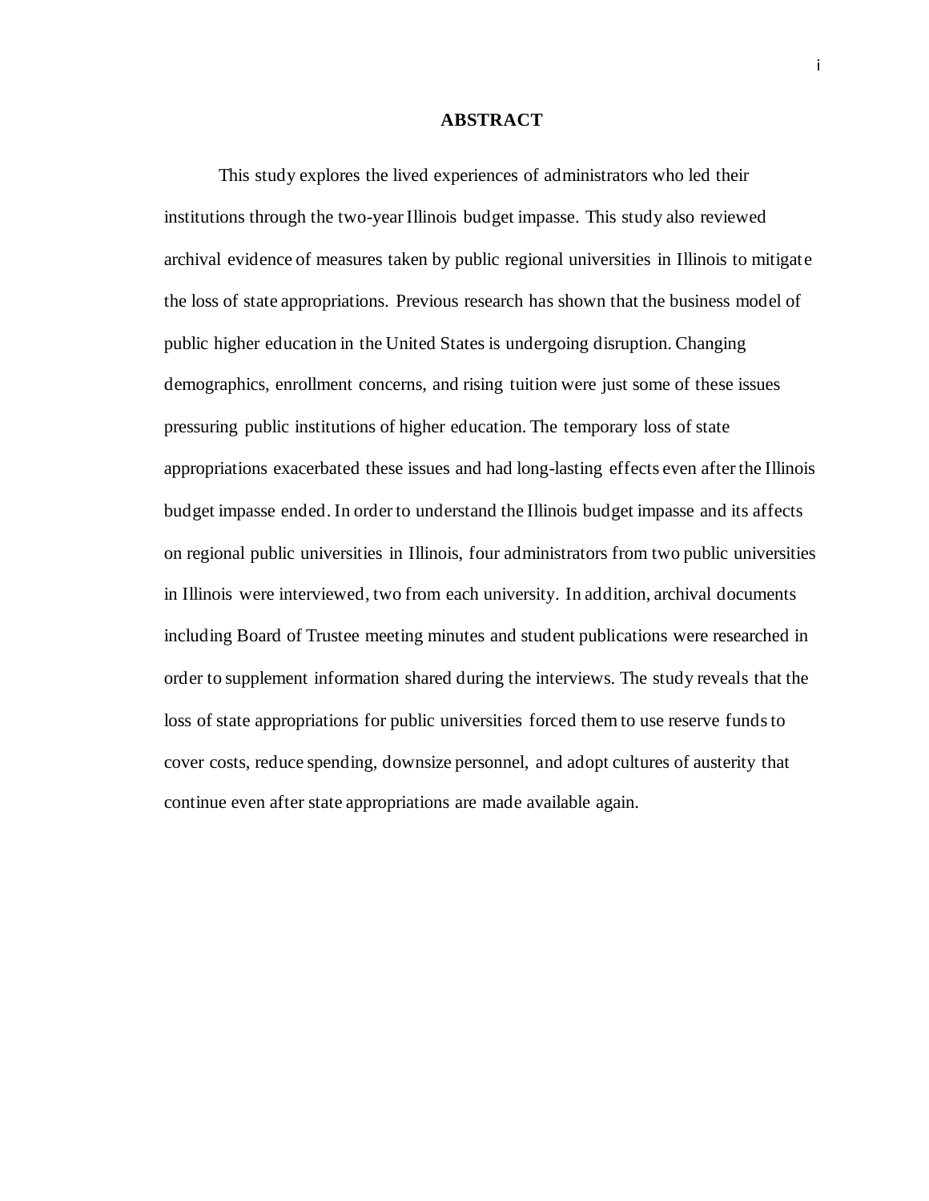# ABSTRACT

This study explores the lived experiences of administrators who led their institutions through the two-year Illinois budget impasse. This study also reviewed archival evidence of measures taken by public regional universities in Illinois to mitigate the loss of state appropriations. Previous research has shown that the business model of public higher education in the United States is undergoing disruption. Changing demographics, enrollment concerns, and rising tuition were just some of these issues pressuring public institutions of higher education. The temporary loss of state appropriations exacerbated these issues and had long-lasting effects even after the Illinois budget impasse ended. In order to understand the Illinois budget impasse and its affects on regional public universities in Illinois, four administrators from two public universities in Illinois were interviewed, two from each university. In addition, archival documents including Board of Trustee meeting minutes and student publications were researched in order to supplement information shared during the interviews. The study reveals that the loss of state appropriations for public universities forced them to use reserve funds to cover costs, reduce spending, downsize personnel, and adopt cultures of austerity that continue even after state appropriations are made available again.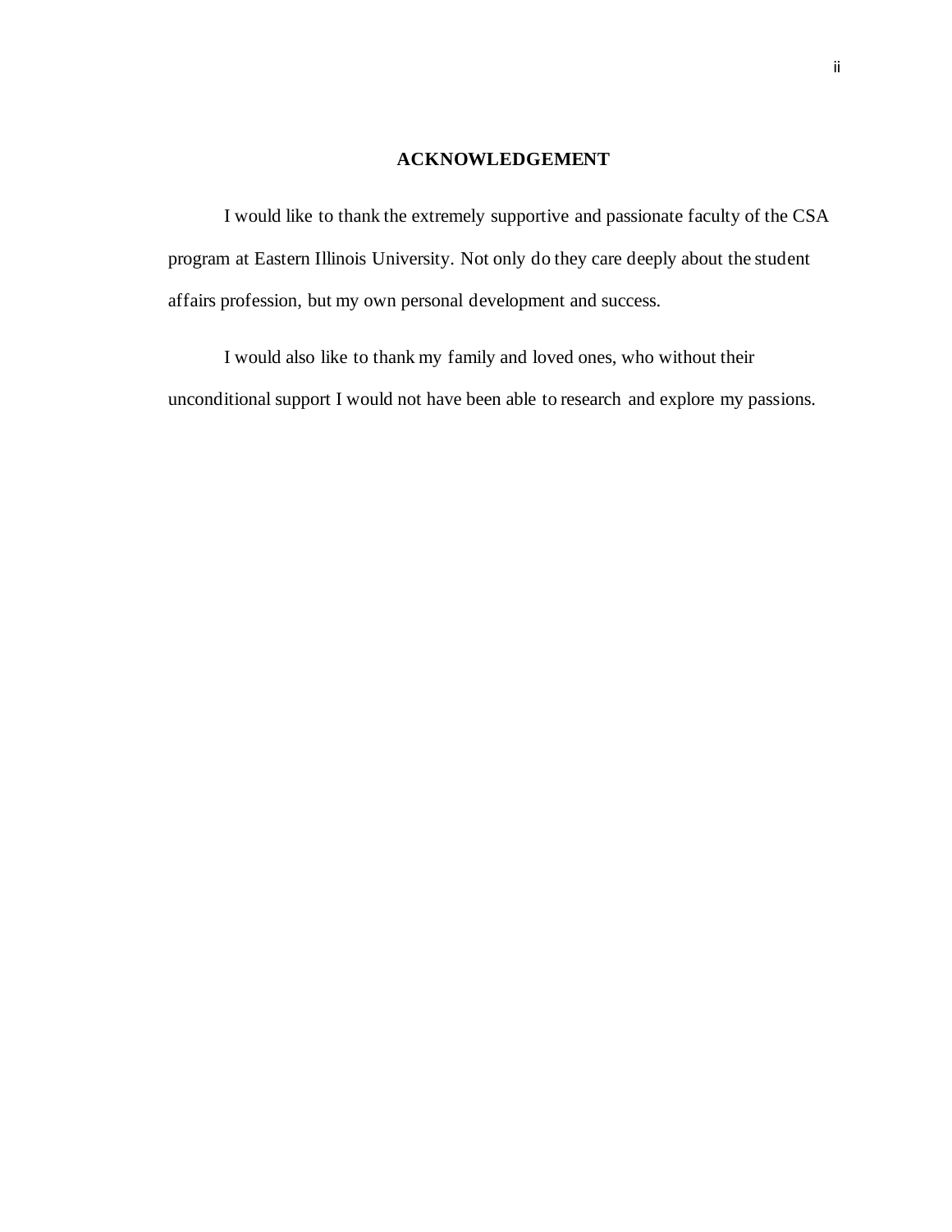## ACKNOWLEDGEMENT

I would like to thank the extremely supportive and passionate faculty of the CSA program at Eastern Illinois University. Not only do they care deeply about the student affairs profession, but my own personal development and success.

I would also like to thank my family and loved ones, who without their unconditional support I would not have been able to research and explore my passions.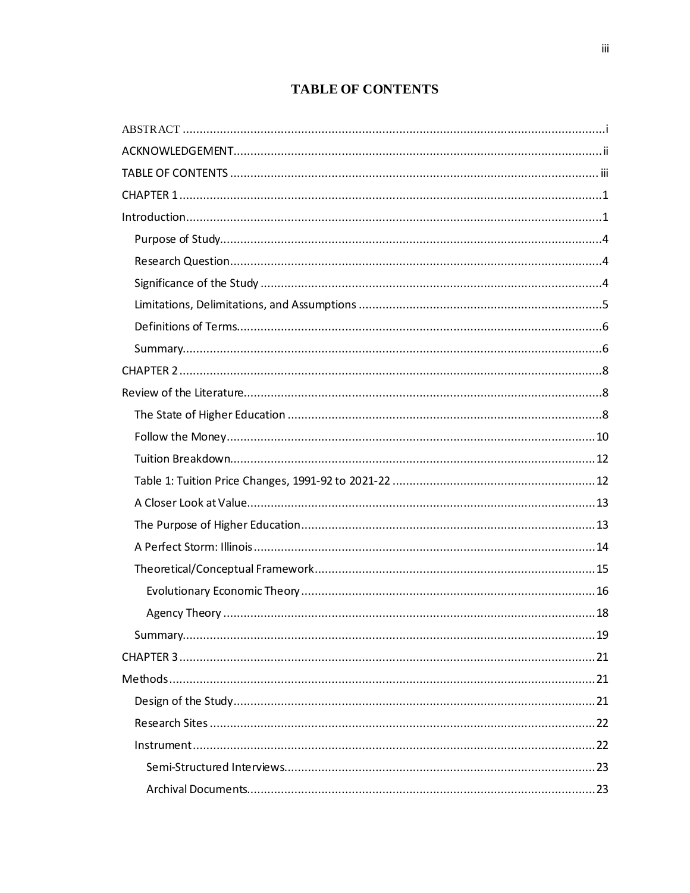# TABLE OF CONTENTS

ABSTRACT ....................................................................................................................i

ACKNOWLEDGEMENT....................................................................................................ii

TABLE OF CONTENTS ....................................................................................................iii

CHAPTER 1 ....................................................................................................................1

Introduction.....................................................................................................................1

- Purpose of Study..........................................................................................................4
- Research Question.......................................................................................................4
- Significance of the Study ..............................................................................................4
- Limitations, Delimitations, and Assumptions ..................................................................5
- Definitions of Terms.....................................................................................................6
- Summary.....................................................................................................................6

CHAPTER 2 ....................................................................................................................8

Review of the Literature...................................................................................................8

- The State of Higher Education ......................................................................................8
- Follow the Money.......................................................................................................10
- Tuition Breakdown.....................................................................................................12
- Table 1: Tuition Price Changes, 1991-92 to 2021-22 .....................................................12
- A Closer Look at Value................................................................................................13
- The Purpose of Higher Education................................................................................13
- A Perfect Storm: Illinois ..............................................................................................14
- Theoretical/Conceptual Framework.............................................................................15
  - Evolutionary Economic Theory ................................................................................16
  - Agency Theory .......................................................................................................18
- Summary...................................................................................................................19

CHAPTER 3 ..................................................................................................................21

Methods.......................................................................................................................21

- Design of the Study.....................................................................................................21
- Research Sites ...........................................................................................................22
- Instrument.................................................................................................................22
  - Semi-Structured Interviews......................................................................................23
  - Archival Documents.................................................................................................23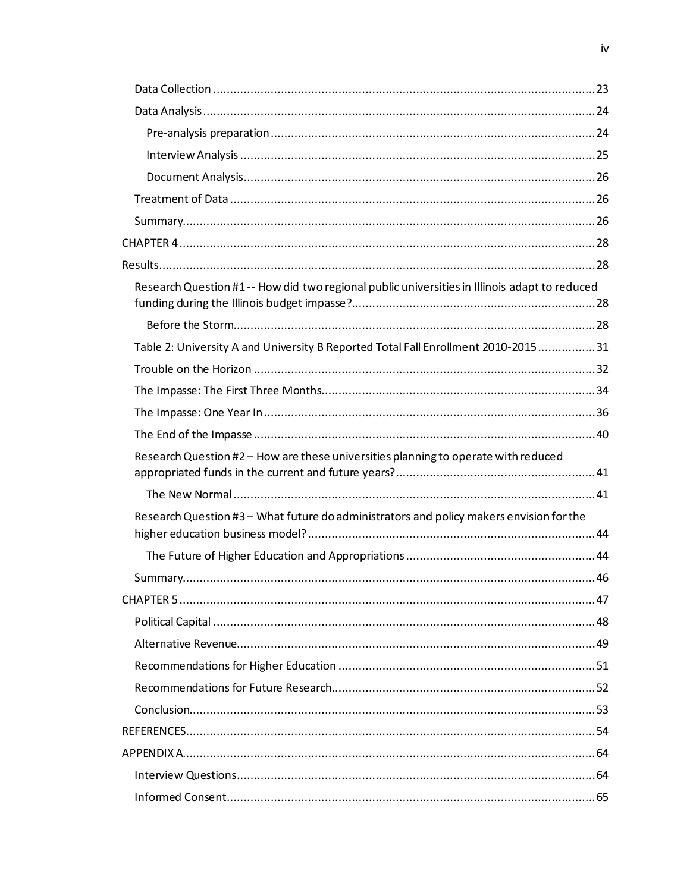Data Collection ........................................................................................................ 23

Data Analysis ........................................................................................................... 24

Pre-analysis preparation ..................................................................................... 24

Interview Analysis ............................................................................................... 25

Document Analysis ............................................................................................. 26

Treatment of Data ................................................................................................... 26

Summary ................................................................................................................... 26

CHAPTER 4 .................................................................................................................. 28

Results ......................................................................................................................... 28

Research Question #1 -- How did two regional public universities in Illinois adapt to reduced funding during the Illinois budget impasse? ....................................................................... 28

Before the Storm ................................................................................................... 28

Table 2: University A and University B Reported Total Fall Enrollment 2010-2015 ................. 31

Trouble on the Horizon .............................................................................................. 32

The Impasse: The First Three Months ....................................................................... 34

The Impasse: One Year In ......................................................................................... 36

The End of the Impasse ............................................................................................. 40

Research Question #2 – How are these universities planning to operate with reduced appropriated funds in the current and future years? .......................................................... 41

The New Normal ................................................................................................... 41

Research Question #3 – What future do administrators and policy makers envision for the higher education business model? .................................................................................... 44

The Future of Higher Education and Appropriations ....................................................... 44

Summary ................................................................................................................... 46

CHAPTER 5 .................................................................................................................. 47

Political Capital ........................................................................................................ 48

Alternative Revenue .................................................................................................. 49

Recommendations for Higher Education ...................................................................... 51

Recommendations for Future Research ........................................................................ 52

Conclusion ................................................................................................................ 53

REFERENCES ............................................................................................................... 54

APPENDIX A ................................................................................................................. 64

Interview Questions .................................................................................................. 64

Informed Consent ...................................................................................................... 65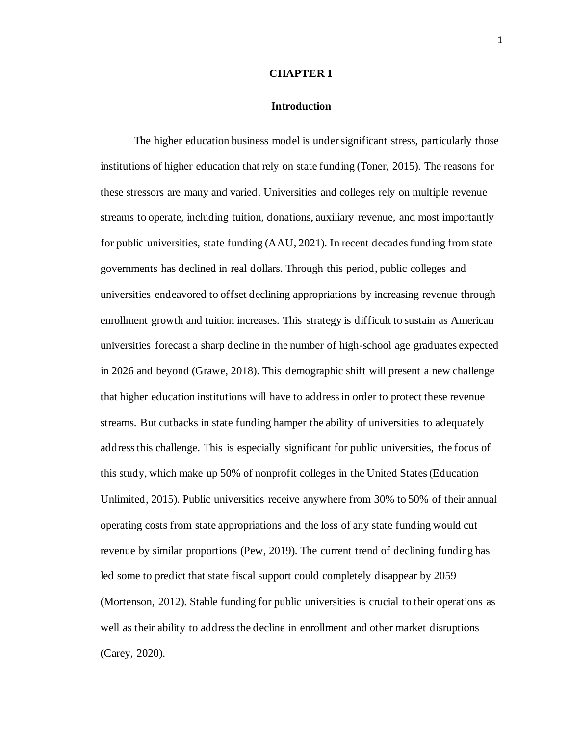# CHAPTER 1

## Introduction

The higher education business model is under significant stress, particularly those institutions of higher education that rely on state funding (Toner, 2015). The reasons for these stressors are many and varied. Universities and colleges rely on multiple revenue streams to operate, including tuition, donations, auxiliary revenue, and most importantly for public universities, state funding (AAU, 2021). In recent decades funding from state governments has declined in real dollars. Through this period, public colleges and universities endeavored to offset declining appropriations by increasing revenue through enrollment growth and tuition increases. This strategy is difficult to sustain as American universities forecast a sharp decline in the number of high-school age graduates expected in 2026 and beyond (Grawe, 2018). This demographic shift will present a new challenge that higher education institutions will have to address in order to protect these revenue streams. But cutbacks in state funding hamper the ability of universities to adequately address this challenge. This is especially significant for public universities, the focus of this study, which make up 50% of nonprofit colleges in the United States (Education Unlimited, 2015). Public universities receive anywhere from 30% to 50% of their annual operating costs from state appropriations and the loss of any state funding would cut revenue by similar proportions (Pew, 2019). The current trend of declining funding has led some to predict that state fiscal support could completely disappear by 2059 (Mortenson, 2012). Stable funding for public universities is crucial to their operations as well as their ability to address the decline in enrollment and other market disruptions (Carey, 2020).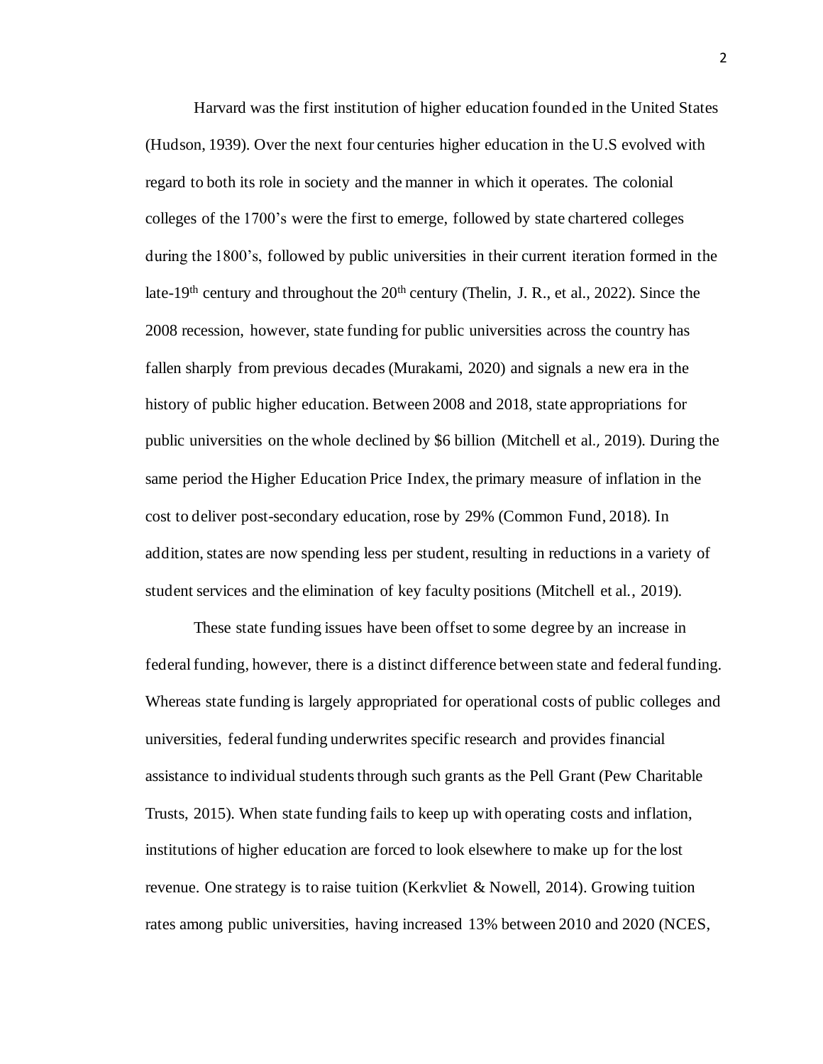Harvard was the first institution of higher education founded in the United States (Hudson, 1939). Over the next four centuries higher education in the U.S evolved with regard to both its role in society and the manner in which it operates. The colonial colleges of the 1700's were the first to emerge, followed by state chartered colleges during the 1800's, followed by public universities in their current iteration formed in the late-19th century and throughout the 20th century (Thelin, J. R., et al., 2022). Since the 2008 recession, however, state funding for public universities across the country has fallen sharply from previous decades (Murakami, 2020) and signals a new era in the history of public higher education. Between 2008 and 2018, state appropriations for public universities on the whole declined by $6 billion (Mitchell et al., 2019). During the same period the Higher Education Price Index, the primary measure of inflation in the cost to deliver post-secondary education, rose by 29% (Common Fund, 2018). In addition, states are now spending less per student, resulting in reductions in a variety of student services and the elimination of key faculty positions (Mitchell et al., 2019).

These state funding issues have been offset to some degree by an increase in federal funding, however, there is a distinct difference between state and federal funding. Whereas state funding is largely appropriated for operational costs of public colleges and universities, federal funding underwrites specific research and provides financial assistance to individual students through such grants as the Pell Grant (Pew Charitable Trusts, 2015). When state funding fails to keep up with operating costs and inflation, institutions of higher education are forced to look elsewhere to make up for the lost revenue. One strategy is to raise tuition (Kerkvliet & Nowell, 2014). Growing tuition rates among public universities, having increased 13% between 2010 and 2020 (NCES,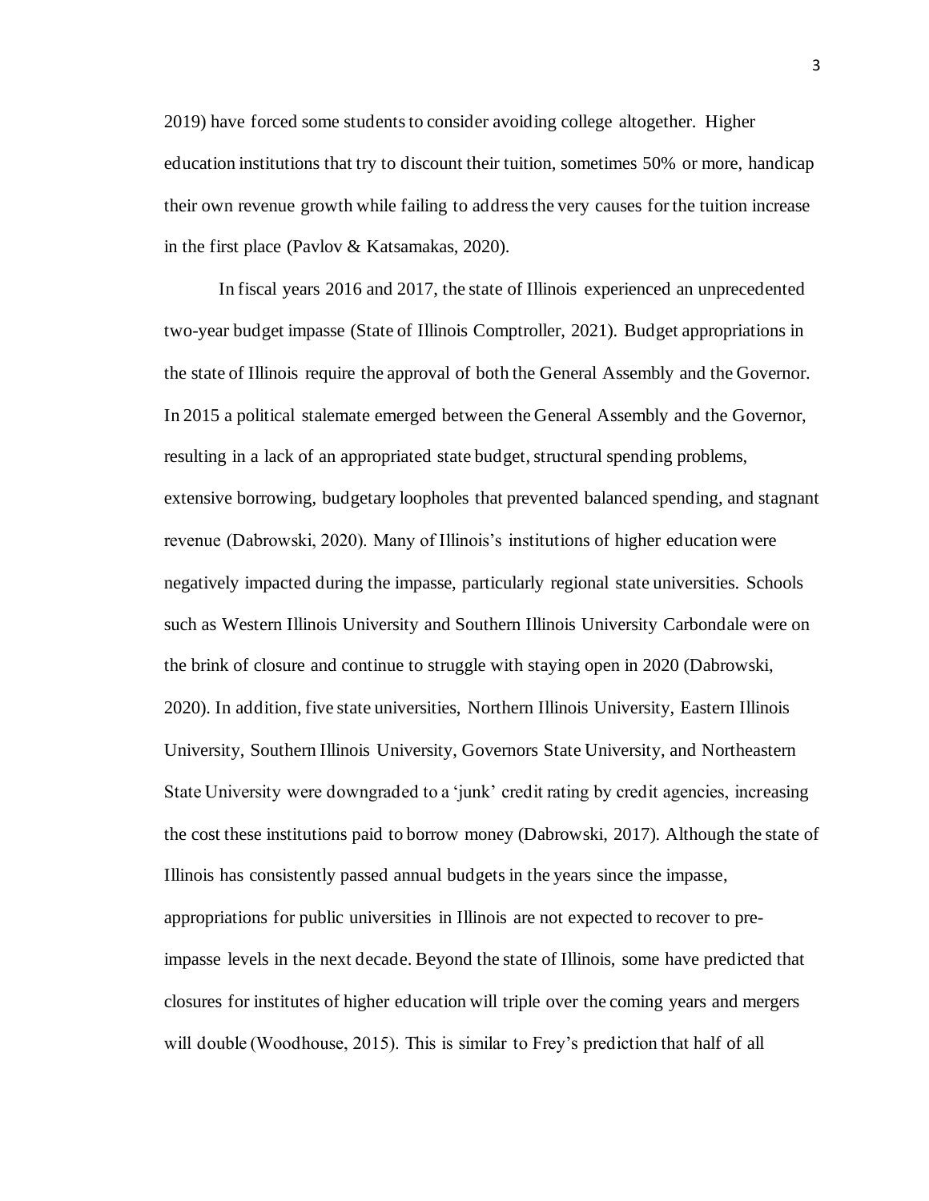2019) have forced some students to consider avoiding college altogether. Higher education institutions that try to discount their tuition, sometimes 50% or more, handicap their own revenue growth while failing to address the very causes for the tuition increase in the first place (Pavlov & Katsamakas, 2020).

In fiscal years 2016 and 2017, the state of Illinois experienced an unprecedented two-year budget impasse (State of Illinois Comptroller, 2021). Budget appropriations in the state of Illinois require the approval of both the General Assembly and the Governor. In 2015 a political stalemate emerged between the General Assembly and the Governor, resulting in a lack of an appropriated state budget, structural spending problems, extensive borrowing, budgetary loopholes that prevented balanced spending, and stagnant revenue (Dabrowski, 2020). Many of Illinois's institutions of higher education were negatively impacted during the impasse, particularly regional state universities. Schools such as Western Illinois University and Southern Illinois University Carbondale were on the brink of closure and continue to struggle with staying open in 2020 (Dabrowski, 2020). In addition, five state universities, Northern Illinois University, Eastern Illinois University, Southern Illinois University, Governors State University, and Northeastern State University were downgraded to a 'junk' credit rating by credit agencies, increasing the cost these institutions paid to borrow money (Dabrowski, 2017). Although the state of Illinois has consistently passed annual budgets in the years since the impasse, appropriations for public universities in Illinois are not expected to recover to pre-impasse levels in the next decade. Beyond the state of Illinois, some have predicted that closures for institutes of higher education will triple over the coming years and mergers will double (Woodhouse, 2015). This is similar to Frey's prediction that half of all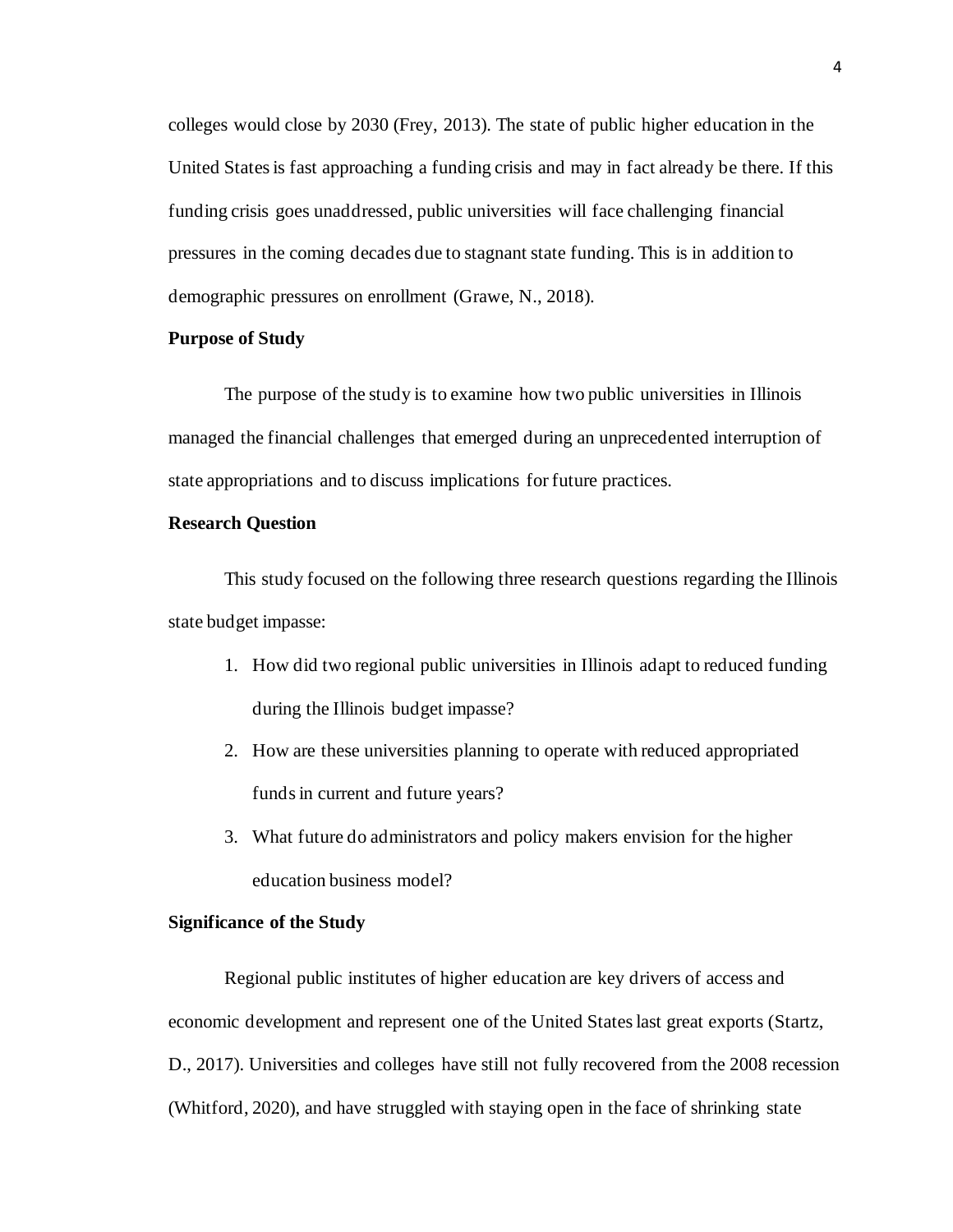colleges would close by 2030 (Frey, 2013). The state of public higher education in the United States is fast approaching a funding crisis and may in fact already be there. If this funding crisis goes unaddressed, public universities will face challenging financial pressures in the coming decades due to stagnant state funding. This is in addition to demographic pressures on enrollment (Grawe, N., 2018).

## Purpose of Study

The purpose of the study is to examine how two public universities in Illinois managed the financial challenges that emerged during an unprecedented interruption of state appropriations and to discuss implications for future practices.

## Research Question

This study focused on the following three research questions regarding the Illinois state budget impasse:

1. How did two regional public universities in Illinois adapt to reduced funding during the Illinois budget impasse?
2. How are these universities planning to operate with reduced appropriated funds in current and future years?
3. What future do administrators and policy makers envision for the higher education business model?

## Significance of the Study

Regional public institutes of higher education are key drivers of access and economic development and represent one of the United States last great exports (Startz, D., 2017). Universities and colleges have still not fully recovered from the 2008 recession (Whitford, 2020), and have struggled with staying open in the face of shrinking state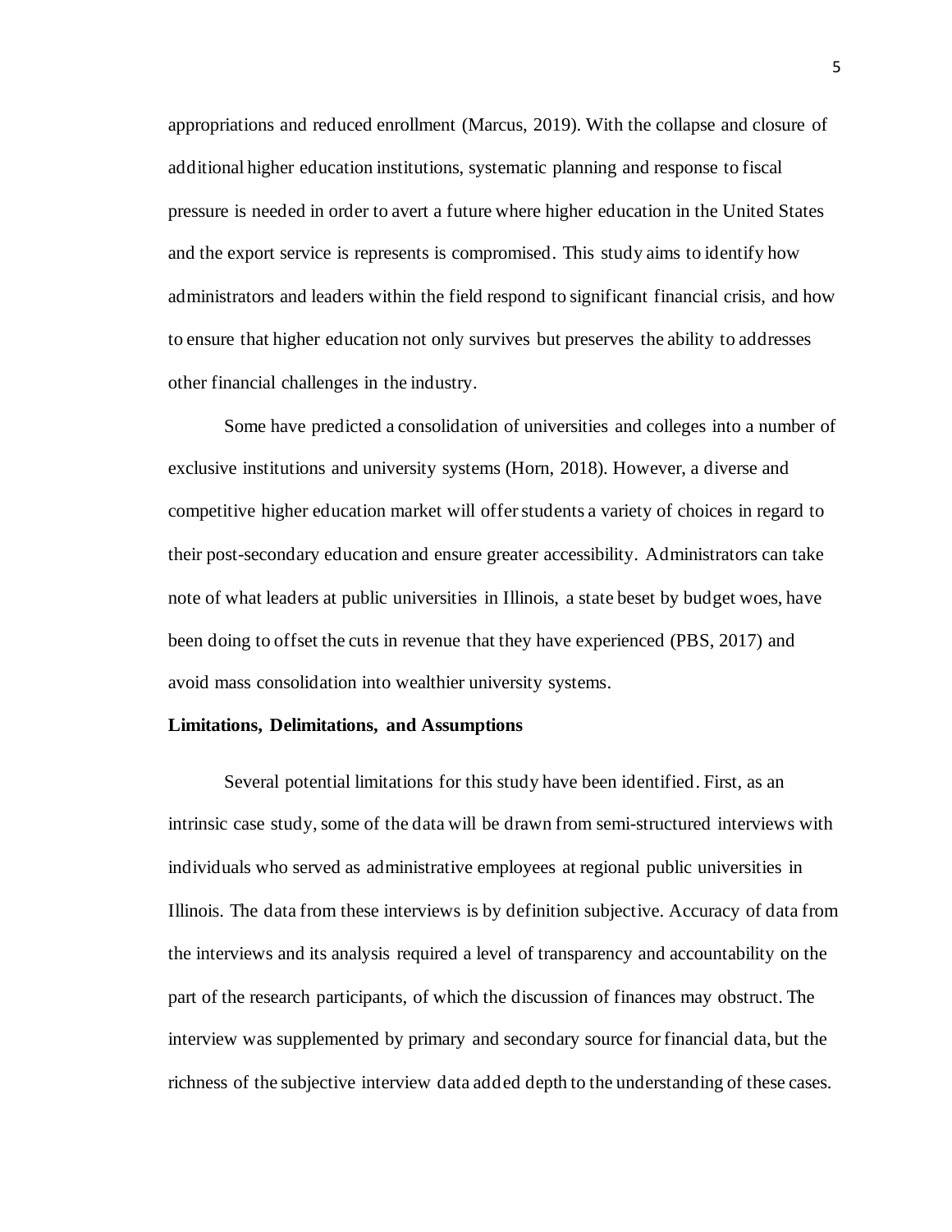appropriations and reduced enrollment (Marcus, 2019). With the collapse and closure of additional higher education institutions, systematic planning and response to fiscal pressure is needed in order to avert a future where higher education in the United States and the export service is represents is compromised. This study aims to identify how administrators and leaders within the field respond to significant financial crisis, and how to ensure that higher education not only survives but preserves the ability to addresses other financial challenges in the industry.

Some have predicted a consolidation of universities and colleges into a number of exclusive institutions and university systems (Horn, 2018). However, a diverse and competitive higher education market will offer students a variety of choices in regard to their post-secondary education and ensure greater accessibility. Administrators can take note of what leaders at public universities in Illinois, a state beset by budget woes, have been doing to offset the cuts in revenue that they have experienced (PBS, 2017) and avoid mass consolidation into wealthier university systems.

**Limitations, Delimitations, and Assumptions**

Several potential limitations for this study have been identified. First, as an intrinsic case study, some of the data will be drawn from semi-structured interviews with individuals who served as administrative employees at regional public universities in Illinois. The data from these interviews is by definition subjective. Accuracy of data from the interviews and its analysis required a level of transparency and accountability on the part of the research participants, of which the discussion of finances may obstruct. The interview was supplemented by primary and secondary source for financial data, but the richness of the subjective interview data added depth to the understanding of these cases.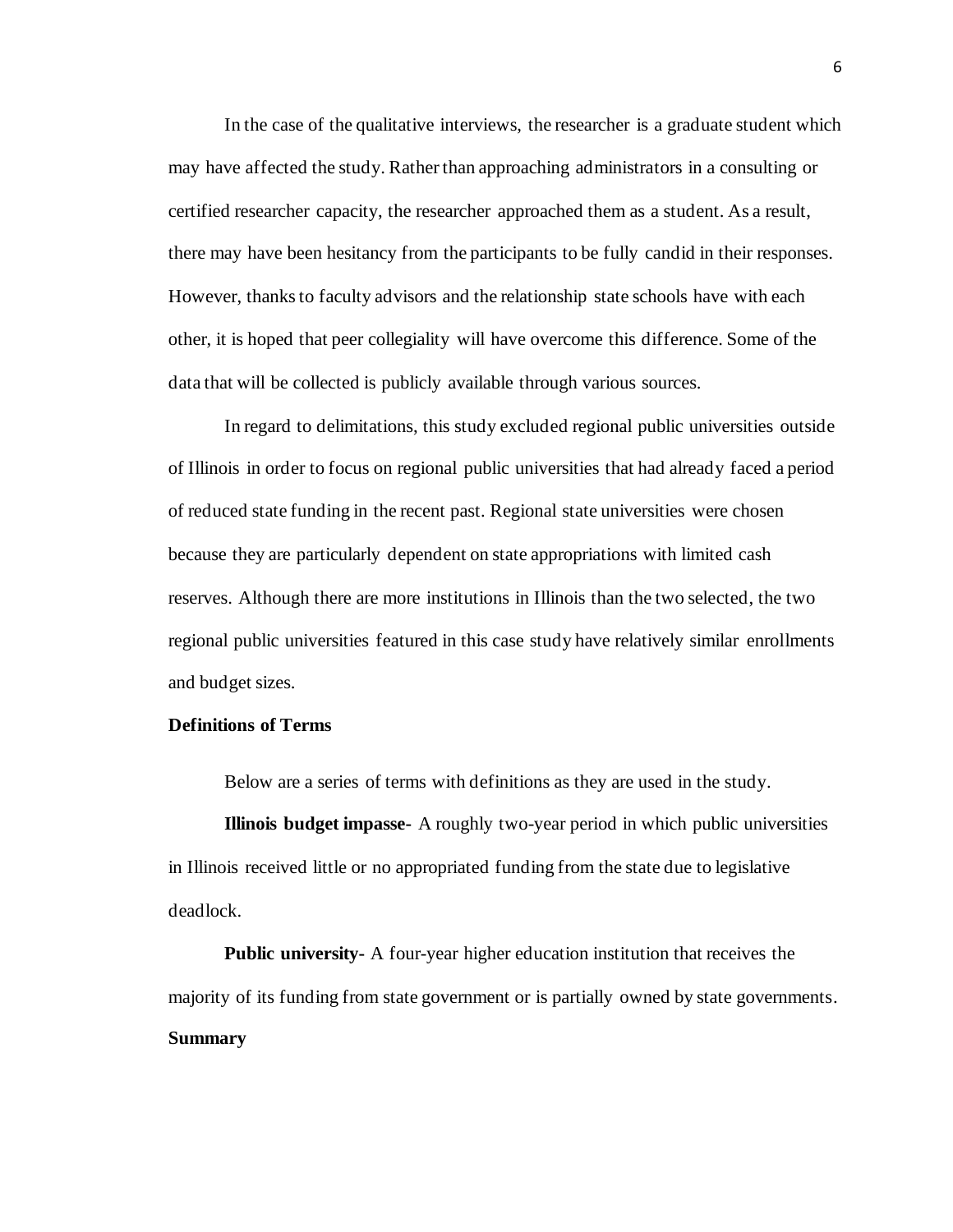In the case of the qualitative interviews, the researcher is a graduate student which may have affected the study. Rather than approaching administrators in a consulting or certified researcher capacity, the researcher approached them as a student. As a result, there may have been hesitancy from the participants to be fully candid in their responses. However, thanks to faculty advisors and the relationship state schools have with each other, it is hoped that peer collegiality will have overcome this difference. Some of the data that will be collected is publicly available through various sources.

In regard to delimitations, this study excluded regional public universities outside of Illinois in order to focus on regional public universities that had already faced a period of reduced state funding in the recent past. Regional state universities were chosen because they are particularly dependent on state appropriations with limited cash reserves. Although there are more institutions in Illinois than the two selected, the two regional public universities featured in this case study have relatively similar enrollments and budget sizes.

### Definitions of Terms

Below are a series of terms with definitions as they are used in the study.

**Illinois budget impasse-** A roughly two-year period in which public universities in Illinois received little or no appropriated funding from the state due to legislative deadlock.

**Public university-** A four-year higher education institution that receives the majority of its funding from state government or is partially owned by state governments.

### Summary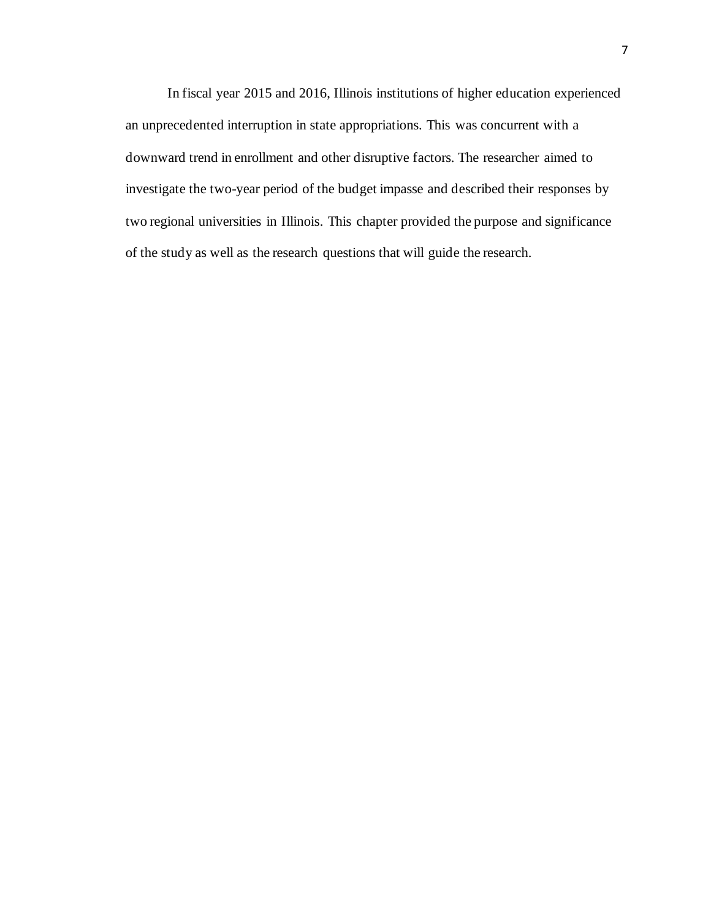In fiscal year 2015 and 2016, Illinois institutions of higher education experienced an unprecedented interruption in state appropriations. This was concurrent with a downward trend in enrollment and other disruptive factors. The researcher aimed to investigate the two-year period of the budget impasse and described their responses by two regional universities in Illinois. This chapter provided the purpose and significance of the study as well as the research questions that will guide the research.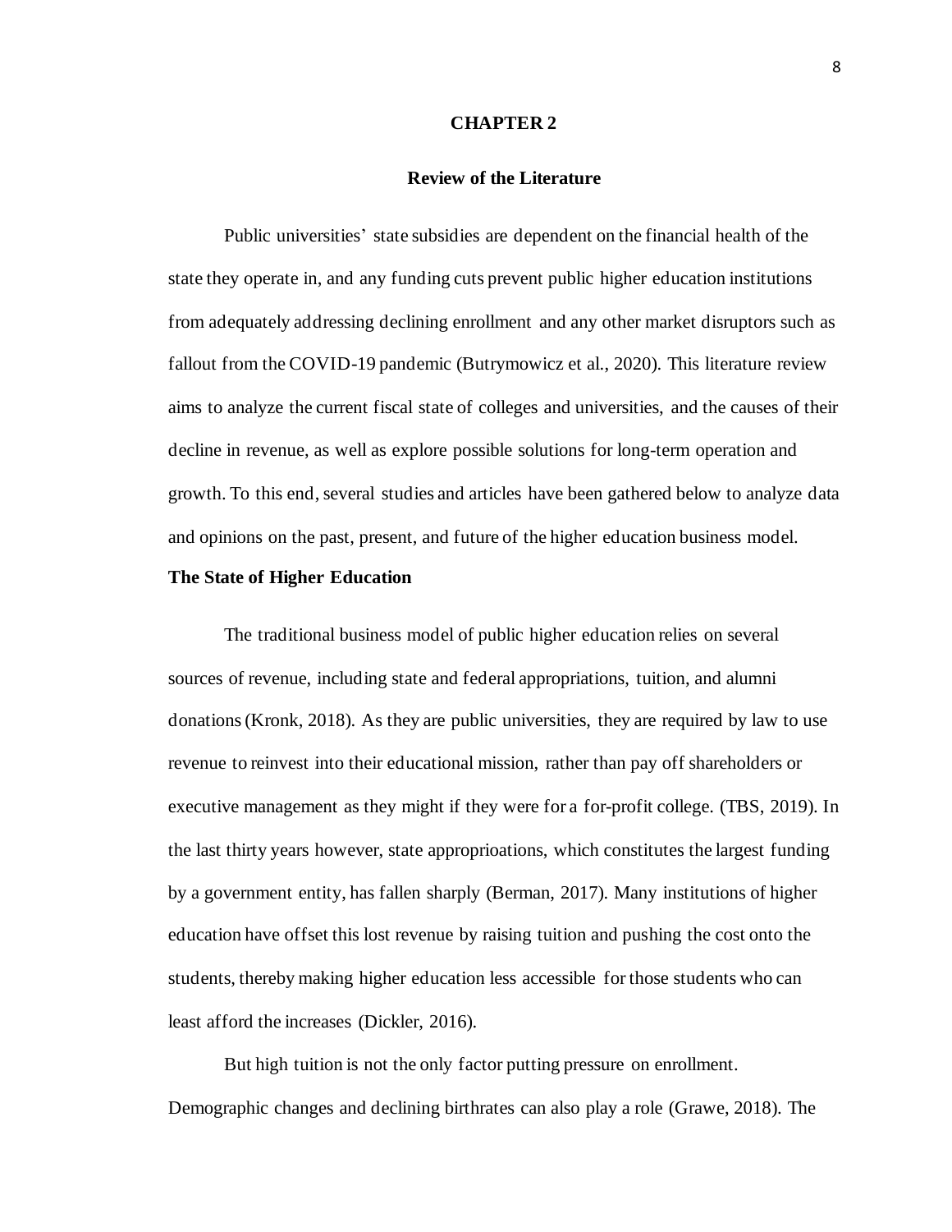# CHAPTER 2

## Review of the Literature

Public universities' state subsidies are dependent on the financial health of the state they operate in, and any funding cuts prevent public higher education institutions from adequately addressing declining enrollment and any other market disruptors such as fallout from the COVID-19 pandemic (Butrymowicz et al., 2020). This literature review aims to analyze the current fiscal state of colleges and universities, and the causes of their decline in revenue, as well as explore possible solutions for long-term operation and growth. To this end, several studies and articles have been gathered below to analyze data and opinions on the past, present, and future of the higher education business model.

### The State of Higher Education

The traditional business model of public higher education relies on several sources of revenue, including state and federal appropriations, tuition, and alumni donations (Kronk, 2018). As they are public universities, they are required by law to use revenue to reinvest into their educational mission, rather than pay off shareholders or executive management as they might if they were for a for-profit college. (TBS, 2019). In the last thirty years however, state approprioations, which constitutes the largest funding by a government entity, has fallen sharply (Berman, 2017). Many institutions of higher education have offset this lost revenue by raising tuition and pushing the cost onto the students, thereby making higher education less accessible for those students who can least afford the increases (Dickler, 2016).

But high tuition is not the only factor putting pressure on enrollment. Demographic changes and declining birthrates can also play a role (Grawe, 2018). The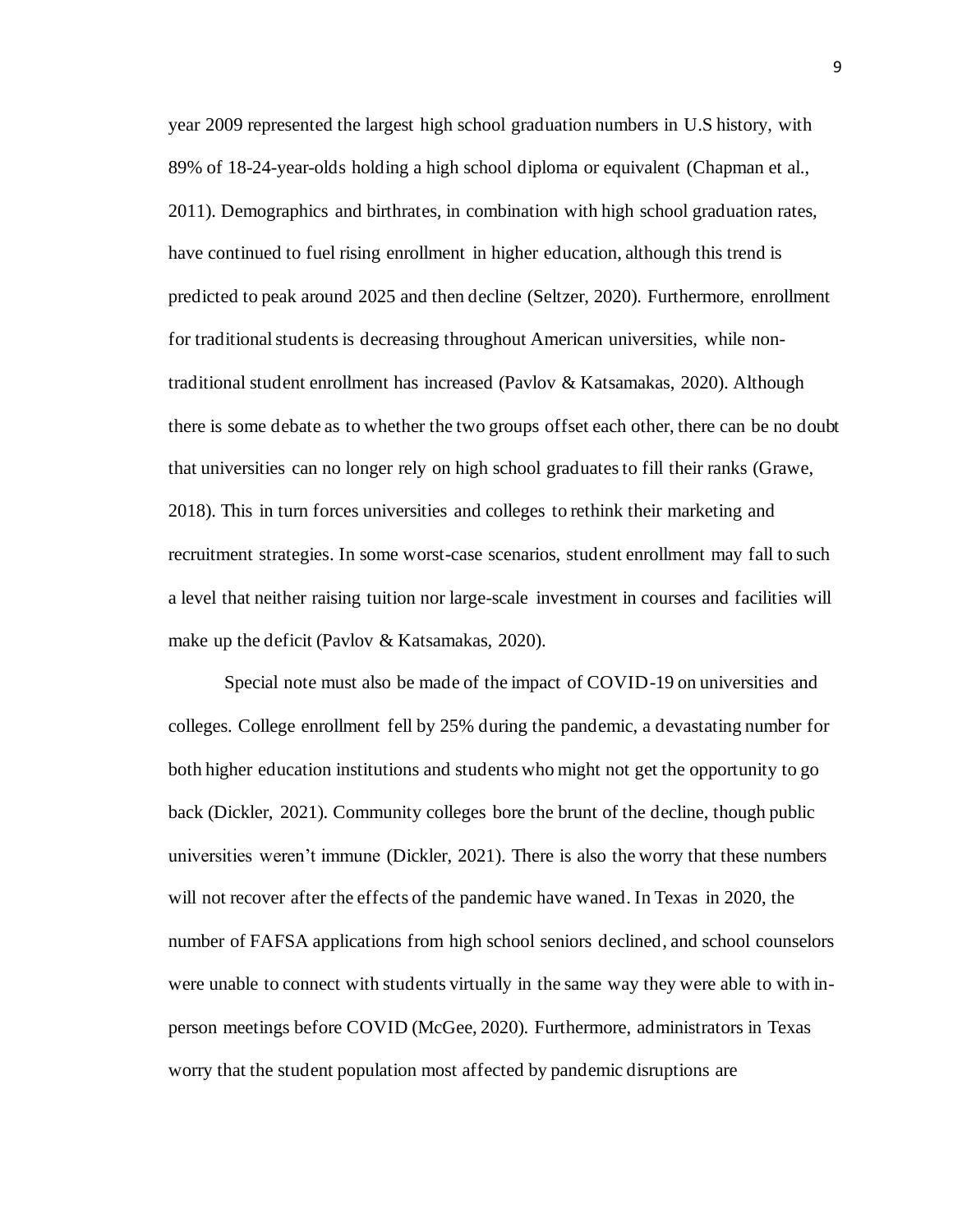year 2009 represented the largest high school graduation numbers in U.S history, with 89% of 18-24-year-olds holding a high school diploma or equivalent (Chapman et al., 2011). Demographics and birthrates, in combination with high school graduation rates, have continued to fuel rising enrollment in higher education, although this trend is predicted to peak around 2025 and then decline (Seltzer, 2020). Furthermore, enrollment for traditional students is decreasing throughout American universities, while non-traditional student enrollment has increased (Pavlov & Katsamakas, 2020). Although there is some debate as to whether the two groups offset each other, there can be no doubt that universities can no longer rely on high school graduates to fill their ranks (Grawe, 2018). This in turn forces universities and colleges to rethink their marketing and recruitment strategies. In some worst-case scenarios, student enrollment may fall to such a level that neither raising tuition nor large-scale investment in courses and facilities will make up the deficit (Pavlov & Katsamakas, 2020).

Special note must also be made of the impact of COVID-19 on universities and colleges. College enrollment fell by 25% during the pandemic, a devastating number for both higher education institutions and students who might not get the opportunity to go back (Dickler, 2021). Community colleges bore the brunt of the decline, though public universities weren't immune (Dickler, 2021). There is also the worry that these numbers will not recover after the effects of the pandemic have waned. In Texas in 2020, the number of FAFSA applications from high school seniors declined, and school counselors were unable to connect with students virtually in the same way they were able to with in-person meetings before COVID (McGee, 2020). Furthermore, administrators in Texas worry that the student population most affected by pandemic disruptions are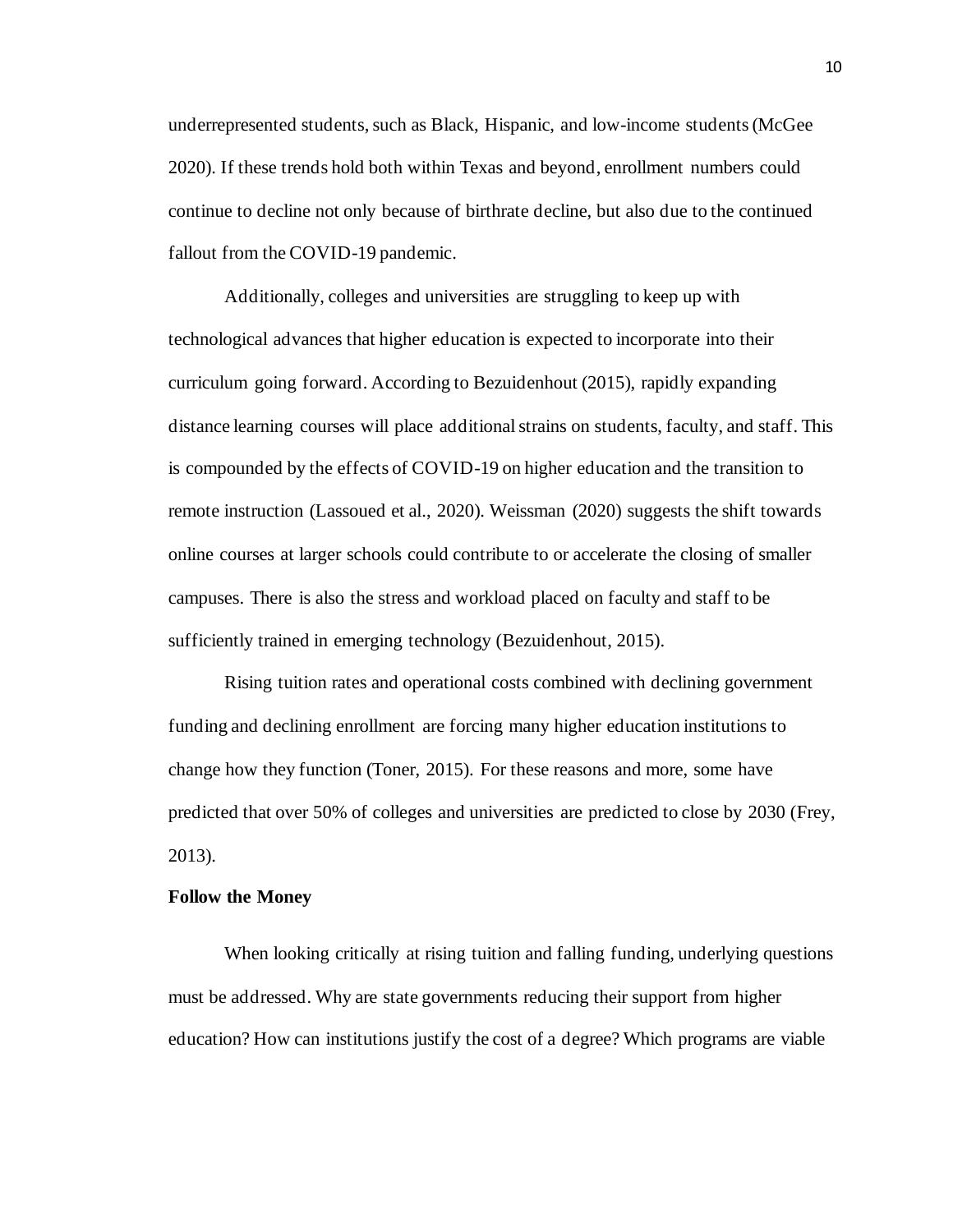underrepresented students, such as Black, Hispanic, and low-income students (McGee 2020). If these trends hold both within Texas and beyond, enrollment numbers could continue to decline not only because of birthrate decline, but also due to the continued fallout from the COVID-19 pandemic.

Additionally, colleges and universities are struggling to keep up with technological advances that higher education is expected to incorporate into their curriculum going forward. According to Bezuidenhout (2015), rapidly expanding distance learning courses will place additional strains on students, faculty, and staff. This is compounded by the effects of COVID-19 on higher education and the transition to remote instruction (Lassoued et al., 2020). Weissman (2020) suggests the shift towards online courses at larger schools could contribute to or accelerate the closing of smaller campuses. There is also the stress and workload placed on faculty and staff to be sufficiently trained in emerging technology (Bezuidenhout, 2015).

Rising tuition rates and operational costs combined with declining government funding and declining enrollment are forcing many higher education institutions to change how they function (Toner, 2015). For these reasons and more, some have predicted that over 50% of colleges and universities are predicted to close by 2030 (Frey, 2013).

**Follow the Money**

When looking critically at rising tuition and falling funding, underlying questions must be addressed. Why are state governments reducing their support from higher education? How can institutions justify the cost of a degree? Which programs are viable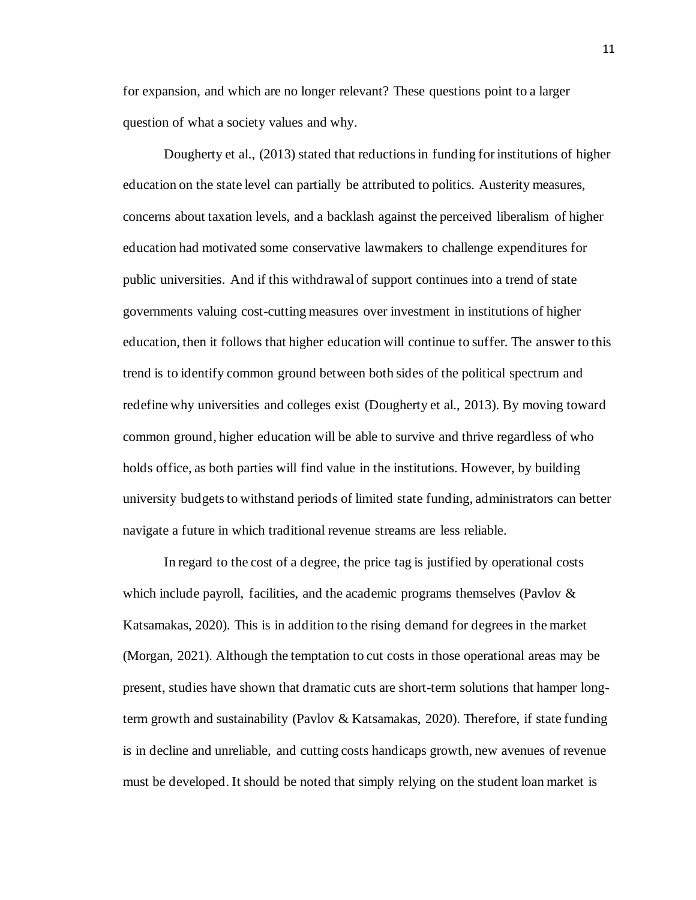for expansion, and which are no longer relevant? These questions point to a larger question of what a society values and why.

Dougherty et al., (2013) stated that reductions in funding for institutions of higher education on the state level can partially be attributed to politics. Austerity measures, concerns about taxation levels, and a backlash against the perceived liberalism of higher education had motivated some conservative lawmakers to challenge expenditures for public universities. And if this withdrawal of support continues into a trend of state governments valuing cost-cutting measures over investment in institutions of higher education, then it follows that higher education will continue to suffer. The answer to this trend is to identify common ground between both sides of the political spectrum and redefine why universities and colleges exist (Dougherty et al., 2013). By moving toward common ground, higher education will be able to survive and thrive regardless of who holds office, as both parties will find value in the institutions. However, by building university budgets to withstand periods of limited state funding, administrators can better navigate a future in which traditional revenue streams are less reliable.

In regard to the cost of a degree, the price tag is justified by operational costs which include payroll, facilities, and the academic programs themselves (Pavlov & Katsamakas, 2020). This is in addition to the rising demand for degrees in the market (Morgan, 2021). Although the temptation to cut costs in those operational areas may be present, studies have shown that dramatic cuts are short-term solutions that hamper long-term growth and sustainability (Pavlov & Katsamakas, 2020). Therefore, if state funding is in decline and unreliable, and cutting costs handicaps growth, new avenues of revenue must be developed. It should be noted that simply relying on the student loan market is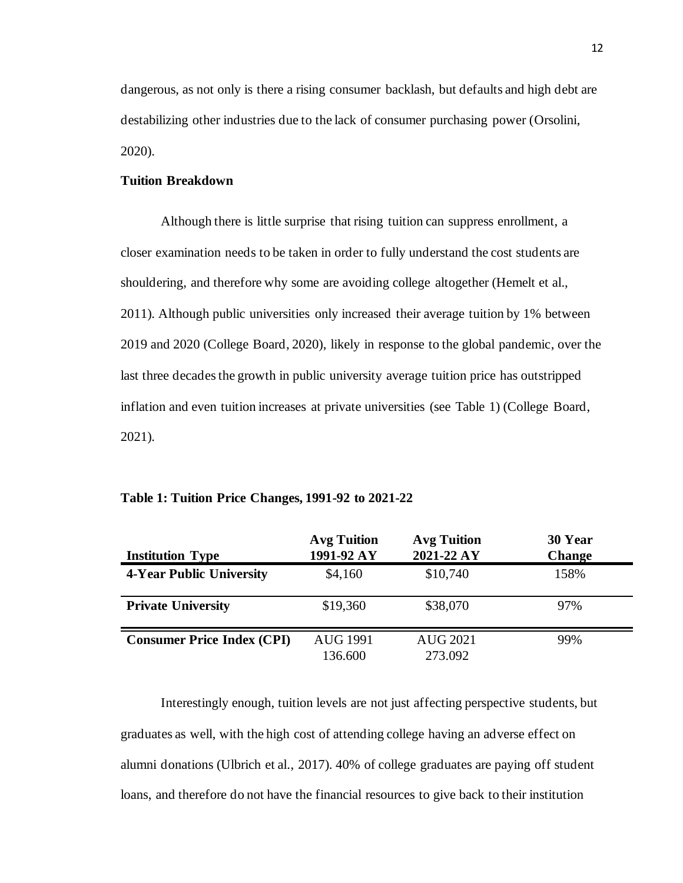dangerous, as not only is there a rising consumer backlash, but defaults and high debt are destabilizing other industries due to the lack of consumer purchasing power (Orsolini, 2020).

**Tuition Breakdown**

Although there is little surprise that rising tuition can suppress enrollment, a closer examination needs to be taken in order to fully understand the cost students are shouldering, and therefore why some are avoiding college altogether (Hemelt et al., 2011). Although public universities only increased their average tuition by 1% between 2019 and 2020 (College Board, 2020), likely in response to the global pandemic, over the last three decades the growth in public university average tuition price has outstripped inflation and even tuition increases at private universities (see Table 1) (College Board, 2021).

**Table 1: Tuition Price Changes, 1991-92 to 2021-22**

| Institution Type | Avg Tuition 1991-92 AY | Avg Tuition 2021-22 AY | 30 Year Change |
|---|---|---|---|
| **4-Year Public University** | $4,160 | $10,740 | 158% |
| **Private University** | $19,360 | $38,070 | 97% |
| **Consumer Price Index (CPI)** | AUG 1991 136.600 | AUG 2021 273.092 | 99% |

Interestingly enough, tuition levels are not just affecting perspective students, but graduates as well, with the high cost of attending college having an adverse effect on alumni donations (Ulbrich et al., 2017). 40% of college graduates are paying off student loans, and therefore do not have the financial resources to give back to their institution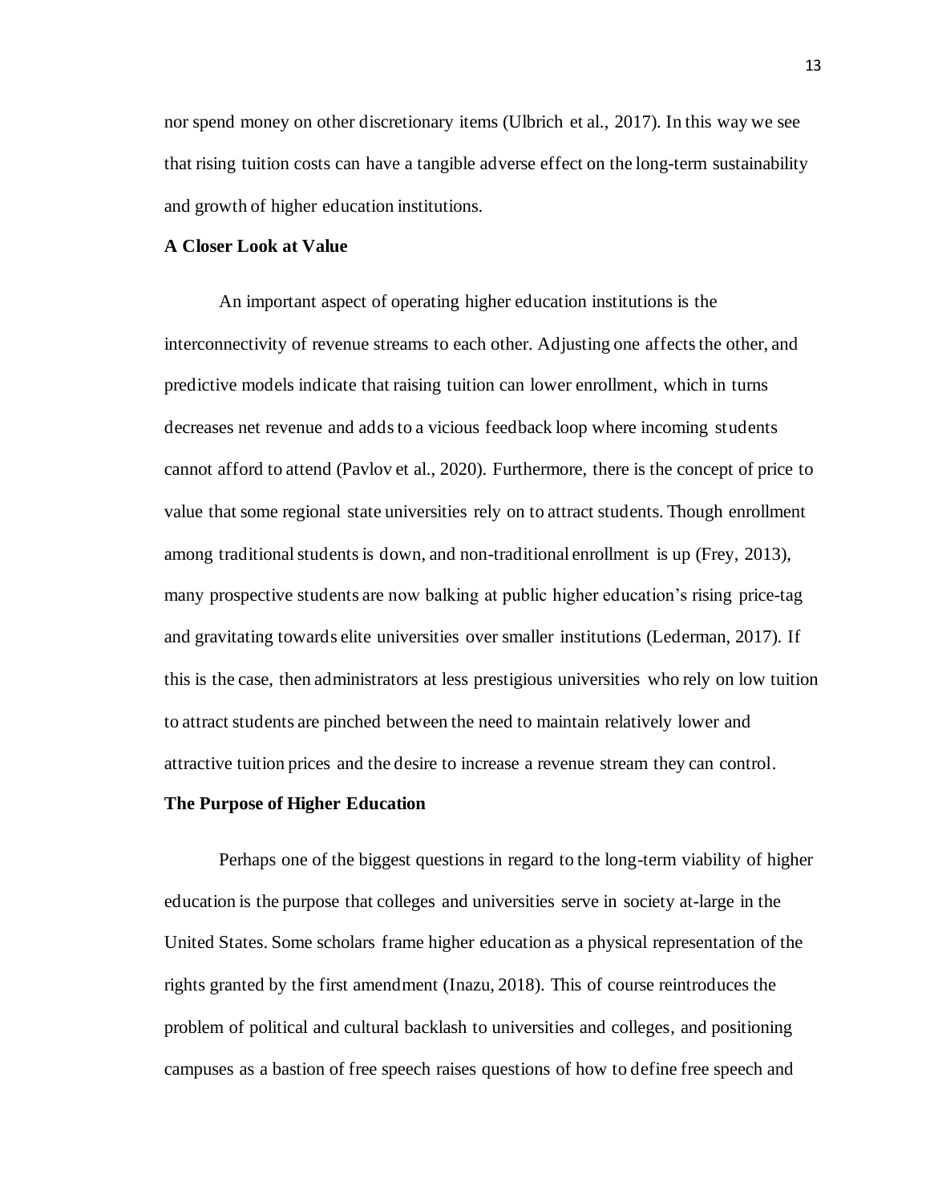nor spend money on other discretionary items (Ulbrich et al., 2017). In this way we see that rising tuition costs can have a tangible adverse effect on the long-term sustainability and growth of higher education institutions.

**A Closer Look at Value**

An important aspect of operating higher education institutions is the interconnectivity of revenue streams to each other. Adjusting one affects the other, and predictive models indicate that raising tuition can lower enrollment, which in turns decreases net revenue and adds to a vicious feedback loop where incoming students cannot afford to attend (Pavlov et al., 2020). Furthermore, there is the concept of price to value that some regional state universities rely on to attract students. Though enrollment among traditional students is down, and non-traditional enrollment is up (Frey, 2013), many prospective students are now balking at public higher education's rising price-tag and gravitating towards elite universities over smaller institutions (Lederman, 2017). If this is the case, then administrators at less prestigious universities who rely on low tuition to attract students are pinched between the need to maintain relatively lower and attractive tuition prices and the desire to increase a revenue stream they can control.

**The Purpose of Higher Education**

Perhaps one of the biggest questions in regard to the long-term viability of higher education is the purpose that colleges and universities serve in society at-large in the United States. Some scholars frame higher education as a physical representation of the rights granted by the first amendment (Inazu, 2018). This of course reintroduces the problem of political and cultural backlash to universities and colleges, and positioning campuses as a bastion of free speech raises questions of how to define free speech and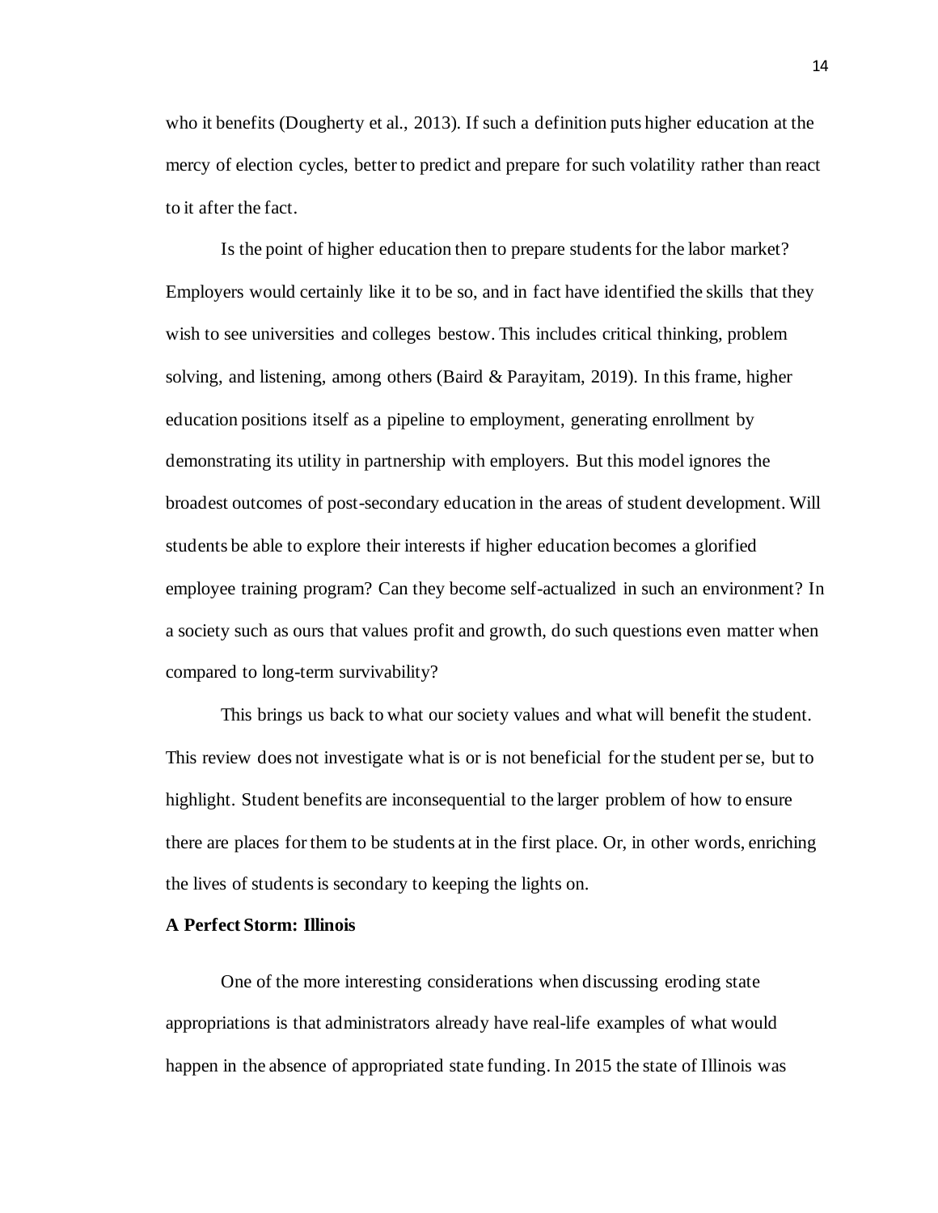who it benefits (Dougherty et al., 2013). If such a definition puts higher education at the mercy of election cycles, better to predict and prepare for such volatility rather than react to it after the fact.

Is the point of higher education then to prepare students for the labor market? Employers would certainly like it to be so, and in fact have identified the skills that they wish to see universities and colleges bestow. This includes critical thinking, problem solving, and listening, among others (Baird & Parayitam, 2019). In this frame, higher education positions itself as a pipeline to employment, generating enrollment by demonstrating its utility in partnership with employers. But this model ignores the broadest outcomes of post-secondary education in the areas of student development. Will students be able to explore their interests if higher education becomes a glorified employee training program? Can they become self-actualized in such an environment? In a society such as ours that values profit and growth, do such questions even matter when compared to long-term survivability?

This brings us back to what our society values and what will benefit the student. This review does not investigate what is or is not beneficial for the student per se, but to highlight. Student benefits are inconsequential to the larger problem of how to ensure there are places for them to be students at in the first place. Or, in other words, enriching the lives of students is secondary to keeping the lights on.

**A Perfect Storm: Illinois**

One of the more interesting considerations when discussing eroding state appropriations is that administrators already have real-life examples of what would happen in the absence of appropriated state funding. In 2015 the state of Illinois was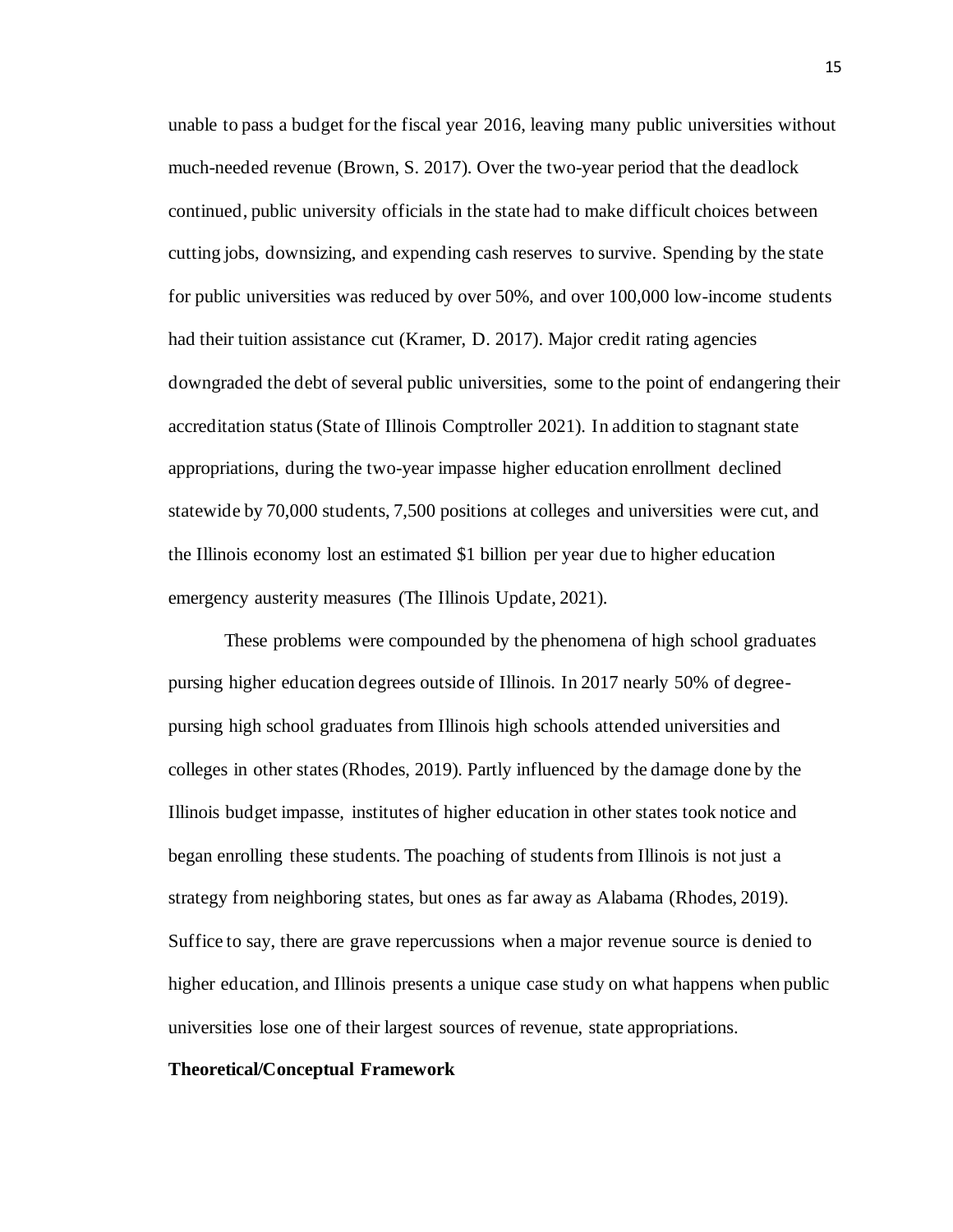unable to pass a budget for the fiscal year 2016, leaving many public universities without much-needed revenue (Brown, S. 2017). Over the two-year period that the deadlock continued, public university officials in the state had to make difficult choices between cutting jobs, downsizing, and expending cash reserves to survive. Spending by the state for public universities was reduced by over 50%, and over 100,000 low-income students had their tuition assistance cut (Kramer, D. 2017). Major credit rating agencies downgraded the debt of several public universities, some to the point of endangering their accreditation status (State of Illinois Comptroller 2021). In addition to stagnant state appropriations, during the two-year impasse higher education enrollment declined statewide by 70,000 students, 7,500 positions at colleges and universities were cut, and the Illinois economy lost an estimated $1 billion per year due to higher education emergency austerity measures (The Illinois Update, 2021).

These problems were compounded by the phenomena of high school graduates pursing higher education degrees outside of Illinois. In 2017 nearly 50% of degree-pursing high school graduates from Illinois high schools attended universities and colleges in other states (Rhodes, 2019). Partly influenced by the damage done by the Illinois budget impasse, institutes of higher education in other states took notice and began enrolling these students. The poaching of students from Illinois is not just a strategy from neighboring states, but ones as far away as Alabama (Rhodes, 2019). Suffice to say, there are grave repercussions when a major revenue source is denied to higher education, and Illinois presents a unique case study on what happens when public universities lose one of their largest sources of revenue, state appropriations.

**Theoretical/Conceptual Framework**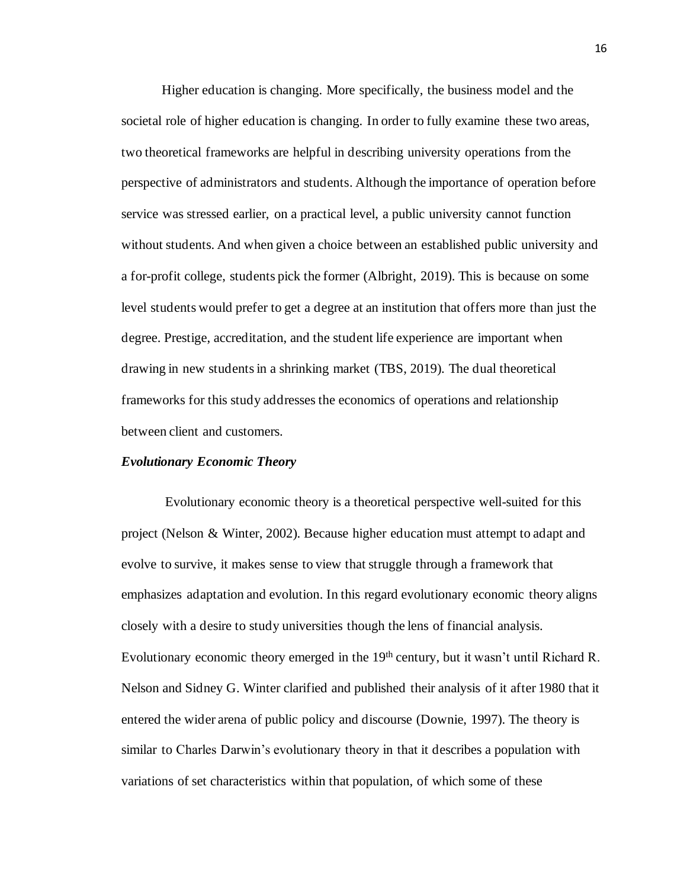Higher education is changing. More specifically, the business model and the societal role of higher education is changing. In order to fully examine these two areas, two theoretical frameworks are helpful in describing university operations from the perspective of administrators and students. Although the importance of operation before service was stressed earlier, on a practical level, a public university cannot function without students. And when given a choice between an established public university and a for-profit college, students pick the former (Albright, 2019). This is because on some level students would prefer to get a degree at an institution that offers more than just the degree. Prestige, accreditation, and the student life experience are important when drawing in new students in a shrinking market (TBS, 2019). The dual theoretical frameworks for this study addresses the economics of operations and relationship between client and customers.

***Evolutionary Economic Theory***

Evolutionary economic theory is a theoretical perspective well-suited for this project (Nelson & Winter, 2002). Because higher education must attempt to adapt and evolve to survive, it makes sense to view that struggle through a framework that emphasizes adaptation and evolution. In this regard evolutionary economic theory aligns closely with a desire to study universities though the lens of financial analysis. Evolutionary economic theory emerged in the 19th century, but it wasn't until Richard R. Nelson and Sidney G. Winter clarified and published their analysis of it after 1980 that it entered the wider arena of public policy and discourse (Downie, 1997). The theory is similar to Charles Darwin's evolutionary theory in that it describes a population with variations of set characteristics within that population, of which some of these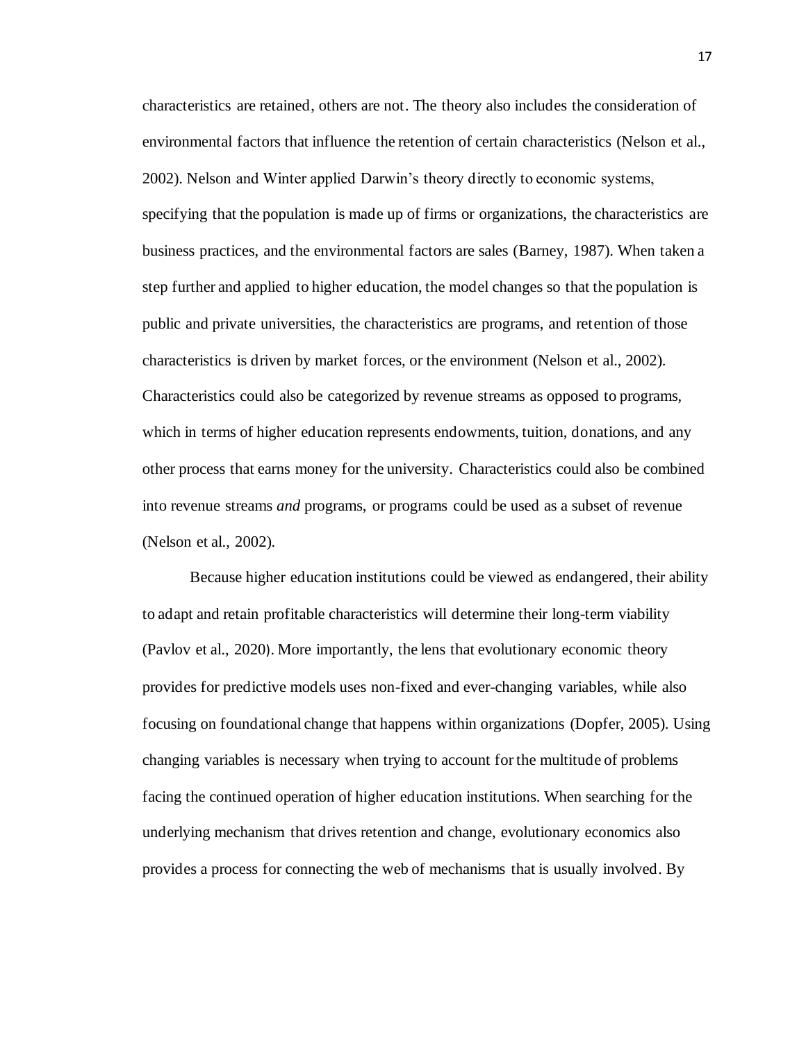characteristics are retained, others are not. The theory also includes the consideration of environmental factors that influence the retention of certain characteristics (Nelson et al., 2002). Nelson and Winter applied Darwin's theory directly to economic systems, specifying that the population is made up of firms or organizations, the characteristics are business practices, and the environmental factors are sales (Barney, 1987). When taken a step further and applied to higher education, the model changes so that the population is public and private universities, the characteristics are programs, and retention of those characteristics is driven by market forces, or the environment (Nelson et al., 2002). Characteristics could also be categorized by revenue streams as opposed to programs, which in terms of higher education represents endowments, tuition, donations, and any other process that earns money for the university. Characteristics could also be combined into revenue streams *and* programs, or programs could be used as a subset of revenue (Nelson et al., 2002).

Because higher education institutions could be viewed as endangered, their ability to adapt and retain profitable characteristics will determine their long-term viability (Pavlov et al., 2020). More importantly, the lens that evolutionary economic theory provides for predictive models uses non-fixed and ever-changing variables, while also focusing on foundational change that happens within organizations (Dopfer, 2005). Using changing variables is necessary when trying to account for the multitude of problems facing the continued operation of higher education institutions. When searching for the underlying mechanism that drives retention and change, evolutionary economics also provides a process for connecting the web of mechanisms that is usually involved. By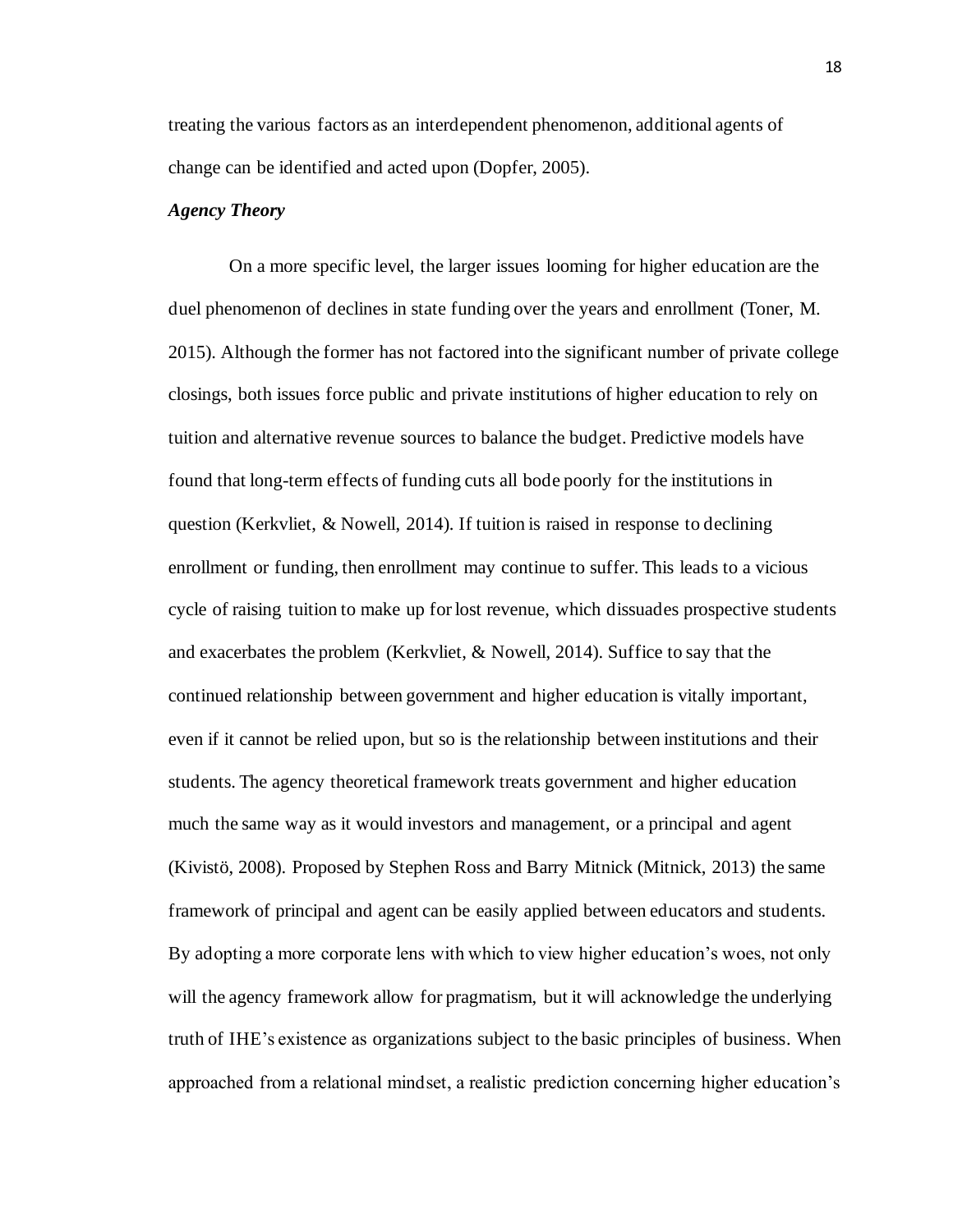treating the various factors as an interdependent phenomenon, additional agents of change can be identified and acted upon (Dopfer, 2005).

### *Agency Theory*

On a more specific level, the larger issues looming for higher education are the duel phenomenon of declines in state funding over the years and enrollment (Toner, M. 2015). Although the former has not factored into the significant number of private college closings, both issues force public and private institutions of higher education to rely on tuition and alternative revenue sources to balance the budget. Predictive models have found that long-term effects of funding cuts all bode poorly for the institutions in question (Kerkvliet, & Nowell, 2014). If tuition is raised in response to declining enrollment or funding, then enrollment may continue to suffer. This leads to a vicious cycle of raising tuition to make up for lost revenue, which dissuades prospective students and exacerbates the problem (Kerkvliet, & Nowell, 2014). Suffice to say that the continued relationship between government and higher education is vitally important, even if it cannot be relied upon, but so is the relationship between institutions and their students. The agency theoretical framework treats government and higher education much the same way as it would investors and management, or a principal and agent (Kivistö, 2008). Proposed by Stephen Ross and Barry Mitnick (Mitnick, 2013) the same framework of principal and agent can be easily applied between educators and students. By adopting a more corporate lens with which to view higher education's woes, not only will the agency framework allow for pragmatism, but it will acknowledge the underlying truth of IHE's existence as organizations subject to the basic principles of business. When approached from a relational mindset, a realistic prediction concerning higher education's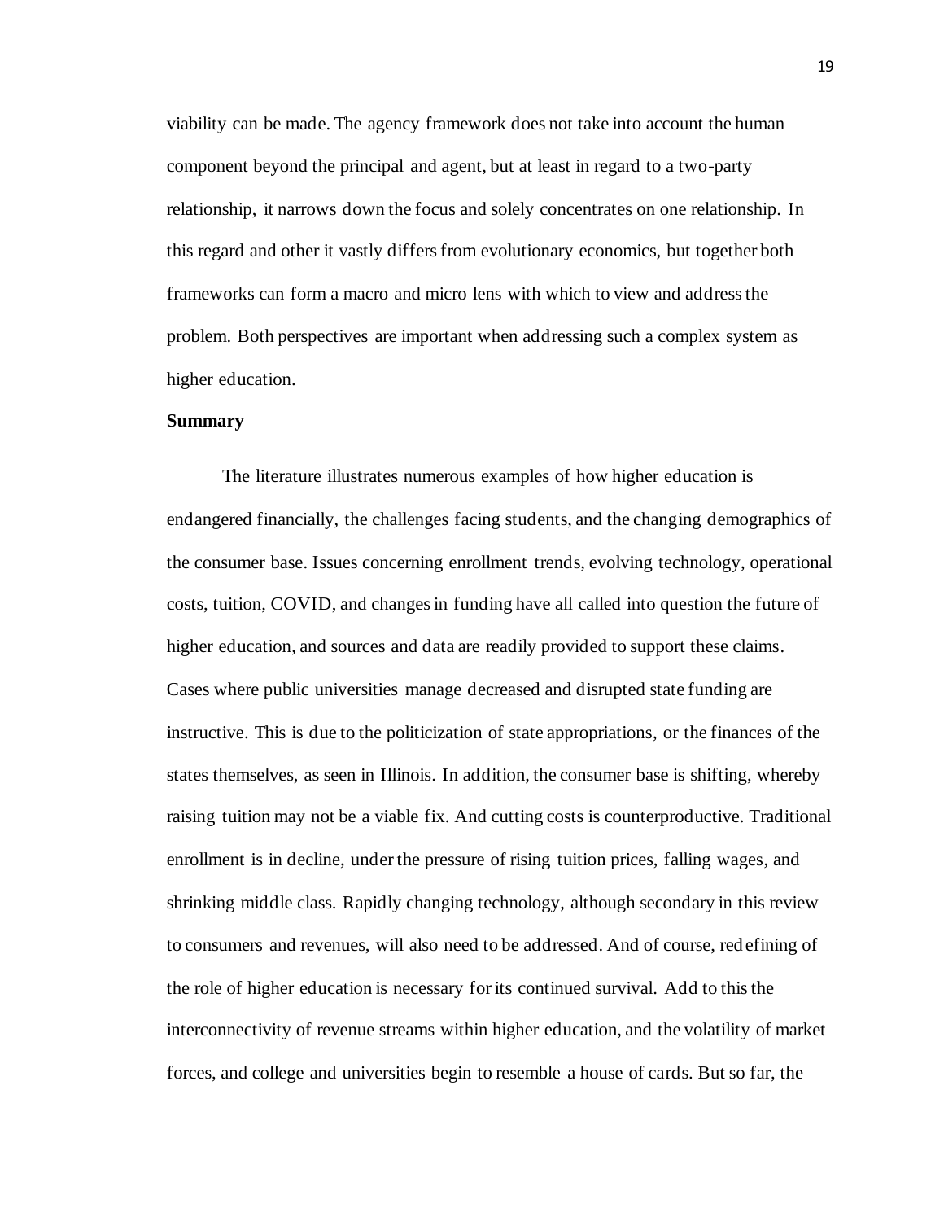viability can be made. The agency framework does not take into account the human component beyond the principal and agent, but at least in regard to a two-party relationship, it narrows down the focus and solely concentrates on one relationship. In this regard and other it vastly differs from evolutionary economics, but together both frameworks can form a macro and micro lens with which to view and address the problem. Both perspectives are important when addressing such a complex system as higher education.

**Summary**

The literature illustrates numerous examples of how higher education is endangered financially, the challenges facing students, and the changing demographics of the consumer base. Issues concerning enrollment trends, evolving technology, operational costs, tuition, COVID, and changes in funding have all called into question the future of higher education, and sources and data are readily provided to support these claims. Cases where public universities manage decreased and disrupted state funding are instructive. This is due to the politicization of state appropriations, or the finances of the states themselves, as seen in Illinois. In addition, the consumer base is shifting, whereby raising tuition may not be a viable fix. And cutting costs is counterproductive. Traditional enrollment is in decline, under the pressure of rising tuition prices, falling wages, and shrinking middle class. Rapidly changing technology, although secondary in this review to consumers and revenues, will also need to be addressed. And of course, redefining of the role of higher education is necessary for its continued survival. Add to this the interconnectivity of revenue streams within higher education, and the volatility of market forces, and college and universities begin to resemble a house of cards. But so far, the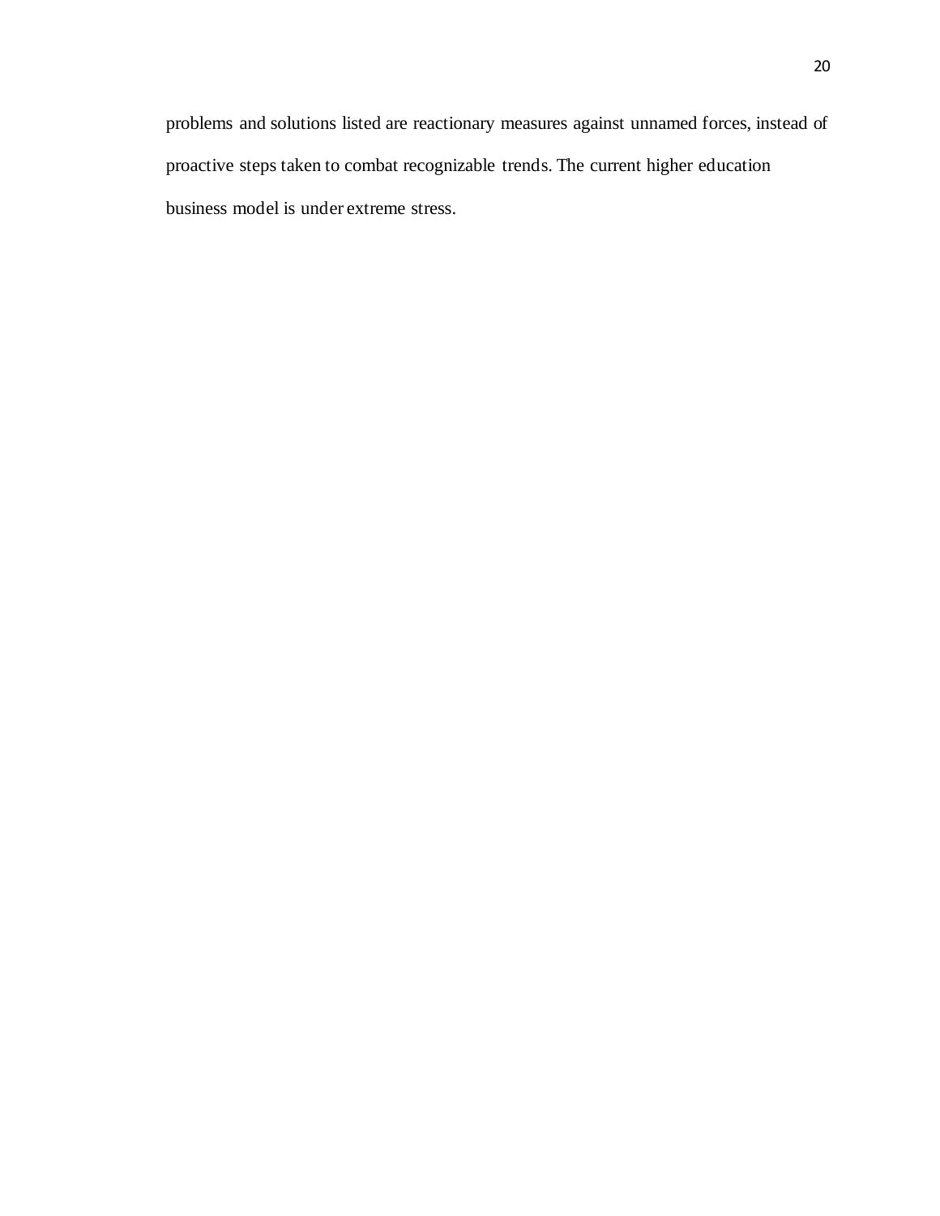problems and solutions listed are reactionary measures against unnamed forces, instead of proactive steps taken to combat recognizable trends. The current higher education business model is under extreme stress.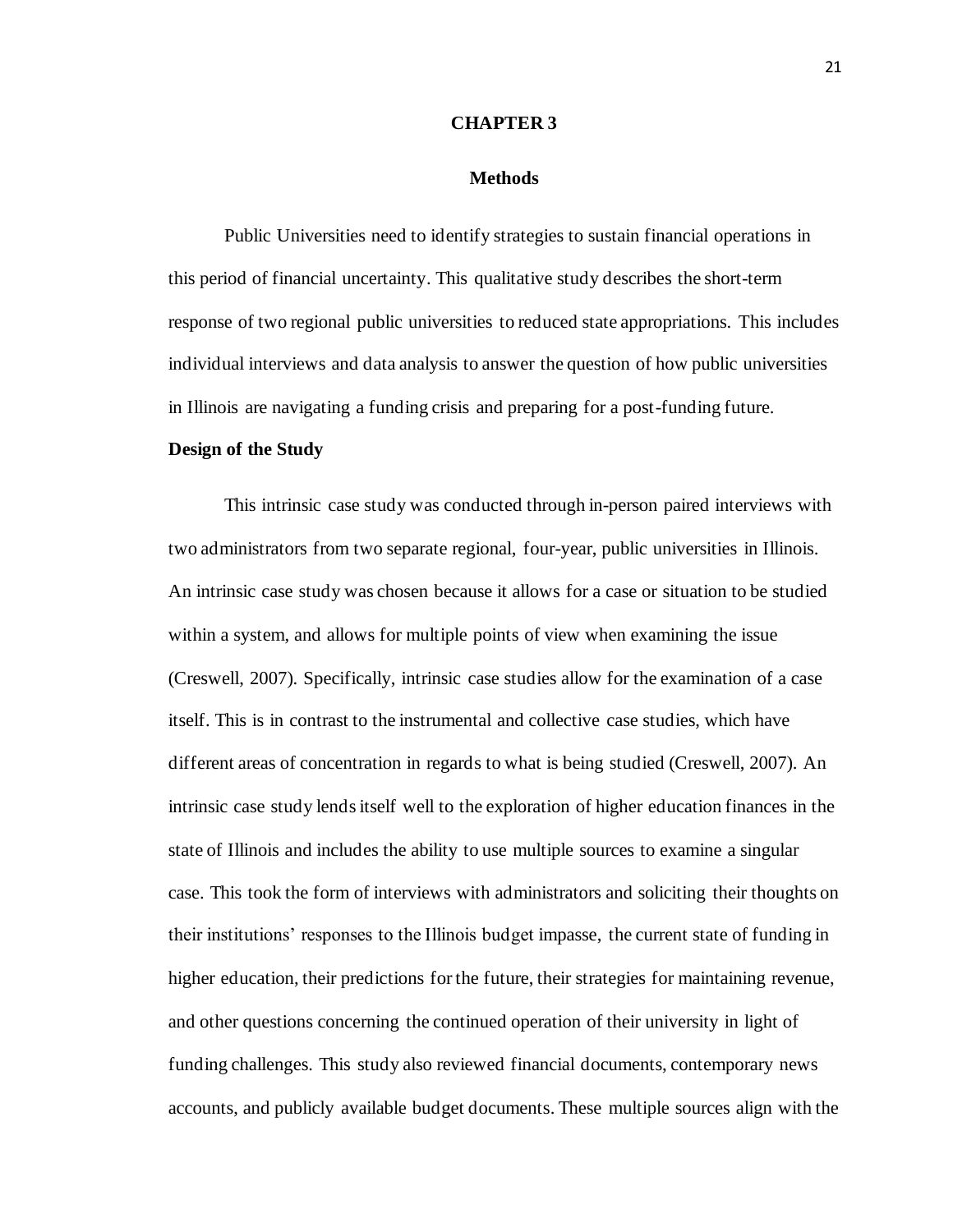# CHAPTER 3

## Methods

Public Universities need to identify strategies to sustain financial operations in this period of financial uncertainty. This qualitative study describes the short-term response of two regional public universities to reduced state appropriations. This includes individual interviews and data analysis to answer the question of how public universities in Illinois are navigating a funding crisis and preparing for a post-funding future.

### Design of the Study

This intrinsic case study was conducted through in-person paired interviews with two administrators from two separate regional, four-year, public universities in Illinois. An intrinsic case study was chosen because it allows for a case or situation to be studied within a system, and allows for multiple points of view when examining the issue (Creswell, 2007). Specifically, intrinsic case studies allow for the examination of a case itself. This is in contrast to the instrumental and collective case studies, which have different areas of concentration in regards to what is being studied (Creswell, 2007). An intrinsic case study lends itself well to the exploration of higher education finances in the state of Illinois and includes the ability to use multiple sources to examine a singular case. This took the form of interviews with administrators and soliciting their thoughts on their institutions' responses to the Illinois budget impasse, the current state of funding in higher education, their predictions for the future, their strategies for maintaining revenue, and other questions concerning the continued operation of their university in light of funding challenges. This study also reviewed financial documents, contemporary news accounts, and publicly available budget documents. These multiple sources align with the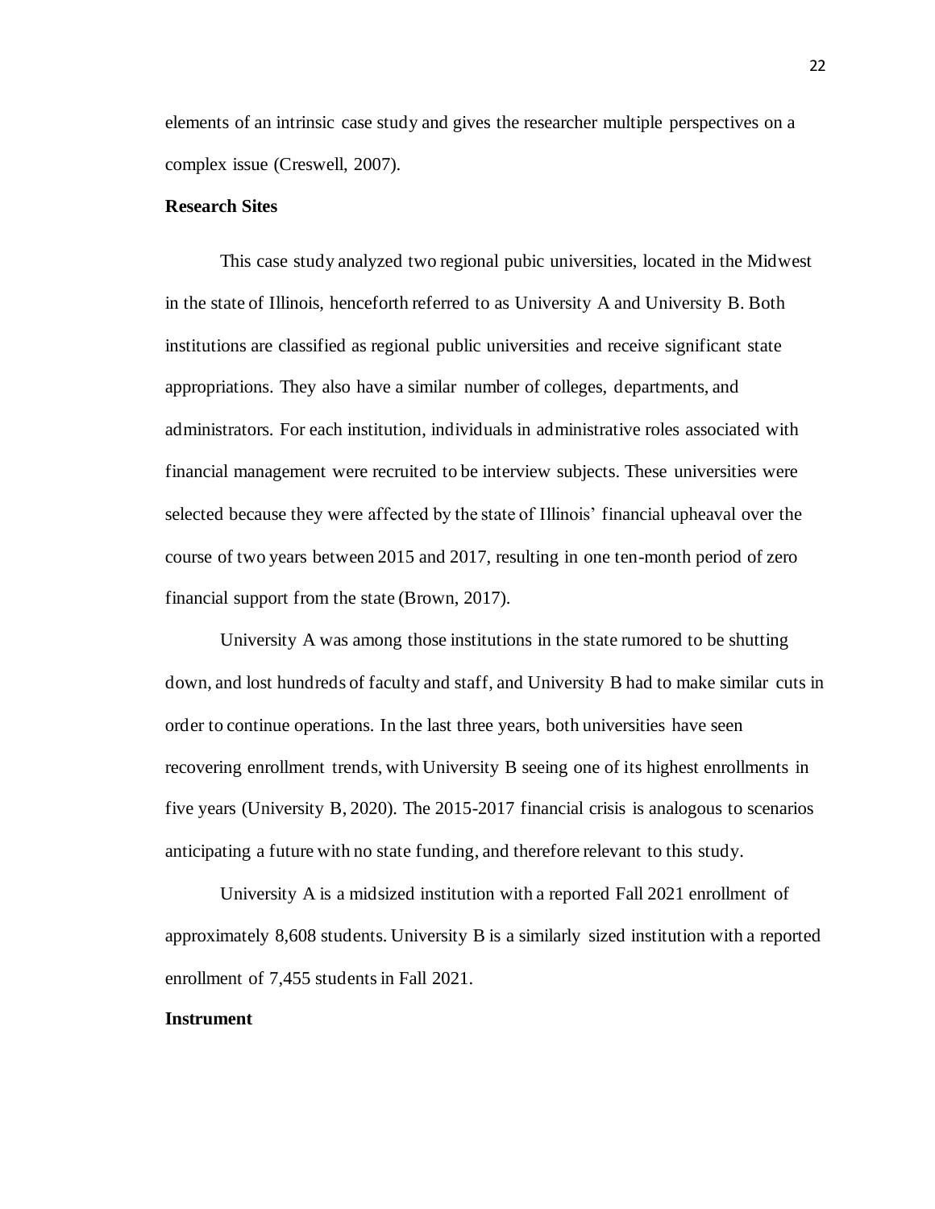elements of an intrinsic case study and gives the researcher multiple perspectives on a complex issue (Creswell, 2007).

**Research Sites**

This case study analyzed two regional pubic universities, located in the Midwest in the state of Illinois, henceforth referred to as University A and University B. Both institutions are classified as regional public universities and receive significant state appropriations. They also have a similar number of colleges, departments, and administrators. For each institution, individuals in administrative roles associated with financial management were recruited to be interview subjects. These universities were selected because they were affected by the state of Illinois' financial upheaval over the course of two years between 2015 and 2017, resulting in one ten-month period of zero financial support from the state (Brown, 2017).

University A was among those institutions in the state rumored to be shutting down, and lost hundreds of faculty and staff, and University B had to make similar cuts in order to continue operations. In the last three years, both universities have seen recovering enrollment trends, with University B seeing one of its highest enrollments in five years (University B, 2020). The 2015-2017 financial crisis is analogous to scenarios anticipating a future with no state funding, and therefore relevant to this study.

University A is a midsized institution with a reported Fall 2021 enrollment of approximately 8,608 students. University B is a similarly sized institution with a reported enrollment of 7,455 students in Fall 2021.

**Instrument**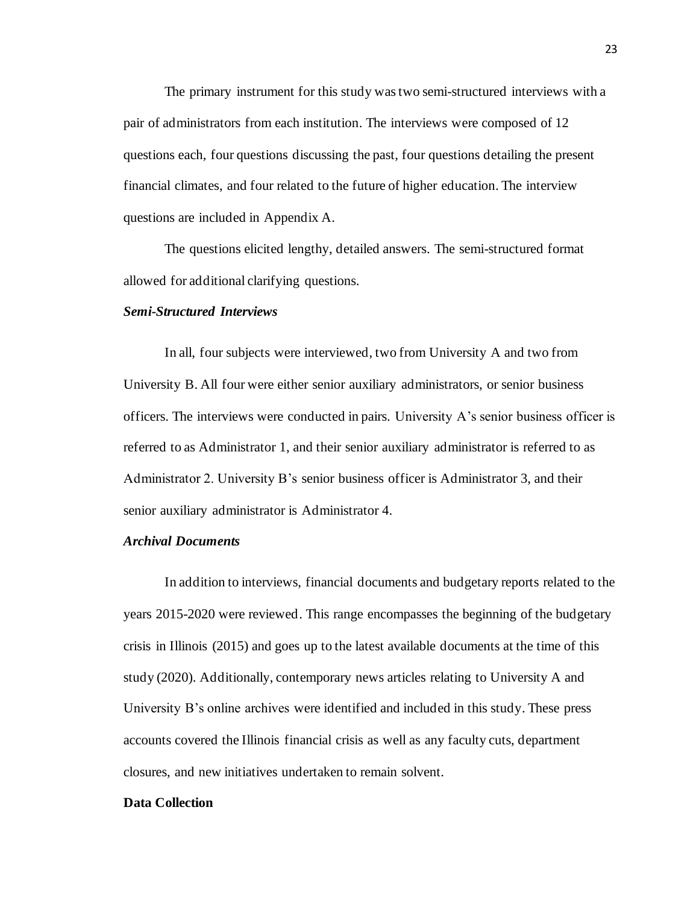The primary instrument for this study was two semi-structured interviews with a pair of administrators from each institution. The interviews were composed of 12 questions each, four questions discussing the past, four questions detailing the present financial climates, and four related to the future of higher education. The interview questions are included in Appendix A.

The questions elicited lengthy, detailed answers. The semi-structured format allowed for additional clarifying questions.

### *Semi-Structured Interviews*

In all, four subjects were interviewed, two from University A and two from University B. All four were either senior auxiliary administrators, or senior business officers. The interviews were conducted in pairs. University A's senior business officer is referred to as Administrator 1, and their senior auxiliary administrator is referred to as Administrator 2. University B's senior business officer is Administrator 3, and their senior auxiliary administrator is Administrator 4.

### *Archival Documents*

In addition to interviews, financial documents and budgetary reports related to the years 2015-2020 were reviewed. This range encompasses the beginning of the budgetary crisis in Illinois (2015) and goes up to the latest available documents at the time of this study (2020). Additionally, contemporary news articles relating to University A and University B's online archives were identified and included in this study. These press accounts covered the Illinois financial crisis as well as any faculty cuts, department closures, and new initiatives undertaken to remain solvent.

## Data Collection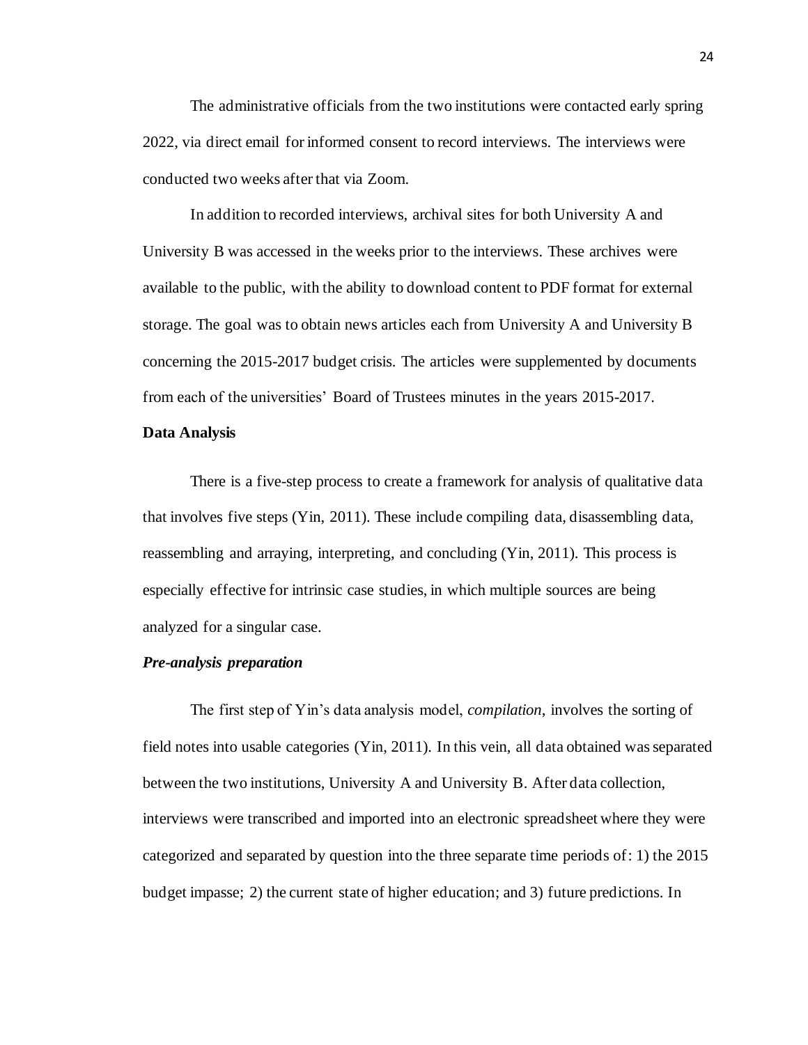The administrative officials from the two institutions were contacted early spring 2022, via direct email for informed consent to record interviews. The interviews were conducted two weeks after that via Zoom.

In addition to recorded interviews, archival sites for both University A and University B was accessed in the weeks prior to the interviews. These archives were available to the public, with the ability to download content to PDF format for external storage. The goal was to obtain news articles each from University A and University B concerning the 2015-2017 budget crisis. The articles were supplemented by documents from each of the universities' Board of Trustees minutes in the years 2015-2017.

## Data Analysis

There is a five-step process to create a framework for analysis of qualitative data that involves five steps (Yin, 2011). These include compiling data, disassembling data, reassembling and arraying, interpreting, and concluding (Yin, 2011). This process is especially effective for intrinsic case studies, in which multiple sources are being analyzed for a singular case.

### *Pre-analysis preparation*

The first step of Yin's data analysis model, *compilation*, involves the sorting of field notes into usable categories (Yin, 2011). In this vein, all data obtained was separated between the two institutions, University A and University B. After data collection, interviews were transcribed and imported into an electronic spreadsheet where they were categorized and separated by question into the three separate time periods of: 1) the 2015 budget impasse; 2) the current state of higher education; and 3) future predictions. In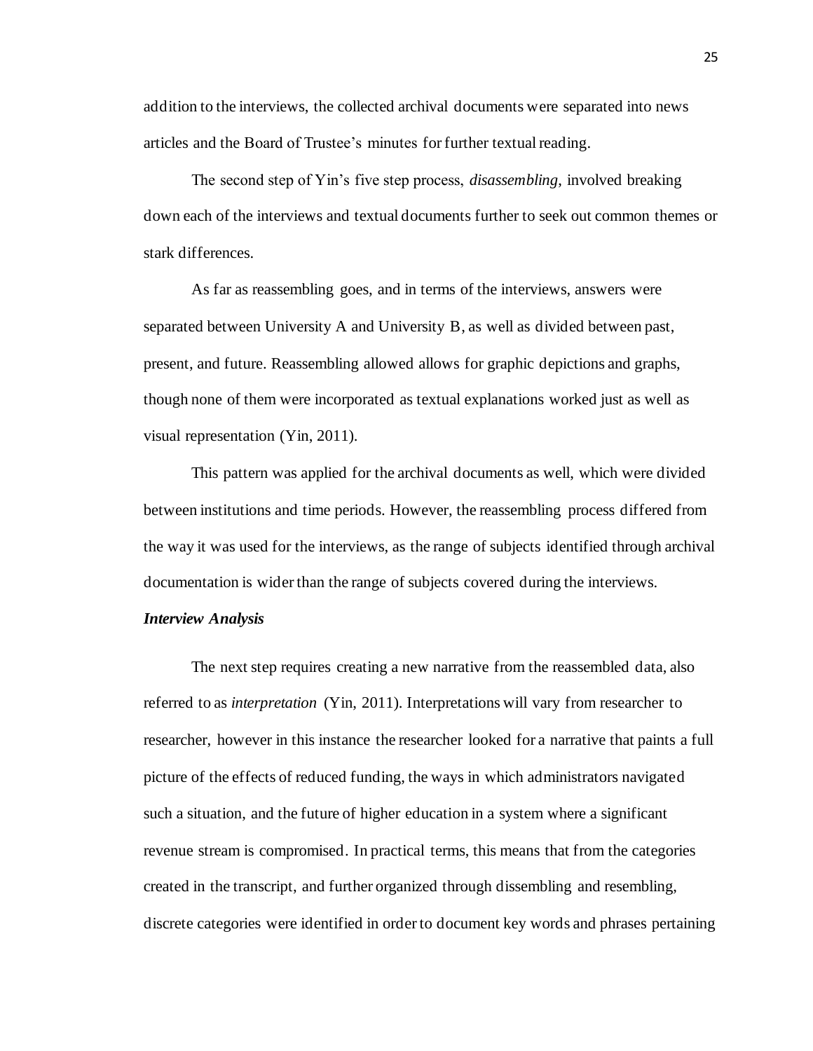addition to the interviews, the collected archival documents were separated into news articles and the Board of Trustee's minutes for further textual reading.

The second step of Yin's five step process, *disassembling*, involved breaking down each of the interviews and textual documents further to seek out common themes or stark differences.

As far as reassembling goes, and in terms of the interviews, answers were separated between University A and University B, as well as divided between past, present, and future. Reassembling allowed allows for graphic depictions and graphs, though none of them were incorporated as textual explanations worked just as well as visual representation (Yin, 2011).

This pattern was applied for the archival documents as well, which were divided between institutions and time periods. However, the reassembling process differed from the way it was used for the interviews, as the range of subjects identified through archival documentation is wider than the range of subjects covered during the interviews.

***Interview Analysis***

The next step requires creating a new narrative from the reassembled data, also referred to as *interpretation* (Yin, 2011). Interpretations will vary from researcher to researcher, however in this instance the researcher looked for a narrative that paints a full picture of the effects of reduced funding, the ways in which administrators navigated such a situation, and the future of higher education in a system where a significant revenue stream is compromised. In practical terms, this means that from the categories created in the transcript, and further organized through dissembling and resembling, discrete categories were identified in order to document key words and phrases pertaining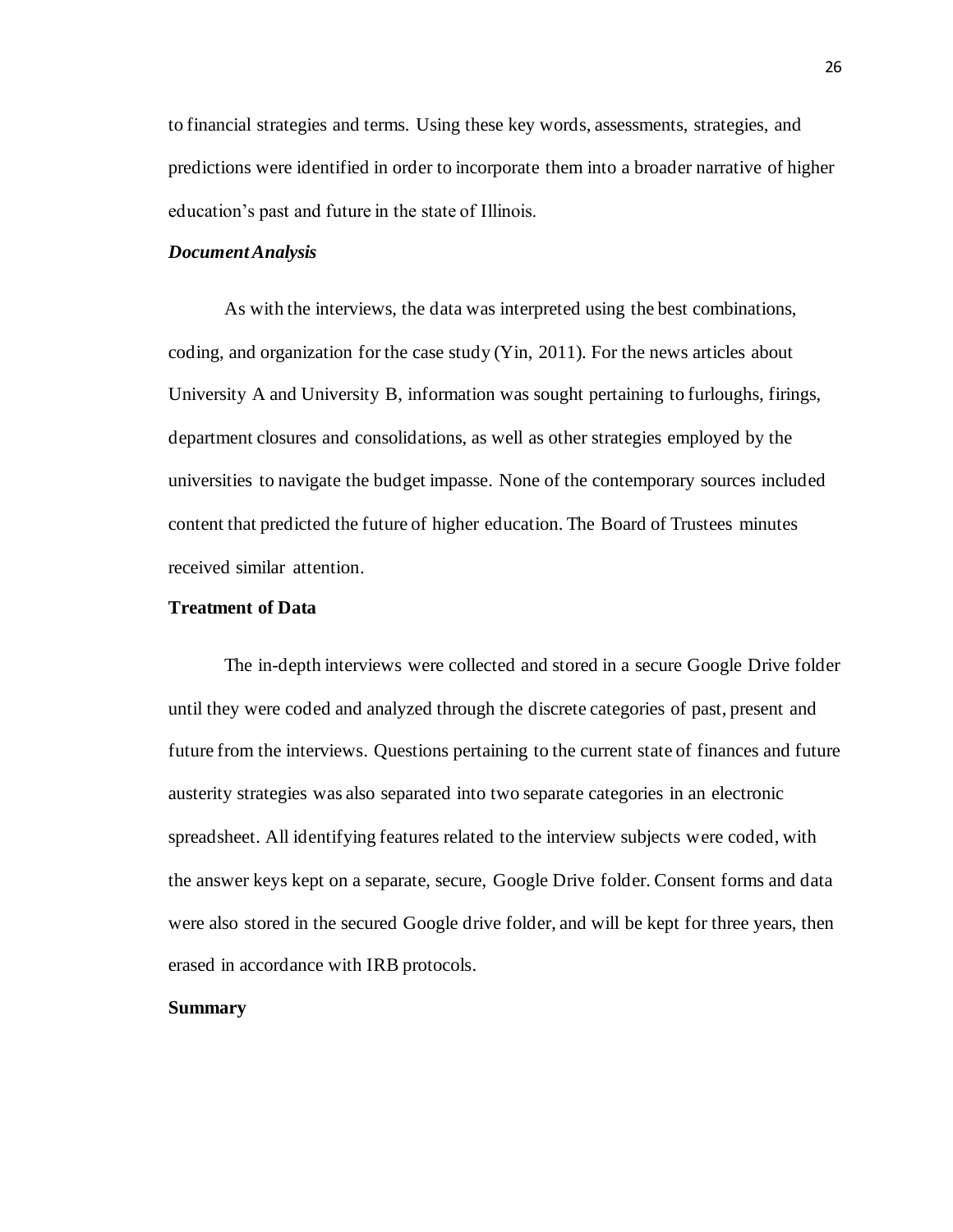to financial strategies and terms. Using these key words, assessments, strategies, and predictions were identified in order to incorporate them into a broader narrative of higher education's past and future in the state of Illinois.

### *Document Analysis*

As with the interviews, the data was interpreted using the best combinations, coding, and organization for the case study (Yin, 2011). For the news articles about University A and University B, information was sought pertaining to furloughs, firings, department closures and consolidations, as well as other strategies employed by the universities to navigate the budget impasse. None of the contemporary sources included content that predicted the future of higher education. The Board of Trustees minutes received similar attention.

## **Treatment of Data**

The in-depth interviews were collected and stored in a secure Google Drive folder until they were coded and analyzed through the discrete categories of past, present and future from the interviews. Questions pertaining to the current state of finances and future austerity strategies was also separated into two separate categories in an electronic spreadsheet. All identifying features related to the interview subjects were coded, with the answer keys kept on a separate, secure, Google Drive folder. Consent forms and data were also stored in the secured Google drive folder, and will be kept for three years, then erased in accordance with IRB protocols.

## **Summary**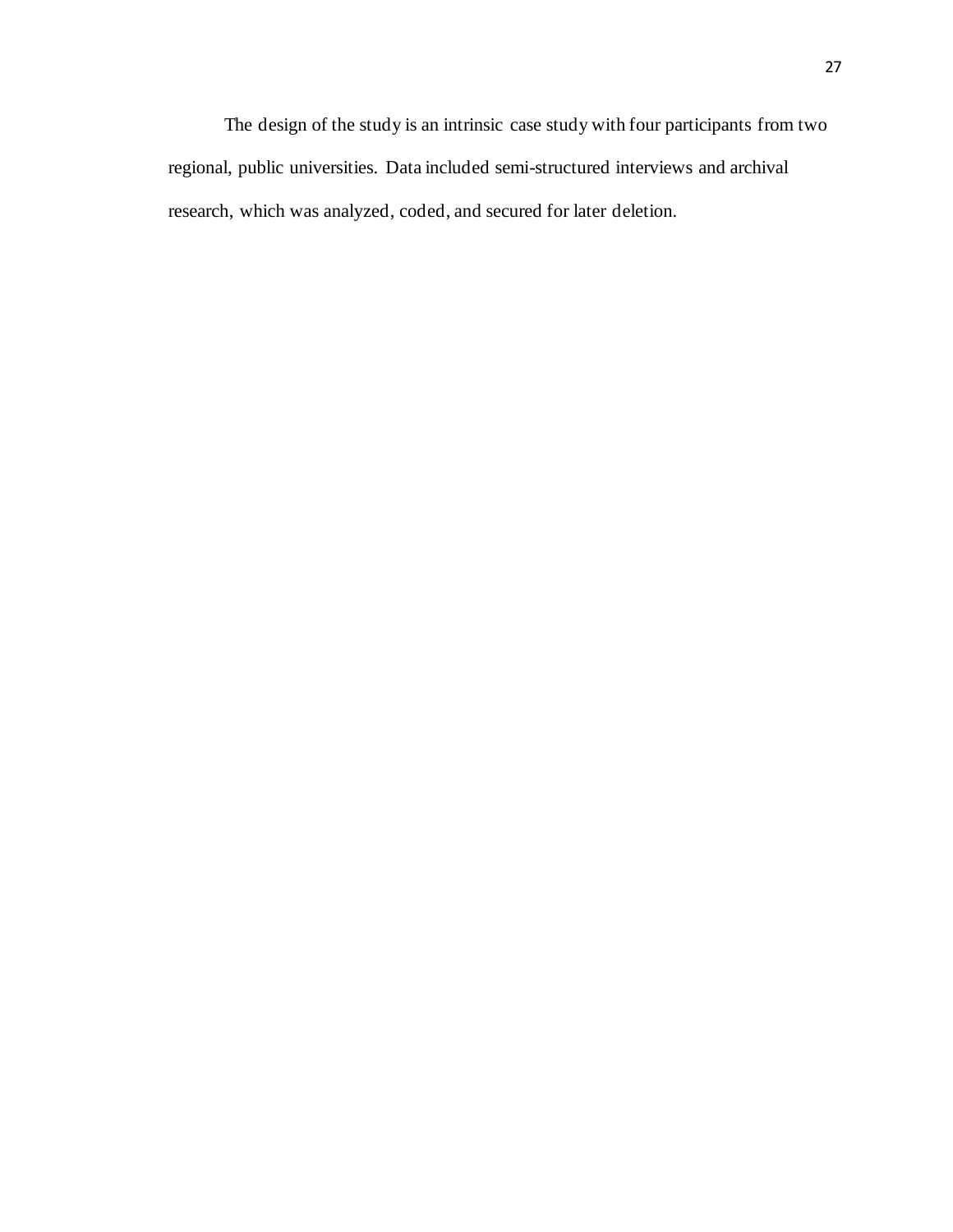The design of the study is an intrinsic case study with four participants from two regional, public universities. Data included semi-structured interviews and archival research, which was analyzed, coded, and secured for later deletion.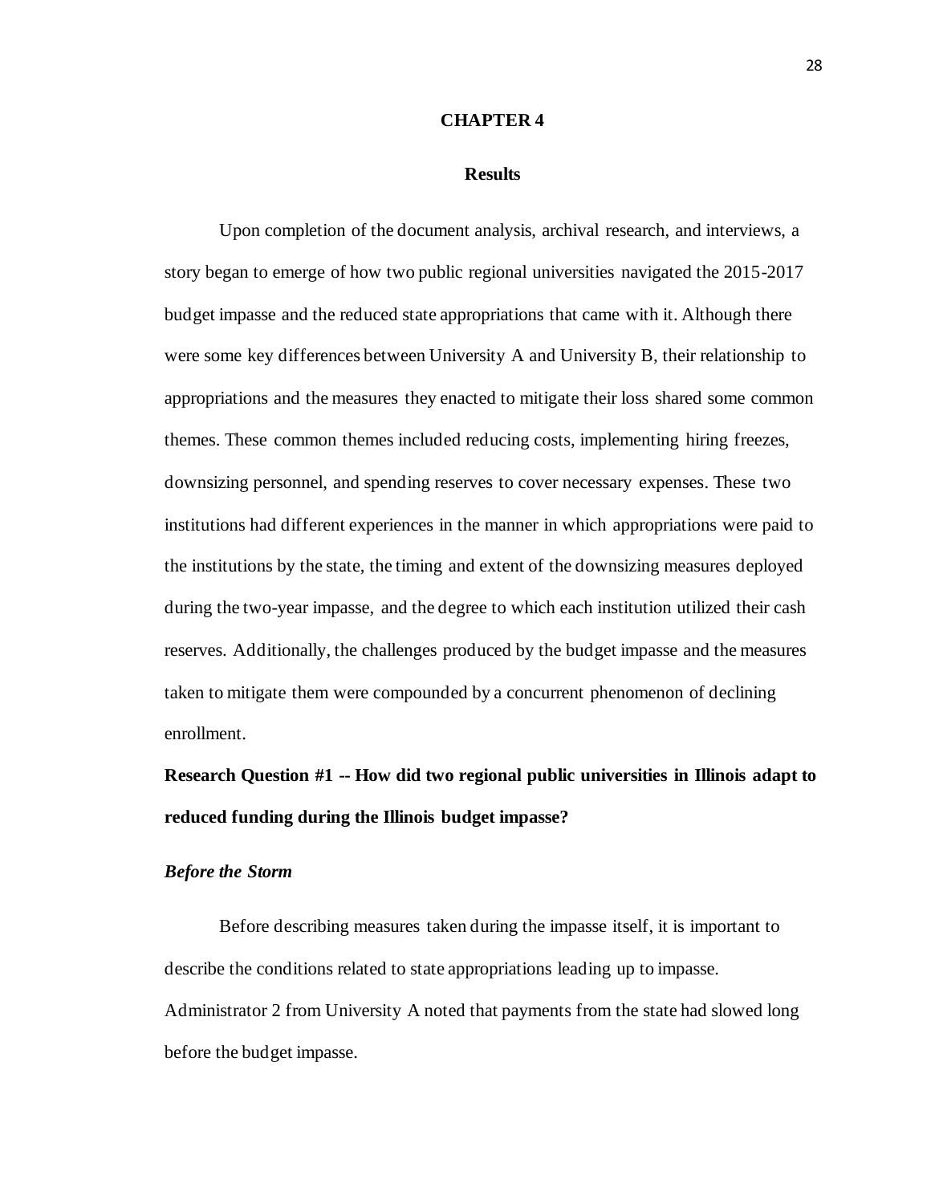# CHAPTER 4

## Results

Upon completion of the document analysis, archival research, and interviews, a story began to emerge of how two public regional universities navigated the 2015-2017 budget impasse and the reduced state appropriations that came with it. Although there were some key differences between University A and University B, their relationship to appropriations and the measures they enacted to mitigate their loss shared some common themes. These common themes included reducing costs, implementing hiring freezes, downsizing personnel, and spending reserves to cover necessary expenses. These two institutions had different experiences in the manner in which appropriations were paid to the institutions by the state, the timing and extent of the downsizing measures deployed during the two-year impasse, and the degree to which each institution utilized their cash reserves. Additionally, the challenges produced by the budget impasse and the measures taken to mitigate them were compounded by a concurrent phenomenon of declining enrollment.

### Research Question #1 -- How did two regional public universities in Illinois adapt to reduced funding during the Illinois budget impasse?

#### *Before the Storm*

Before describing measures taken during the impasse itself, it is important to describe the conditions related to state appropriations leading up to impasse. Administrator 2 from University A noted that payments from the state had slowed long before the budget impasse.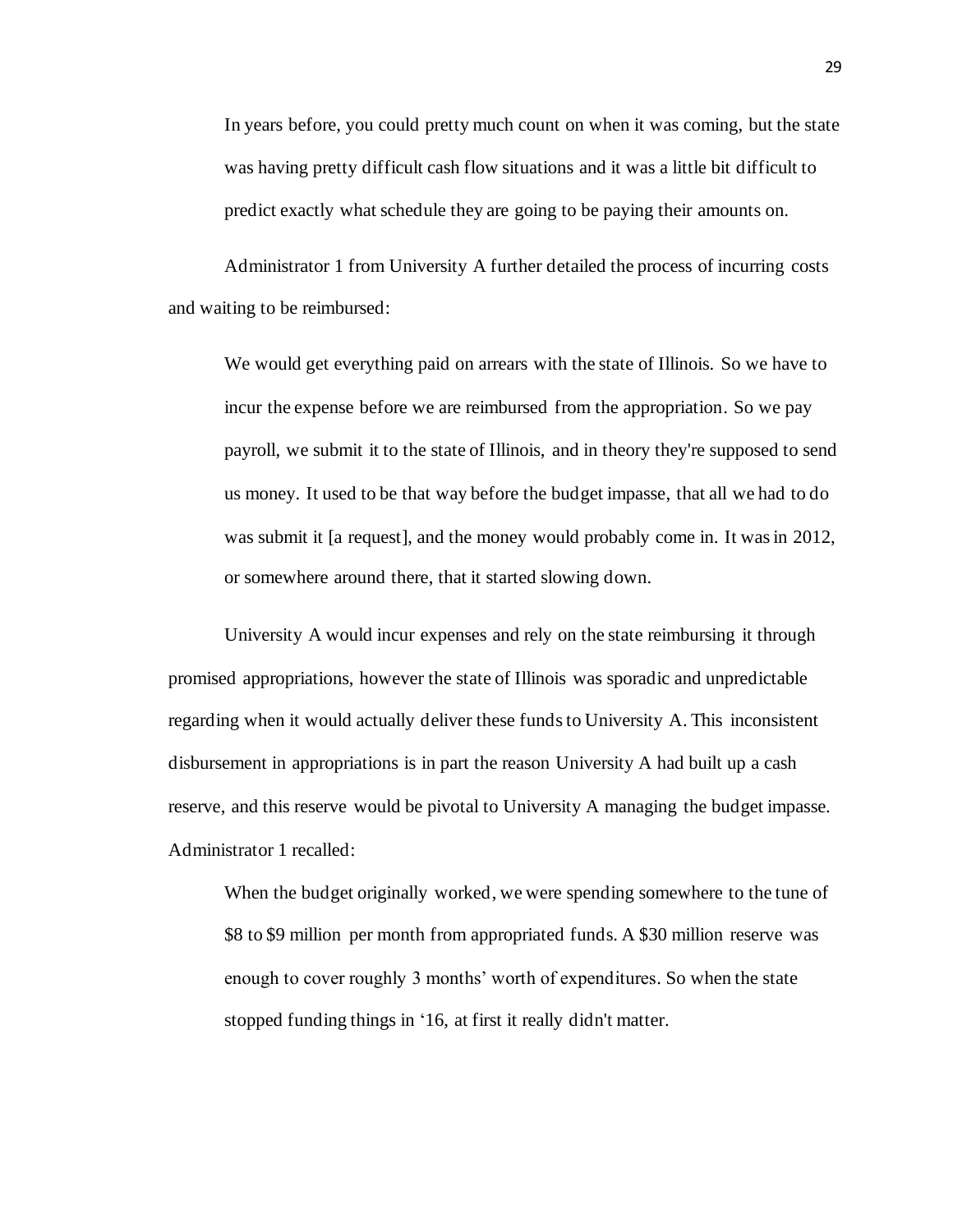> In years before, you could pretty much count on when it was coming, but the state was having pretty difficult cash flow situations and it was a little bit difficult to predict exactly what schedule they are going to be paying their amounts on.

Administrator 1 from University A further detailed the process of incurring costs and waiting to be reimbursed:

> We would get everything paid on arrears with the state of Illinois. So we have to incur the expense before we are reimbursed from the appropriation. So we pay payroll, we submit it to the state of Illinois, and in theory they're supposed to send us money. It used to be that way before the budget impasse, that all we had to do was submit it [a request], and the money would probably come in. It was in 2012, or somewhere around there, that it started slowing down.

University A would incur expenses and rely on the state reimbursing it through promised appropriations, however the state of Illinois was sporadic and unpredictable regarding when it would actually deliver these funds to University A. This inconsistent disbursement in appropriations is in part the reason University A had built up a cash reserve, and this reserve would be pivotal to University A managing the budget impasse. Administrator 1 recalled:

> When the budget originally worked, we were spending somewhere to the tune of \$8 to \$9 million per month from appropriated funds. A \$30 million reserve was enough to cover roughly 3 months' worth of expenditures. So when the state stopped funding things in '16, at first it really didn't matter.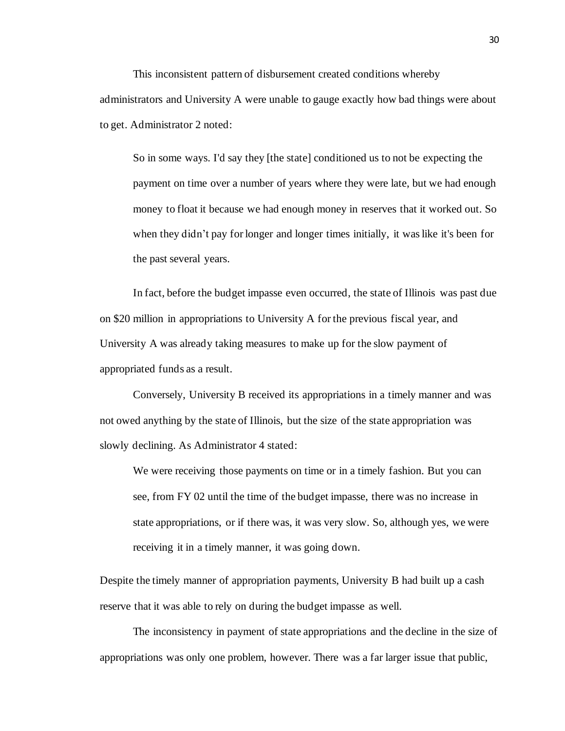This inconsistent pattern of disbursement created conditions whereby administrators and University A were unable to gauge exactly how bad things were about to get. Administrator 2 noted:

> So in some ways. I'd say they [the state] conditioned us to not be expecting the payment on time over a number of years where they were late, but we had enough money to float it because we had enough money in reserves that it worked out. So when they didn't pay for longer and longer times initially, it was like it's been for the past several years.

In fact, before the budget impasse even occurred, the state of Illinois was past due on $20 million in appropriations to University A for the previous fiscal year, and University A was already taking measures to make up for the slow payment of appropriated funds as a result.

Conversely, University B received its appropriations in a timely manner and was not owed anything by the state of Illinois, but the size of the state appropriation was slowly declining. As Administrator 4 stated:

> We were receiving those payments on time or in a timely fashion. But you can see, from FY 02 until the time of the budget impasse, there was no increase in state appropriations, or if there was, it was very slow. So, although yes, we were receiving it in a timely manner, it was going down.

Despite the timely manner of appropriation payments, University B had built up a cash reserve that it was able to rely on during the budget impasse as well.

The inconsistency in payment of state appropriations and the decline in the size of appropriations was only one problem, however. There was a far larger issue that public,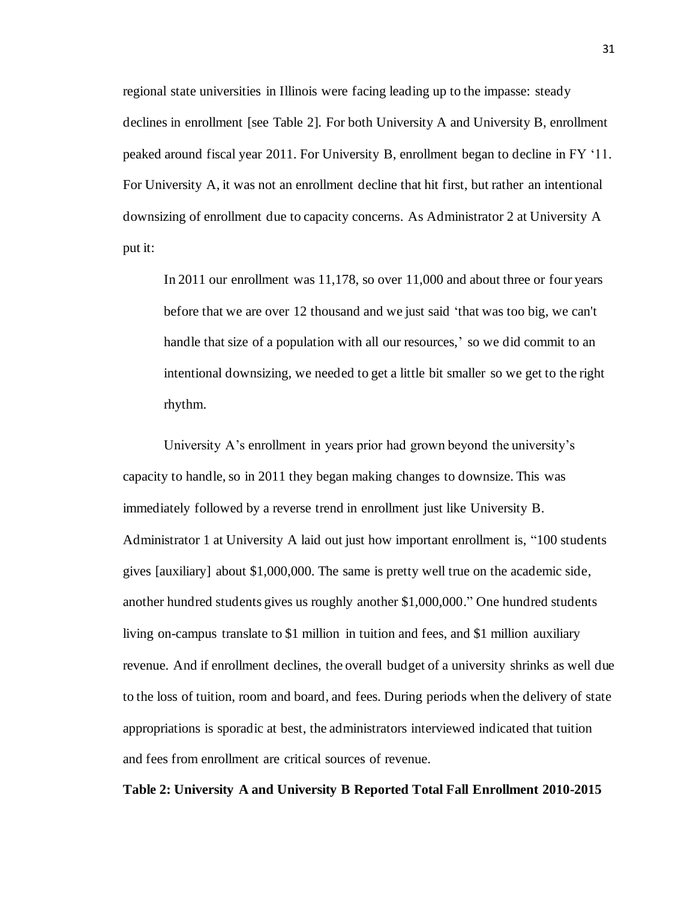regional state universities in Illinois were facing leading up to the impasse: steady declines in enrollment [see Table 2]. For both University A and University B, enrollment peaked around fiscal year 2011. For University B, enrollment began to decline in FY '11. For University A, it was not an enrollment decline that hit first, but rather an intentional downsizing of enrollment due to capacity concerns. As Administrator 2 at University A put it:

> In 2011 our enrollment was 11,178, so over 11,000 and about three or four years before that we are over 12 thousand and we just said 'that was too big, we can't handle that size of a population with all our resources,' so we did commit to an intentional downsizing, we needed to get a little bit smaller so we get to the right rhythm.

University A's enrollment in years prior had grown beyond the university's capacity to handle, so in 2011 they began making changes to downsize. This was immediately followed by a reverse trend in enrollment just like University B. Administrator 1 at University A laid out just how important enrollment is, "100 students gives [auxiliary] about $1,000,000. The same is pretty well true on the academic side, another hundred students gives us roughly another $1,000,000." One hundred students living on-campus translate to $1 million in tuition and fees, and $1 million auxiliary revenue. And if enrollment declines, the overall budget of a university shrinks as well due to the loss of tuition, room and board, and fees. During periods when the delivery of state appropriations is sporadic at best, the administrators interviewed indicated that tuition and fees from enrollment are critical sources of revenue.

**Table 2: University A and University B Reported Total Fall Enrollment 2010-2015**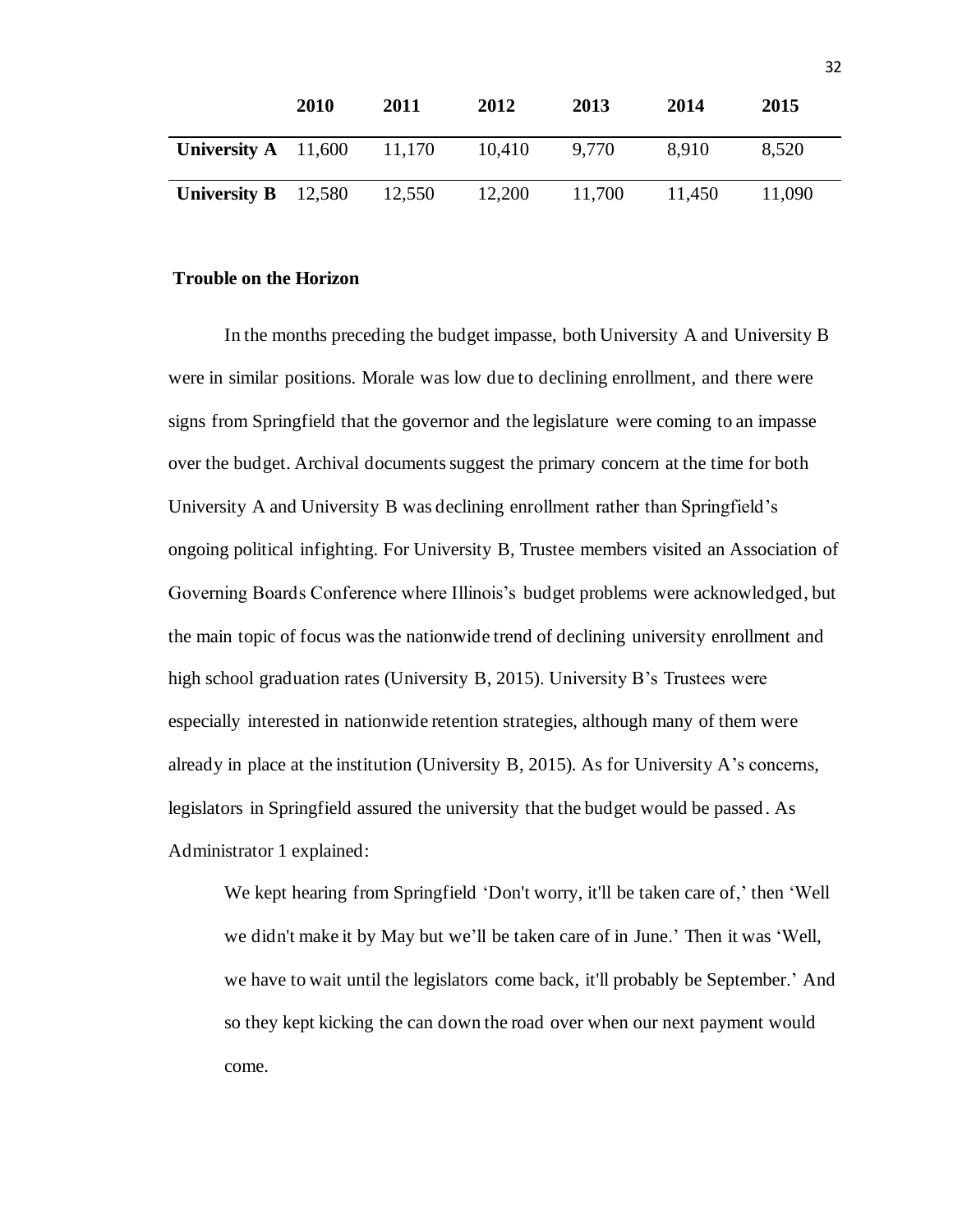| | 2010 | 2011 | 2012 | 2013 | 2014 | 2015 |
|---|---|---|---|---|---|---|
| **University A** | 11,600 | 11,170 | 10,410 | 9,770 | 8,910 | 8,520 |
| **University B** | 12,580 | 12,550 | 12,200 | 11,700 | 11,450 | 11,090 |

**Trouble on the Horizon**

In the months preceding the budget impasse, both University A and University B were in similar positions. Morale was low due to declining enrollment, and there were signs from Springfield that the governor and the legislature were coming to an impasse over the budget. Archival documents suggest the primary concern at the time for both University A and University B was declining enrollment rather than Springfield's ongoing political infighting. For University B, Trustee members visited an Association of Governing Boards Conference where Illinois's budget problems were acknowledged, but the main topic of focus was the nationwide trend of declining university enrollment and high school graduation rates (University B, 2015). University B's Trustees were especially interested in nationwide retention strategies, although many of them were already in place at the institution (University B, 2015). As for University A's concerns, legislators in Springfield assured the university that the budget would be passed. As Administrator 1 explained:

> We kept hearing from Springfield 'Don't worry, it'll be taken care of,' then 'Well we didn't make it by May but we'll be taken care of in June.' Then it was 'Well, we have to wait until the legislators come back, it'll probably be September.' And so they kept kicking the can down the road over when our next payment would come.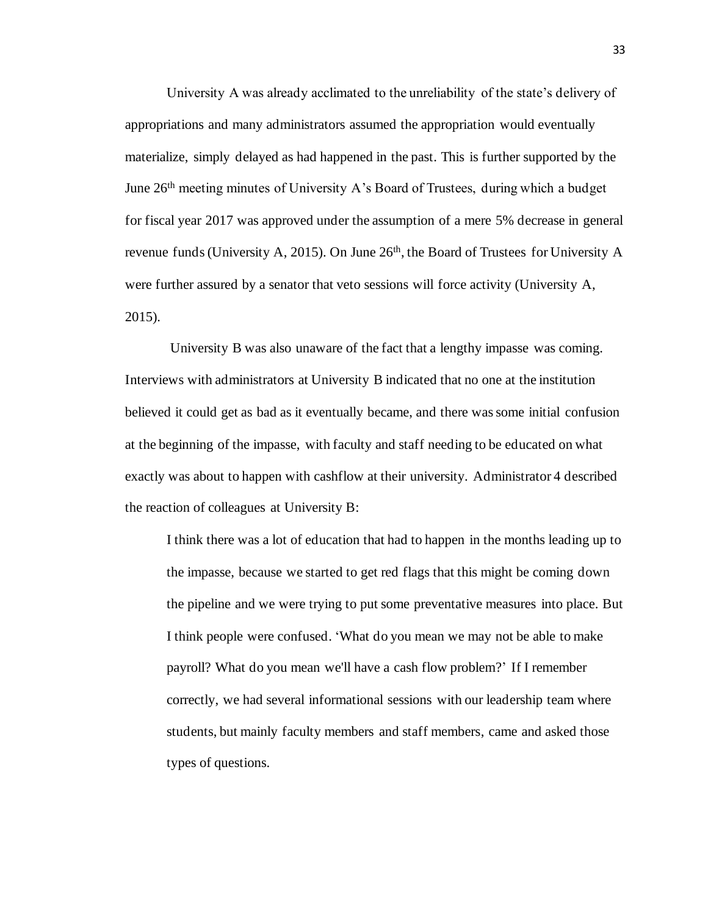University A was already acclimated to the unreliability of the state's delivery of appropriations and many administrators assumed the appropriation would eventually materialize, simply delayed as had happened in the past. This is further supported by the June 26th meeting minutes of University A's Board of Trustees, during which a budget for fiscal year 2017 was approved under the assumption of a mere 5% decrease in general revenue funds (University A, 2015). On June 26th, the Board of Trustees for University A were further assured by a senator that veto sessions will force activity (University A, 2015).

University B was also unaware of the fact that a lengthy impasse was coming. Interviews with administrators at University B indicated that no one at the institution believed it could get as bad as it eventually became, and there was some initial confusion at the beginning of the impasse, with faculty and staff needing to be educated on what exactly was about to happen with cashflow at their university. Administrator 4 described the reaction of colleagues at University B:

> I think there was a lot of education that had to happen in the months leading up to the impasse, because we started to get red flags that this might be coming down the pipeline and we were trying to put some preventative measures into place. But I think people were confused. 'What do you mean we may not be able to make payroll? What do you mean we'll have a cash flow problem?' If I remember correctly, we had several informational sessions with our leadership team where students, but mainly faculty members and staff members, came and asked those types of questions.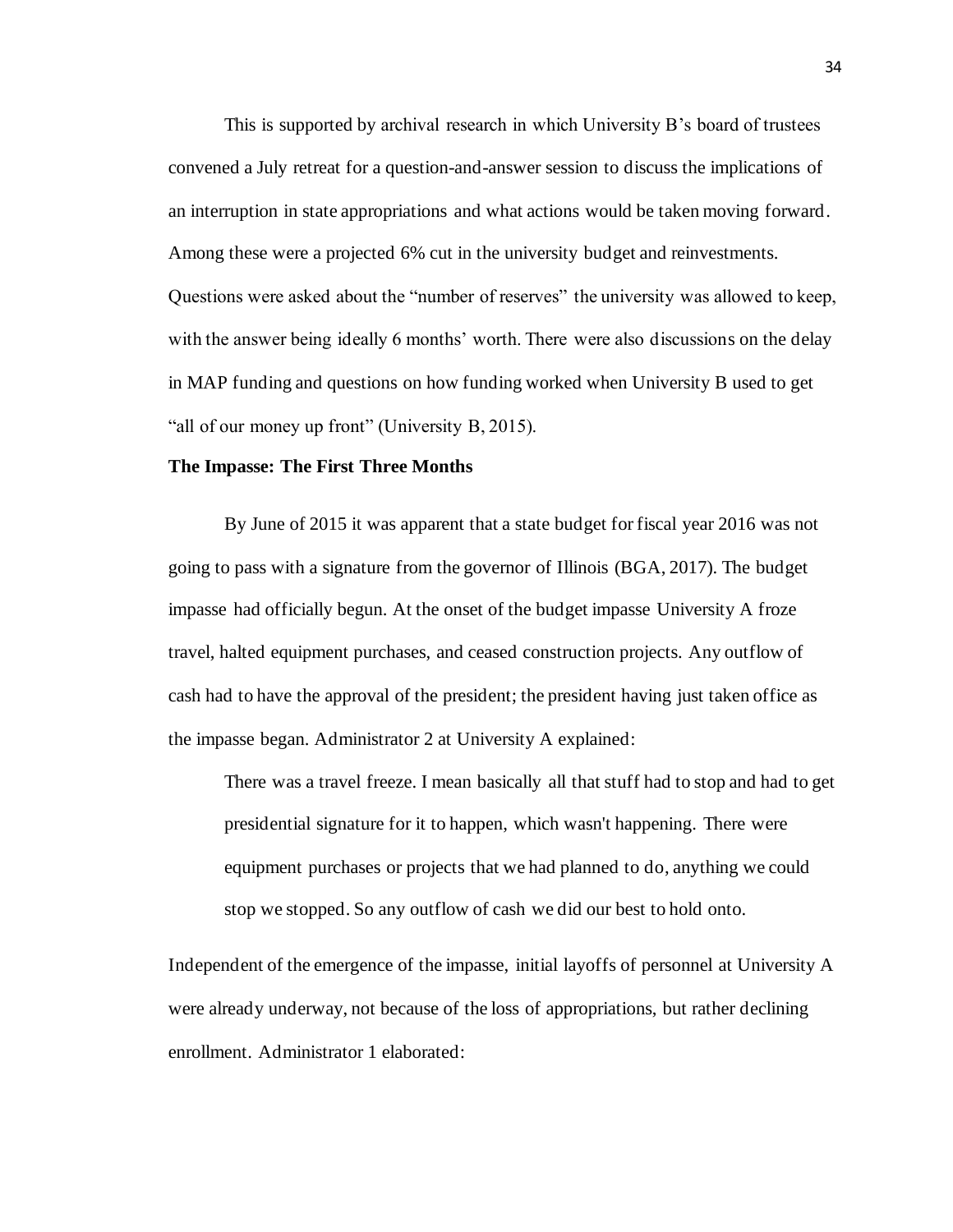This is supported by archival research in which University B's board of trustees convened a July retreat for a question-and-answer session to discuss the implications of an interruption in state appropriations and what actions would be taken moving forward. Among these were a projected 6% cut in the university budget and reinvestments. Questions were asked about the "number of reserves" the university was allowed to keep, with the answer being ideally 6 months' worth. There were also discussions on the delay in MAP funding and questions on how funding worked when University B used to get "all of our money up front" (University B, 2015).

**The Impasse: The First Three Months**

By June of 2015 it was apparent that a state budget for fiscal year 2016 was not going to pass with a signature from the governor of Illinois (BGA, 2017). The budget impasse had officially begun. At the onset of the budget impasse University A froze travel, halted equipment purchases, and ceased construction projects. Any outflow of cash had to have the approval of the president; the president having just taken office as the impasse began. Administrator 2 at University A explained:

> There was a travel freeze. I mean basically all that stuff had to stop and had to get presidential signature for it to happen, which wasn't happening. There were equipment purchases or projects that we had planned to do, anything we could stop we stopped. So any outflow of cash we did our best to hold onto.

Independent of the emergence of the impasse, initial layoffs of personnel at University A were already underway, not because of the loss of appropriations, but rather declining enrollment. Administrator 1 elaborated: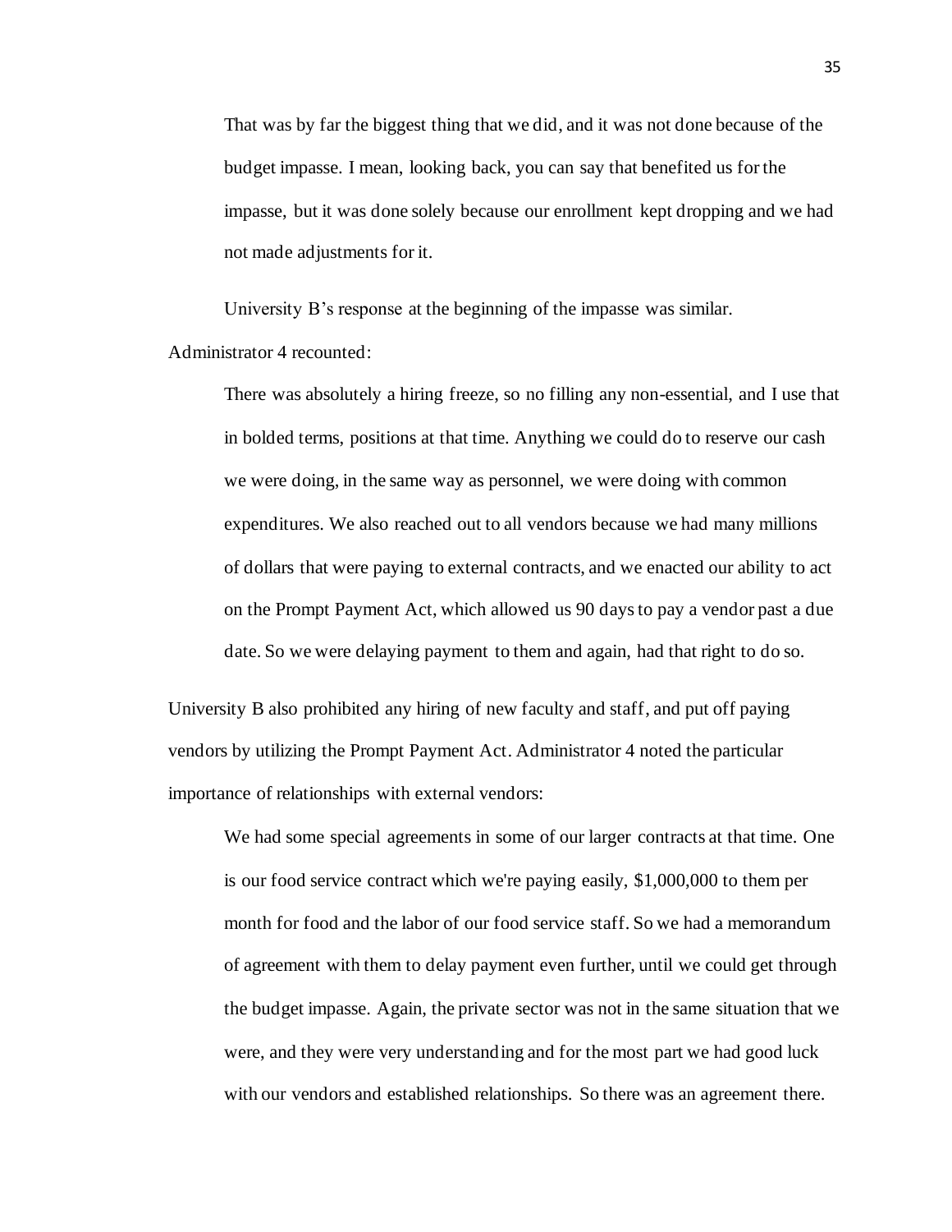> That was by far the biggest thing that we did, and it was not done because of the budget impasse. I mean, looking back, you can say that benefited us for the impasse, but it was done solely because our enrollment kept dropping and we had not made adjustments for it.

University B's response at the beginning of the impasse was similar. Administrator 4 recounted:

> There was absolutely a hiring freeze, so no filling any non-essential, and I use that in bolded terms, positions at that time. Anything we could do to reserve our cash we were doing, in the same way as personnel, we were doing with common expenditures. We also reached out to all vendors because we had many millions of dollars that were paying to external contracts, and we enacted our ability to act on the Prompt Payment Act, which allowed us 90 days to pay a vendor past a due date. So we were delaying payment to them and again, had that right to do so.

University B also prohibited any hiring of new faculty and staff, and put off paying vendors by utilizing the Prompt Payment Act. Administrator 4 noted the particular importance of relationships with external vendors:

> We had some special agreements in some of our larger contracts at that time. One is our food service contract which we're paying easily, $1,000,000 to them per month for food and the labor of our food service staff. So we had a memorandum of agreement with them to delay payment even further, until we could get through the budget impasse. Again, the private sector was not in the same situation that we were, and they were very understanding and for the most part we had good luck with our vendors and established relationships. So there was an agreement there.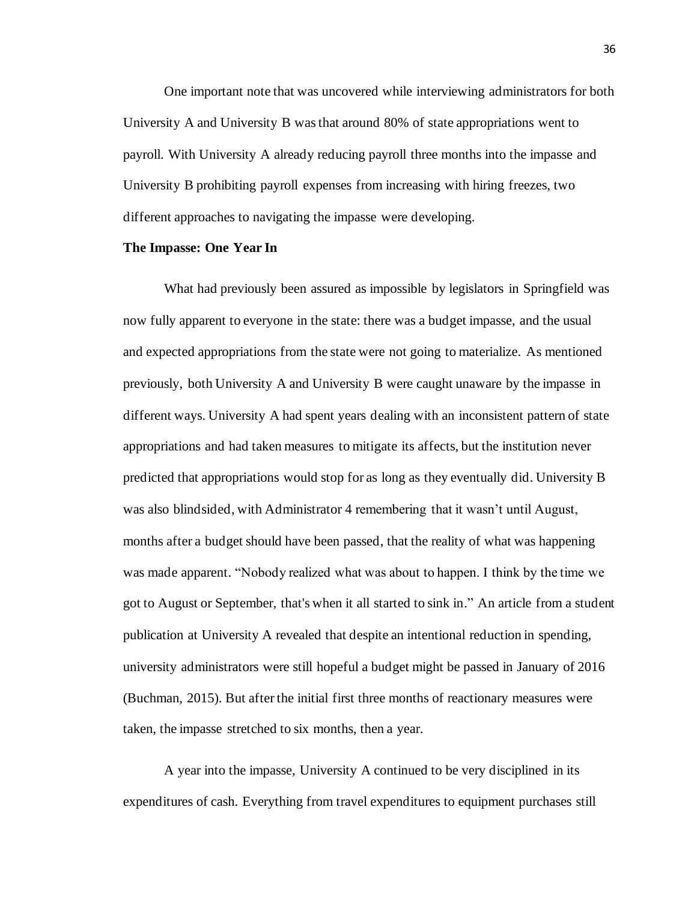One important note that was uncovered while interviewing administrators for both University A and University B was that around 80% of state appropriations went to payroll. With University A already reducing payroll three months into the impasse and University B prohibiting payroll expenses from increasing with hiring freezes, two different approaches to navigating the impasse were developing.

**The Impasse: One Year In**

What had previously been assured as impossible by legislators in Springfield was now fully apparent to everyone in the state: there was a budget impasse, and the usual and expected appropriations from the state were not going to materialize. As mentioned previously, both University A and University B were caught unaware by the impasse in different ways. University A had spent years dealing with an inconsistent pattern of state appropriations and had taken measures to mitigate its affects, but the institution never predicted that appropriations would stop for as long as they eventually did. University B was also blindsided, with Administrator 4 remembering that it wasn't until August, months after a budget should have been passed, that the reality of what was happening was made apparent. "Nobody realized what was about to happen. I think by the time we got to August or September, that's when it all started to sink in." An article from a student publication at University A revealed that despite an intentional reduction in spending, university administrators were still hopeful a budget might be passed in January of 2016 (Buchman, 2015). But after the initial first three months of reactionary measures were taken, the impasse stretched to six months, then a year.

A year into the impasse, University A continued to be very disciplined in its expenditures of cash. Everything from travel expenditures to equipment purchases still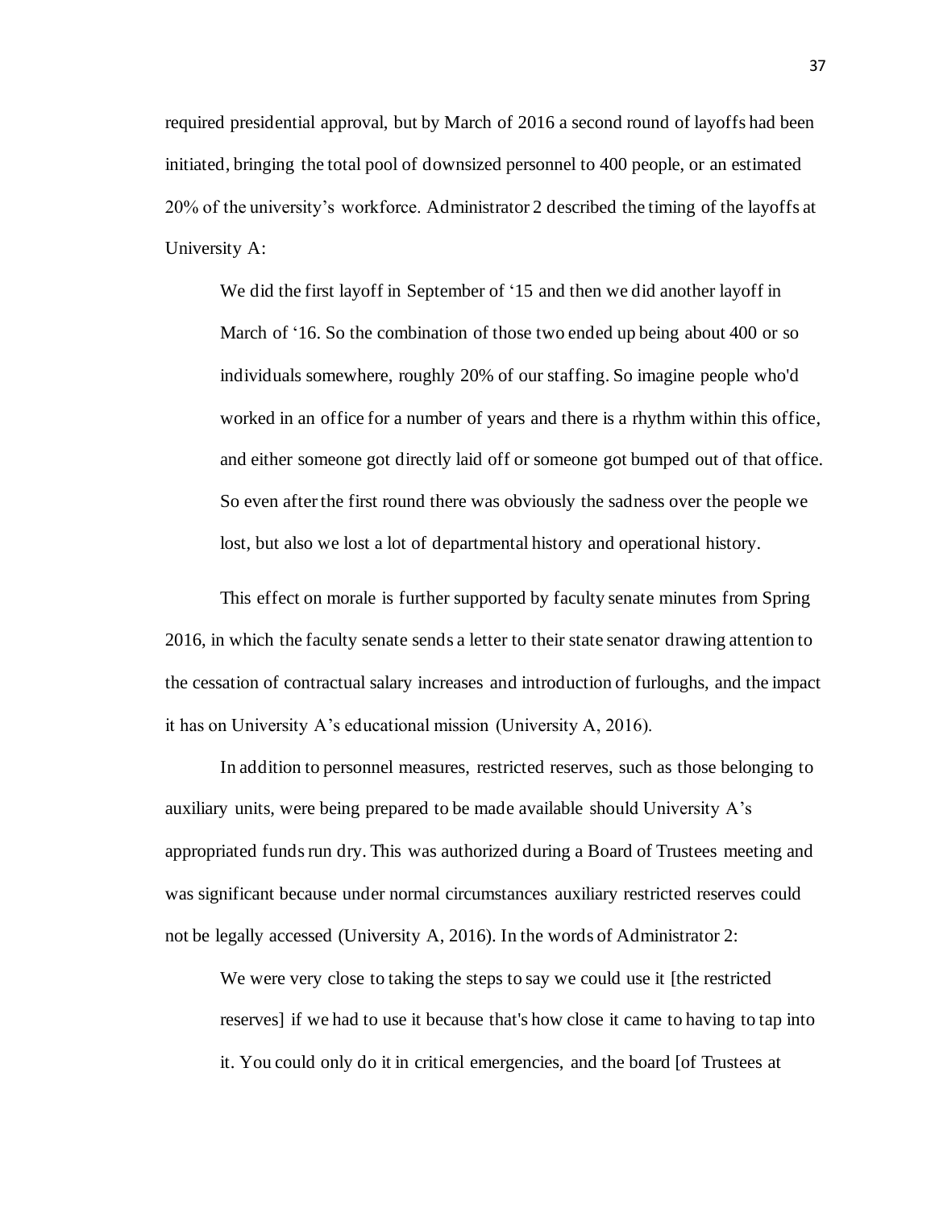required presidential approval, but by March of 2016 a second round of layoffs had been initiated, bringing the total pool of downsized personnel to 400 people, or an estimated 20% of the university's workforce. Administrator 2 described the timing of the layoffs at University A:

> We did the first layoff in September of '15 and then we did another layoff in March of '16. So the combination of those two ended up being about 400 or so individuals somewhere, roughly 20% of our staffing. So imagine people who'd worked in an office for a number of years and there is a rhythm within this office, and either someone got directly laid off or someone got bumped out of that office. So even after the first round there was obviously the sadness over the people we lost, but also we lost a lot of departmental history and operational history.

This effect on morale is further supported by faculty senate minutes from Spring 2016, in which the faculty senate sends a letter to their state senator drawing attention to the cessation of contractual salary increases and introduction of furloughs, and the impact it has on University A's educational mission (University A, 2016).

In addition to personnel measures, restricted reserves, such as those belonging to auxiliary units, were being prepared to be made available should University A's appropriated funds run dry. This was authorized during a Board of Trustees meeting and was significant because under normal circumstances auxiliary restricted reserves could not be legally accessed (University A, 2016). In the words of Administrator 2:

> We were very close to taking the steps to say we could use it [the restricted reserves] if we had to use it because that's how close it came to having to tap into it. You could only do it in critical emergencies, and the board [of Trustees at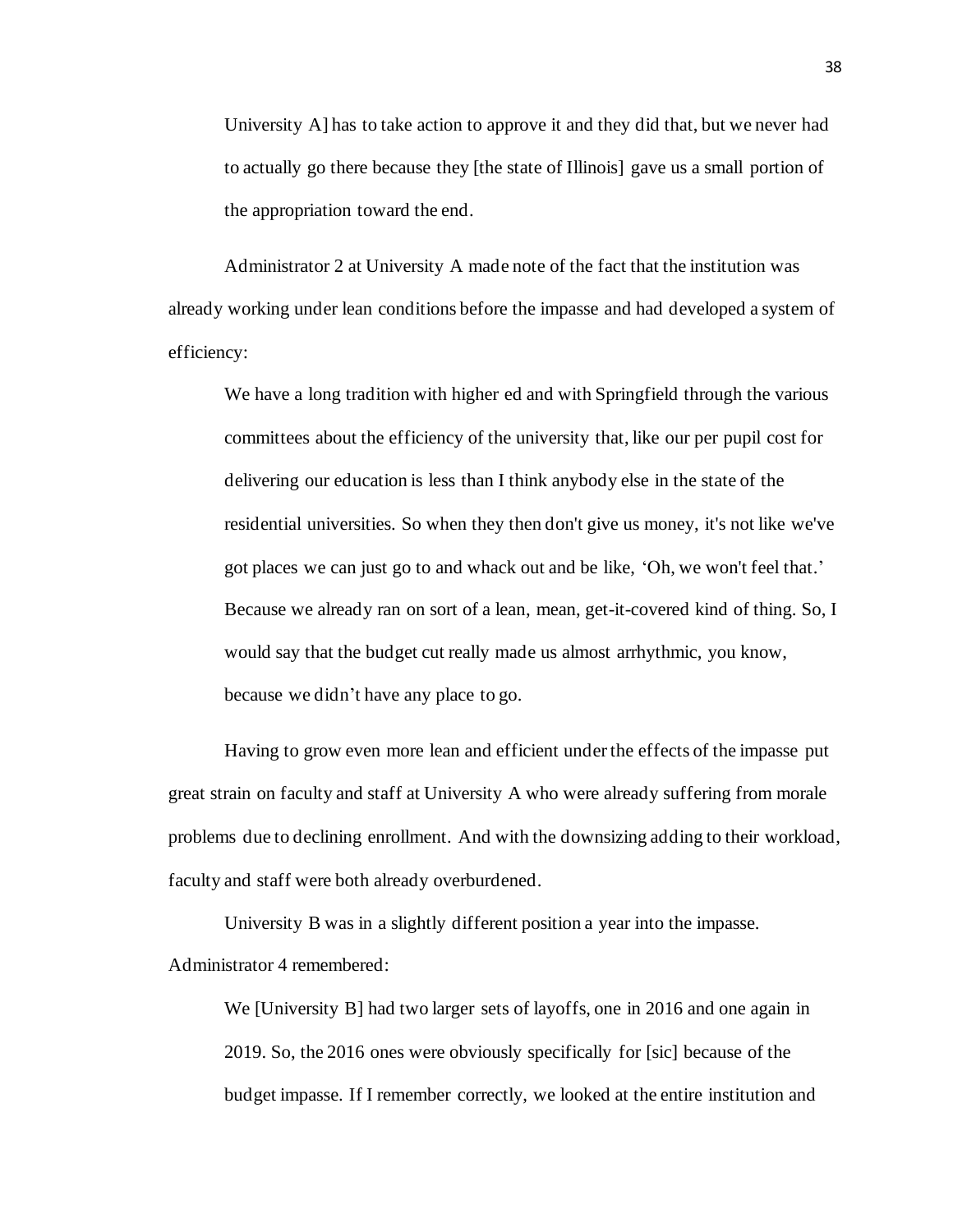University A] has to take action to approve it and they did that, but we never had to actually go there because they [the state of Illinois] gave us a small portion of the appropriation toward the end.

Administrator 2 at University A made note of the fact that the institution was already working under lean conditions before the impasse and had developed a system of efficiency:

> We have a long tradition with higher ed and with Springfield through the various committees about the efficiency of the university that, like our per pupil cost for delivering our education is less than I think anybody else in the state of the residential universities. So when they then don't give us money, it's not like we've got places we can just go to and whack out and be like, 'Oh, we won't feel that.' Because we already ran on sort of a lean, mean, get-it-covered kind of thing. So, I would say that the budget cut really made us almost arrhythmic, you know, because we didn't have any place to go.

Having to grow even more lean and efficient under the effects of the impasse put great strain on faculty and staff at University A who were already suffering from morale problems due to declining enrollment. And with the downsizing adding to their workload, faculty and staff were both already overburdened.

University B was in a slightly different position a year into the impasse. Administrator 4 remembered:

> We [University B] had two larger sets of layoffs, one in 2016 and one again in 2019. So, the 2016 ones were obviously specifically for [sic] because of the budget impasse. If I remember correctly, we looked at the entire institution and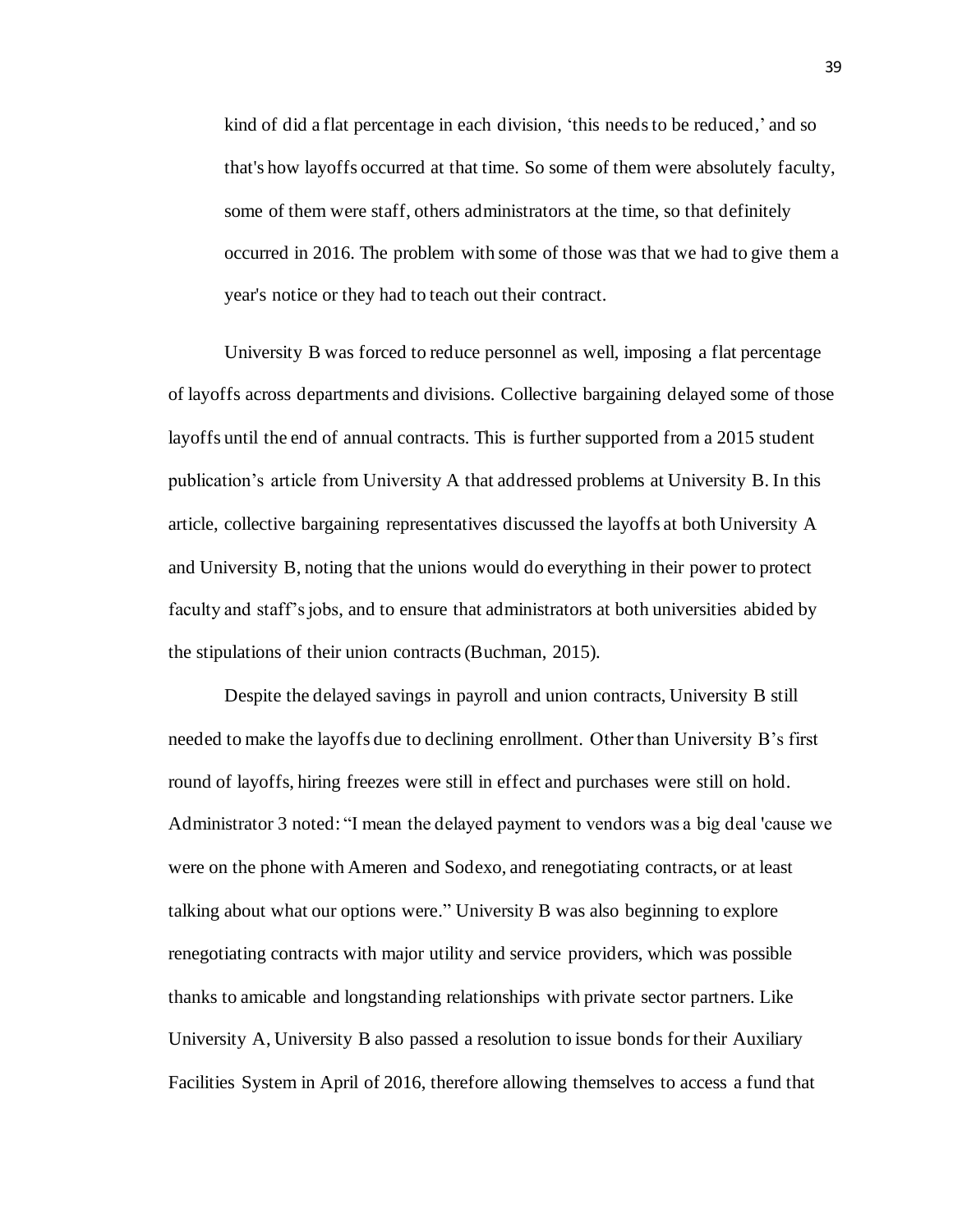> kind of did a flat percentage in each division, 'this needs to be reduced,' and so that's how layoffs occurred at that time. So some of them were absolutely faculty, some of them were staff, others administrators at the time, so that definitely occurred in 2016. The problem with some of those was that we had to give them a year's notice or they had to teach out their contract.

University B was forced to reduce personnel as well, imposing a flat percentage of layoffs across departments and divisions. Collective bargaining delayed some of those layoffs until the end of annual contracts. This is further supported from a 2015 student publication's article from University A that addressed problems at University B. In this article, collective bargaining representatives discussed the layoffs at both University A and University B, noting that the unions would do everything in their power to protect faculty and staff's jobs, and to ensure that administrators at both universities abided by the stipulations of their union contracts (Buchman, 2015).

Despite the delayed savings in payroll and union contracts, University B still needed to make the layoffs due to declining enrollment. Other than University B's first round of layoffs, hiring freezes were still in effect and purchases were still on hold. Administrator 3 noted: "I mean the delayed payment to vendors was a big deal 'cause we were on the phone with Ameren and Sodexo, and renegotiating contracts, or at least talking about what our options were." University B was also beginning to explore renegotiating contracts with major utility and service providers, which was possible thanks to amicable and longstanding relationships with private sector partners. Like University A, University B also passed a resolution to issue bonds for their Auxiliary Facilities System in April of 2016, therefore allowing themselves to access a fund that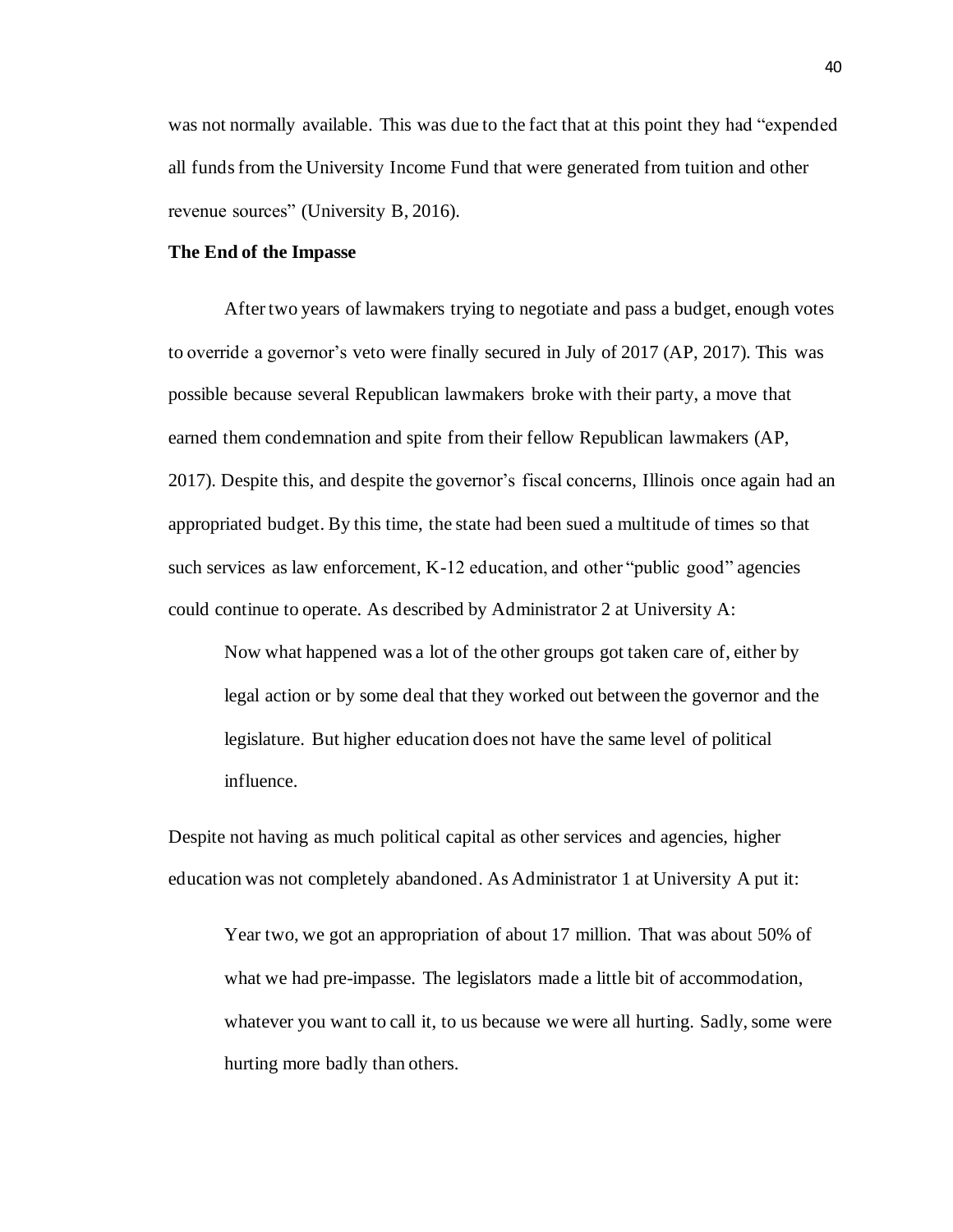was not normally available. This was due to the fact that at this point they had "expended all funds from the University Income Fund that were generated from tuition and other revenue sources" (University B, 2016).

**The End of the Impasse**

After two years of lawmakers trying to negotiate and pass a budget, enough votes to override a governor's veto were finally secured in July of 2017 (AP, 2017). This was possible because several Republican lawmakers broke with their party, a move that earned them condemnation and spite from their fellow Republican lawmakers (AP, 2017). Despite this, and despite the governor's fiscal concerns, Illinois once again had an appropriated budget. By this time, the state had been sued a multitude of times so that such services as law enforcement, K-12 education, and other "public good" agencies could continue to operate. As described by Administrator 2 at University A:

> Now what happened was a lot of the other groups got taken care of, either by legal action or by some deal that they worked out between the governor and the legislature. But higher education does not have the same level of political influence.

Despite not having as much political capital as other services and agencies, higher education was not completely abandoned. As Administrator 1 at University A put it:

> Year two, we got an appropriation of about 17 million. That was about 50% of what we had pre-impasse. The legislators made a little bit of accommodation, whatever you want to call it, to us because we were all hurting. Sadly, some were hurting more badly than others.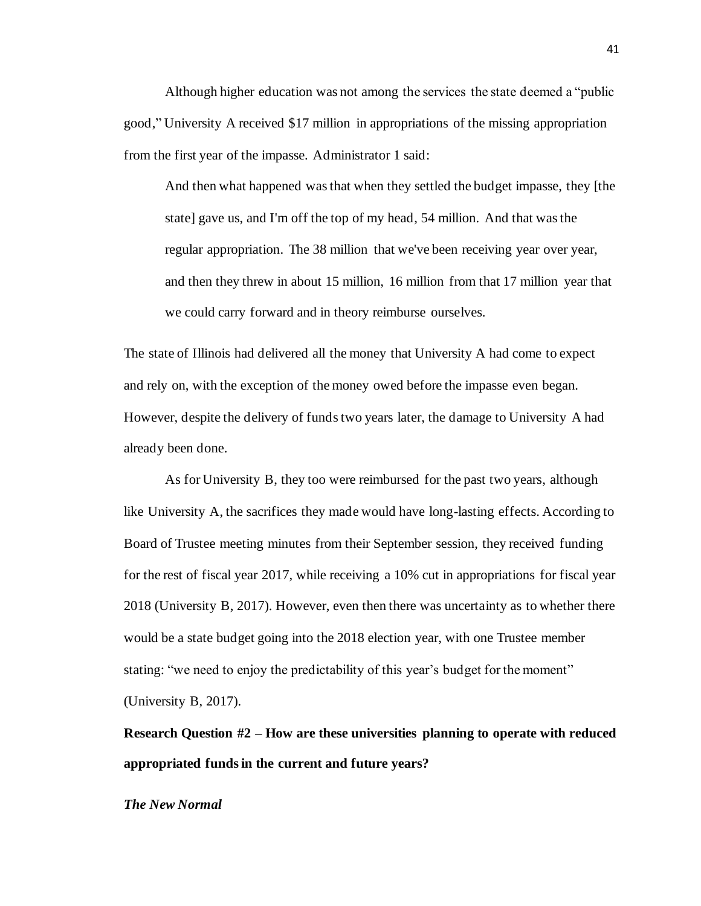Although higher education was not among the services the state deemed a "public good," University A received $17 million in appropriations of the missing appropriation from the first year of the impasse. Administrator 1 said:

> And then what happened was that when they settled the budget impasse, they [the state] gave us, and I'm off the top of my head, 54 million. And that was the regular appropriation. The 38 million that we've been receiving year over year, and then they threw in about 15 million, 16 million from that 17 million year that we could carry forward and in theory reimburse ourselves.

The state of Illinois had delivered all the money that University A had come to expect and rely on, with the exception of the money owed before the impasse even began. However, despite the delivery of funds two years later, the damage to University A had already been done.

As for University B, they too were reimbursed for the past two years, although like University A, the sacrifices they made would have long-lasting effects. According to Board of Trustee meeting minutes from their September session, they received funding for the rest of fiscal year 2017, while receiving a 10% cut in appropriations for fiscal year 2018 (University B, 2017). However, even then there was uncertainty as to whether there would be a state budget going into the 2018 election year, with one Trustee member stating: "we need to enjoy the predictability of this year's budget for the moment" (University B, 2017).

**Research Question #2 – How are these universities planning to operate with reduced appropriated funds in the current and future years?**

***The New Normal***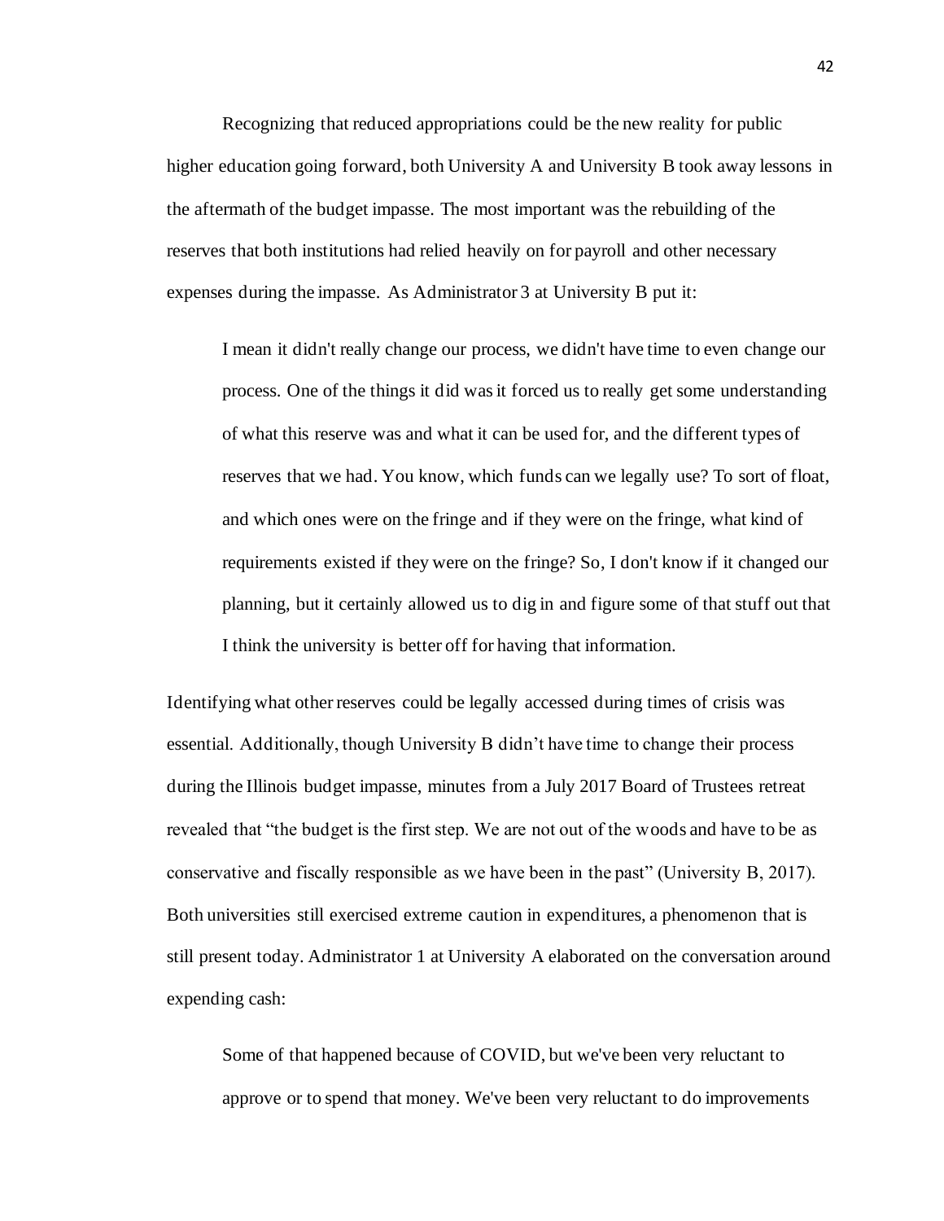Recognizing that reduced appropriations could be the new reality for public higher education going forward, both University A and University B took away lessons in the aftermath of the budget impasse. The most important was the rebuilding of the reserves that both institutions had relied heavily on for payroll and other necessary expenses during the impasse. As Administrator 3 at University B put it:

> I mean it didn't really change our process, we didn't have time to even change our process. One of the things it did was it forced us to really get some understanding of what this reserve was and what it can be used for, and the different types of reserves that we had. You know, which funds can we legally use? To sort of float, and which ones were on the fringe and if they were on the fringe, what kind of requirements existed if they were on the fringe? So, I don't know if it changed our planning, but it certainly allowed us to dig in and figure some of that stuff out that I think the university is better off for having that information.

Identifying what other reserves could be legally accessed during times of crisis was essential. Additionally, though University B didn't have time to change their process during the Illinois budget impasse, minutes from a July 2017 Board of Trustees retreat revealed that "the budget is the first step. We are not out of the woods and have to be as conservative and fiscally responsible as we have been in the past" (University B, 2017). Both universities still exercised extreme caution in expenditures, a phenomenon that is still present today. Administrator 1 at University A elaborated on the conversation around expending cash:

> Some of that happened because of COVID, but we've been very reluctant to approve or to spend that money. We've been very reluctant to do improvements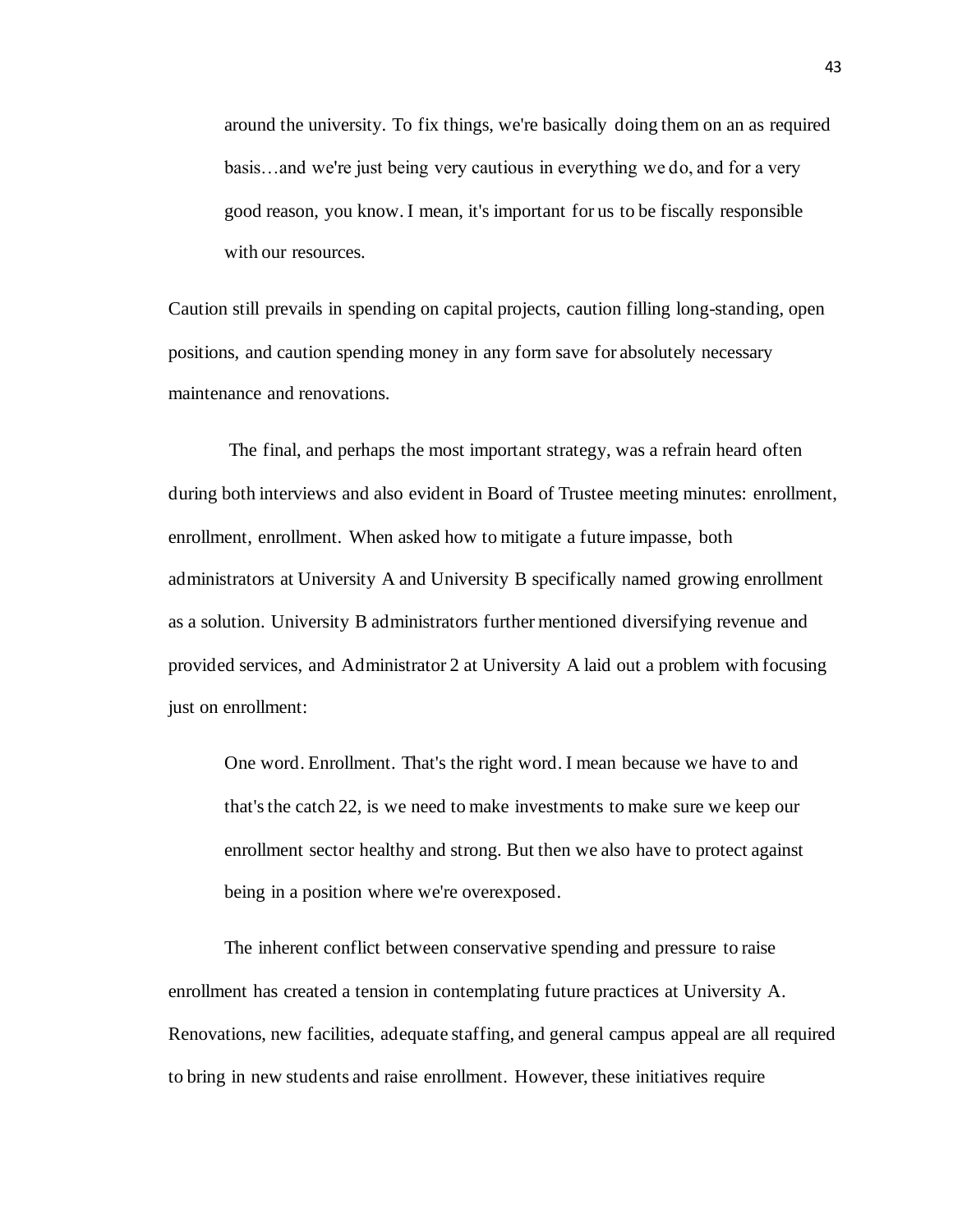> around the university. To fix things, we're basically doing them on an as required basis…and we're just being very cautious in everything we do, and for a very good reason, you know. I mean, it's important for us to be fiscally responsible with our resources.

Caution still prevails in spending on capital projects, caution filling long-standing, open positions, and caution spending money in any form save for absolutely necessary maintenance and renovations.

The final, and perhaps the most important strategy, was a refrain heard often during both interviews and also evident in Board of Trustee meeting minutes: enrollment, enrollment, enrollment. When asked how to mitigate a future impasse, both administrators at University A and University B specifically named growing enrollment as a solution. University B administrators further mentioned diversifying revenue and provided services, and Administrator 2 at University A laid out a problem with focusing just on enrollment:

> One word. Enrollment. That's the right word. I mean because we have to and that's the catch 22, is we need to make investments to make sure we keep our enrollment sector healthy and strong. But then we also have to protect against being in a position where we're overexposed.

The inherent conflict between conservative spending and pressure to raise enrollment has created a tension in contemplating future practices at University A. Renovations, new facilities, adequate staffing, and general campus appeal are all required to bring in new students and raise enrollment. However, these initiatives require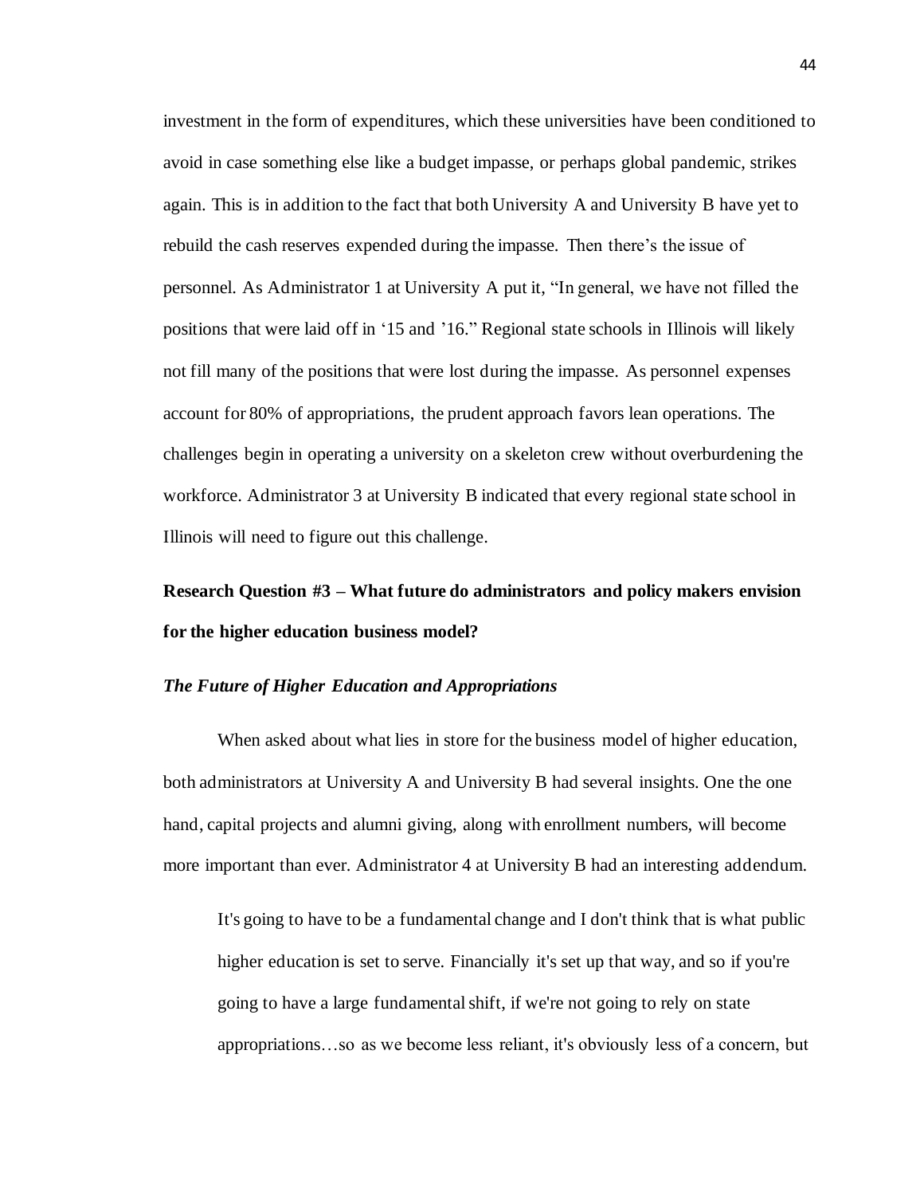investment in the form of expenditures, which these universities have been conditioned to avoid in case something else like a budget impasse, or perhaps global pandemic, strikes again. This is in addition to the fact that both University A and University B have yet to rebuild the cash reserves expended during the impasse. Then there's the issue of personnel. As Administrator 1 at University A put it, "In general, we have not filled the positions that were laid off in '15 and '16." Regional state schools in Illinois will likely not fill many of the positions that were lost during the impasse. As personnel expenses account for 80% of appropriations, the prudent approach favors lean operations. The challenges begin in operating a university on a skeleton crew without overburdening the workforce. Administrator 3 at University B indicated that every regional state school in Illinois will need to figure out this challenge.

**Research Question #3 – What future do administrators and policy makers envision for the higher education business model?**

***The Future of Higher Education and Appropriations***

When asked about what lies in store for the business model of higher education, both administrators at University A and University B had several insights. One the one hand, capital projects and alumni giving, along with enrollment numbers, will become more important than ever. Administrator 4 at University B had an interesting addendum.

> It's going to have to be a fundamental change and I don't think that is what public higher education is set to serve. Financially it's set up that way, and so if you're going to have a large fundamental shift, if we're not going to rely on state appropriations…so as we become less reliant, it's obviously less of a concern, but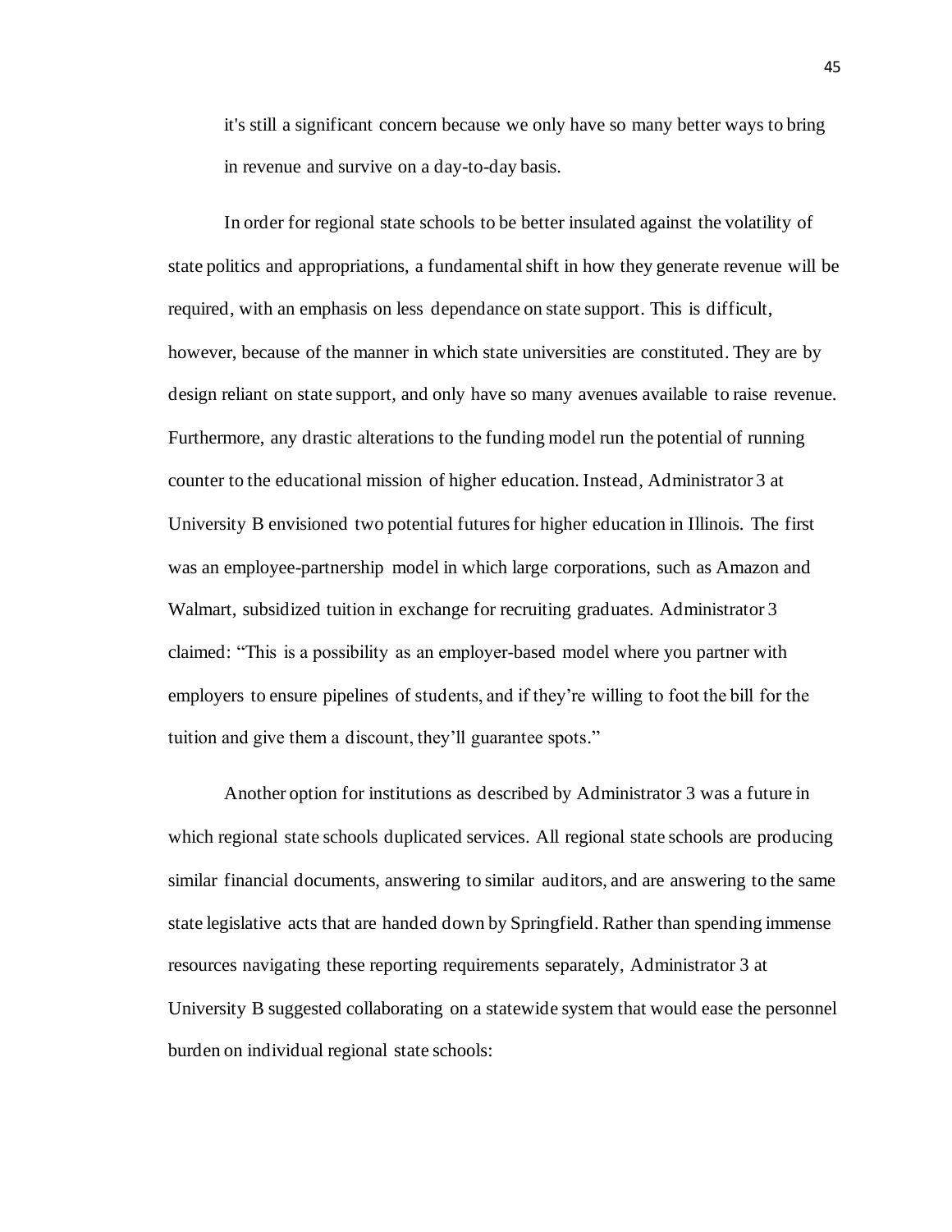> it's still a significant concern because we only have so many better ways to bring in revenue and survive on a day-to-day basis.

In order for regional state schools to be better insulated against the volatility of state politics and appropriations, a fundamental shift in how they generate revenue will be required, with an emphasis on less dependance on state support. This is difficult, however, because of the manner in which state universities are constituted. They are by design reliant on state support, and only have so many avenues available to raise revenue. Furthermore, any drastic alterations to the funding model run the potential of running counter to the educational mission of higher education. Instead, Administrator 3 at University B envisioned two potential futures for higher education in Illinois. The first was an employee-partnership model in which large corporations, such as Amazon and Walmart, subsidized tuition in exchange for recruiting graduates. Administrator 3 claimed: "This is a possibility as an employer-based model where you partner with employers to ensure pipelines of students, and if they're willing to foot the bill for the tuition and give them a discount, they'll guarantee spots."

Another option for institutions as described by Administrator 3 was a future in which regional state schools duplicated services. All regional state schools are producing similar financial documents, answering to similar auditors, and are answering to the same state legislative acts that are handed down by Springfield. Rather than spending immense resources navigating these reporting requirements separately, Administrator 3 at University B suggested collaborating on a statewide system that would ease the personnel burden on individual regional state schools: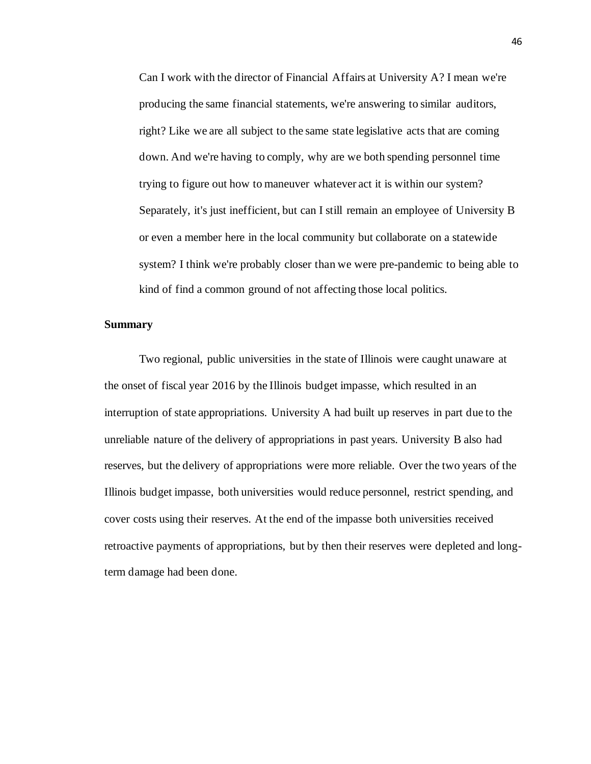> Can I work with the director of Financial Affairs at University A? I mean we're producing the same financial statements, we're answering to similar auditors, right? Like we are all subject to the same state legislative acts that are coming down. And we're having to comply, why are we both spending personnel time trying to figure out how to maneuver whatever act it is within our system? Separately, it's just inefficient, but can I still remain an employee of University B or even a member here in the local community but collaborate on a statewide system? I think we're probably closer than we were pre-pandemic to being able to kind of find a common ground of not affecting those local politics.

## Summary

Two regional, public universities in the state of Illinois were caught unaware at the onset of fiscal year 2016 by the Illinois budget impasse, which resulted in an interruption of state appropriations. University A had built up reserves in part due to the unreliable nature of the delivery of appropriations in past years. University B also had reserves, but the delivery of appropriations were more reliable. Over the two years of the Illinois budget impasse, both universities would reduce personnel, restrict spending, and cover costs using their reserves. At the end of the impasse both universities received retroactive payments of appropriations, but by then their reserves were depleted and long-term damage had been done.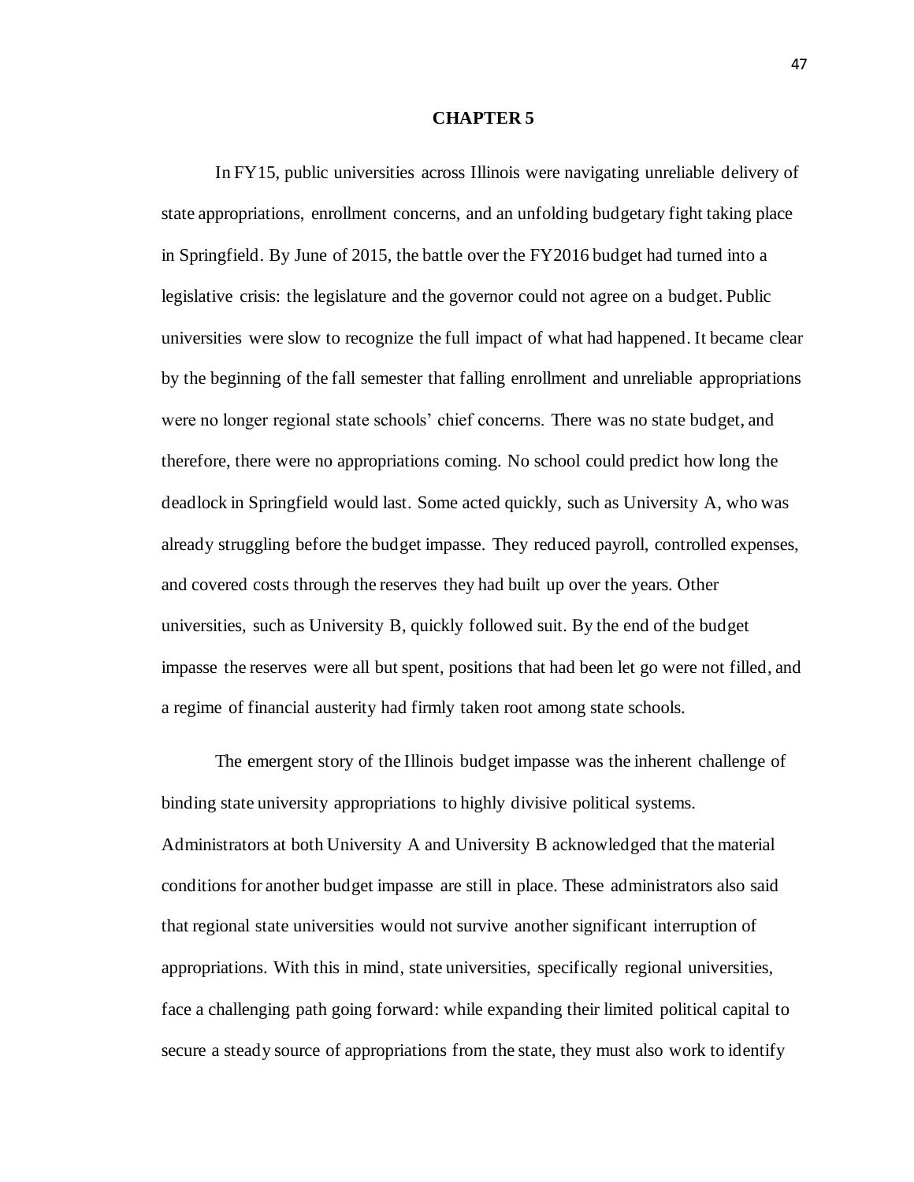# CHAPTER 5

In FY15, public universities across Illinois were navigating unreliable delivery of state appropriations, enrollment concerns, and an unfolding budgetary fight taking place in Springfield. By June of 2015, the battle over the FY2016 budget had turned into a legislative crisis: the legislature and the governor could not agree on a budget. Public universities were slow to recognize the full impact of what had happened. It became clear by the beginning of the fall semester that falling enrollment and unreliable appropriations were no longer regional state schools' chief concerns. There was no state budget, and therefore, there were no appropriations coming. No school could predict how long the deadlock in Springfield would last. Some acted quickly, such as University A, who was already struggling before the budget impasse. They reduced payroll, controlled expenses, and covered costs through the reserves they had built up over the years. Other universities, such as University B, quickly followed suit. By the end of the budget impasse the reserves were all but spent, positions that had been let go were not filled, and a regime of financial austerity had firmly taken root among state schools.

The emergent story of the Illinois budget impasse was the inherent challenge of binding state university appropriations to highly divisive political systems. Administrators at both University A and University B acknowledged that the material conditions for another budget impasse are still in place. These administrators also said that regional state universities would not survive another significant interruption of appropriations. With this in mind, state universities, specifically regional universities, face a challenging path going forward: while expanding their limited political capital to secure a steady source of appropriations from the state, they must also work to identify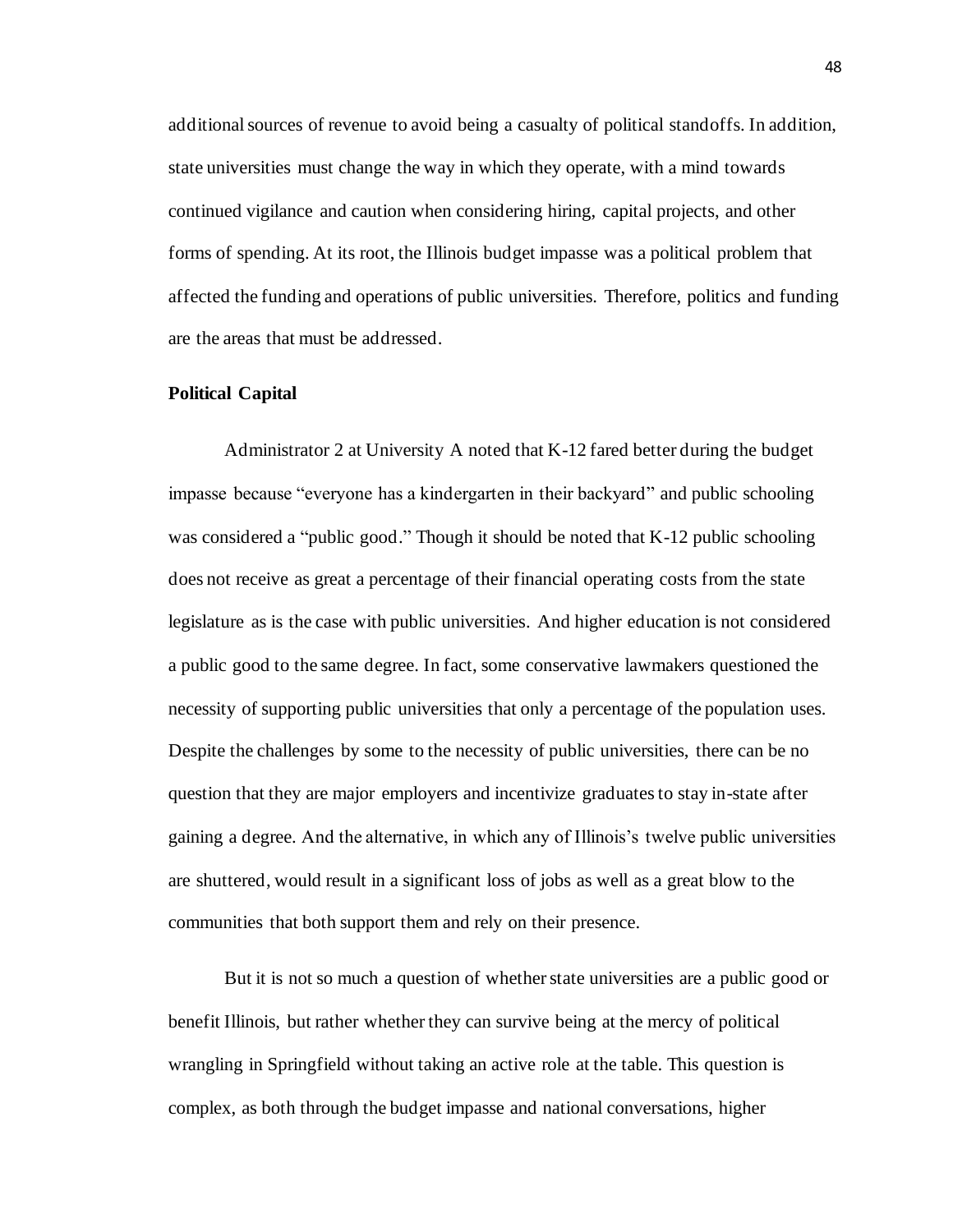additional sources of revenue to avoid being a casualty of political standoffs. In addition, state universities must change the way in which they operate, with a mind towards continued vigilance and caution when considering hiring, capital projects, and other forms of spending. At its root, the Illinois budget impasse was a political problem that affected the funding and operations of public universities. Therefore, politics and funding are the areas that must be addressed.

**Political Capital**

Administrator 2 at University A noted that K-12 fared better during the budget impasse because "everyone has a kindergarten in their backyard" and public schooling was considered a "public good." Though it should be noted that K-12 public schooling does not receive as great a percentage of their financial operating costs from the state legislature as is the case with public universities. And higher education is not considered a public good to the same degree. In fact, some conservative lawmakers questioned the necessity of supporting public universities that only a percentage of the population uses. Despite the challenges by some to the necessity of public universities, there can be no question that they are major employers and incentivize graduates to stay in-state after gaining a degree. And the alternative, in which any of Illinois's twelve public universities are shuttered, would result in a significant loss of jobs as well as a great blow to the communities that both support them and rely on their presence.

But it is not so much a question of whether state universities are a public good or benefit Illinois, but rather whether they can survive being at the mercy of political wrangling in Springfield without taking an active role at the table. This question is complex, as both through the budget impasse and national conversations, higher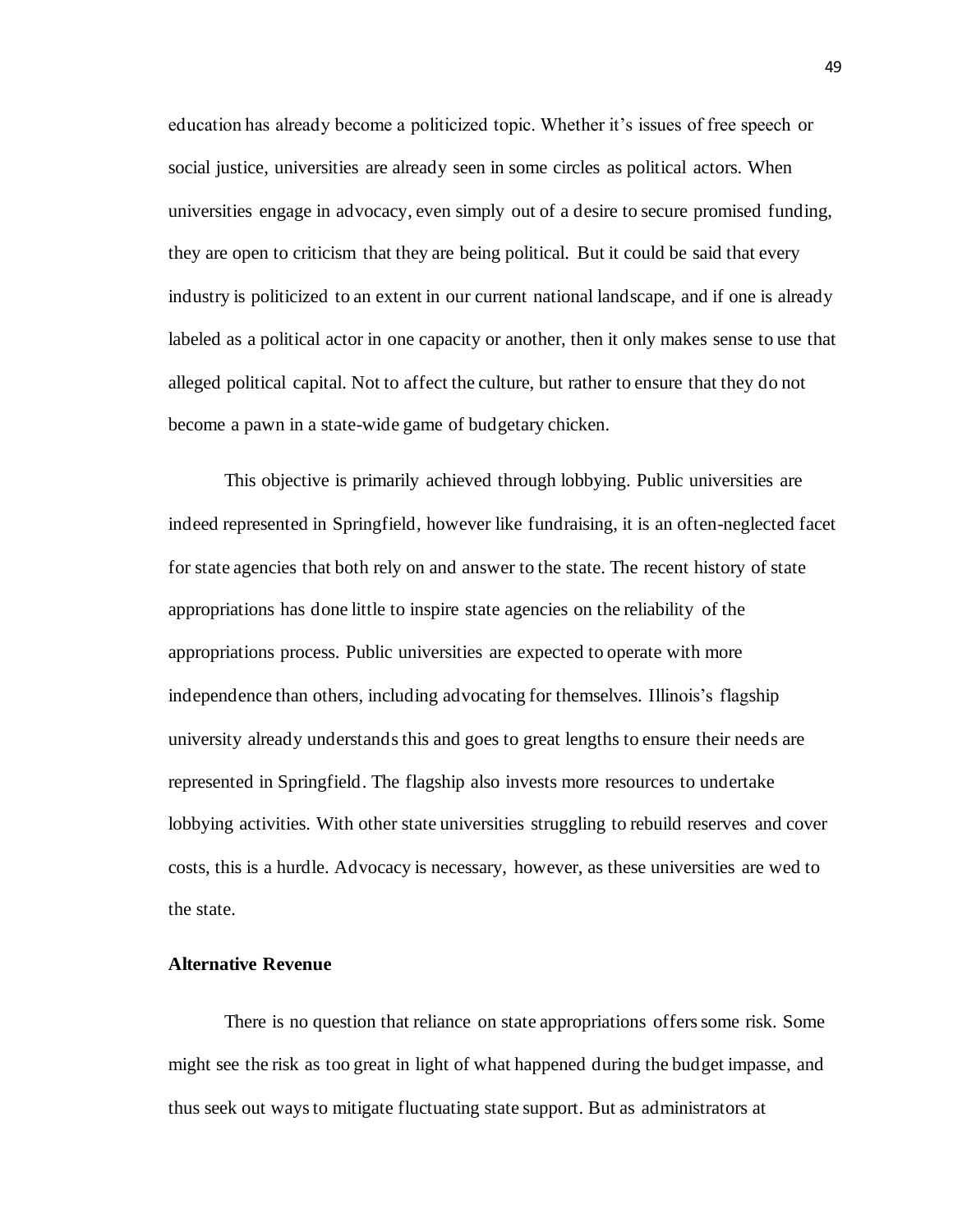education has already become a politicized topic. Whether it's issues of free speech or social justice, universities are already seen in some circles as political actors. When universities engage in advocacy, even simply out of a desire to secure promised funding, they are open to criticism that they are being political. But it could be said that every industry is politicized to an extent in our current national landscape, and if one is already labeled as a political actor in one capacity or another, then it only makes sense to use that alleged political capital. Not to affect the culture, but rather to ensure that they do not become a pawn in a state-wide game of budgetary chicken.

This objective is primarily achieved through lobbying. Public universities are indeed represented in Springfield, however like fundraising, it is an often-neglected facet for state agencies that both rely on and answer to the state. The recent history of state appropriations has done little to inspire state agencies on the reliability of the appropriations process. Public universities are expected to operate with more independence than others, including advocating for themselves. Illinois's flagship university already understands this and goes to great lengths to ensure their needs are represented in Springfield. The flagship also invests more resources to undertake lobbying activities. With other state universities struggling to rebuild reserves and cover costs, this is a hurdle. Advocacy is necessary, however, as these universities are wed to the state.

### Alternative Revenue

There is no question that reliance on state appropriations offers some risk. Some might see the risk as too great in light of what happened during the budget impasse, and thus seek out ways to mitigate fluctuating state support. But as administrators at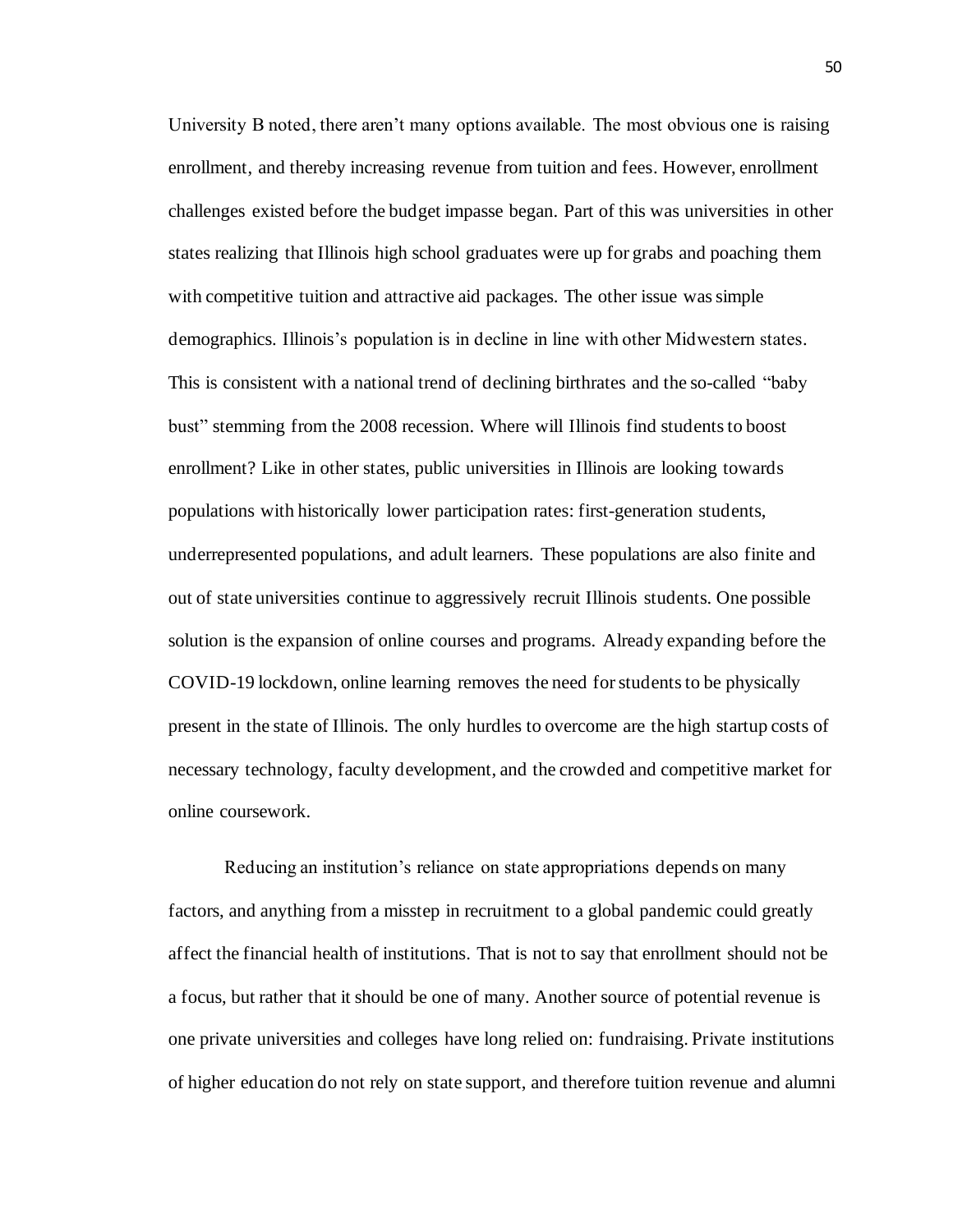University B noted, there aren't many options available. The most obvious one is raising enrollment, and thereby increasing revenue from tuition and fees. However, enrollment challenges existed before the budget impasse began. Part of this was universities in other states realizing that Illinois high school graduates were up for grabs and poaching them with competitive tuition and attractive aid packages. The other issue was simple demographics. Illinois's population is in decline in line with other Midwestern states. This is consistent with a national trend of declining birthrates and the so-called "baby bust" stemming from the 2008 recession. Where will Illinois find students to boost enrollment? Like in other states, public universities in Illinois are looking towards populations with historically lower participation rates: first-generation students, underrepresented populations, and adult learners. These populations are also finite and out of state universities continue to aggressively recruit Illinois students. One possible solution is the expansion of online courses and programs. Already expanding before the COVID-19 lockdown, online learning removes the need for students to be physically present in the state of Illinois. The only hurdles to overcome are the high startup costs of necessary technology, faculty development, and the crowded and competitive market for online coursework.

Reducing an institution's reliance on state appropriations depends on many factors, and anything from a misstep in recruitment to a global pandemic could greatly affect the financial health of institutions. That is not to say that enrollment should not be a focus, but rather that it should be one of many. Another source of potential revenue is one private universities and colleges have long relied on: fundraising. Private institutions of higher education do not rely on state support, and therefore tuition revenue and alumni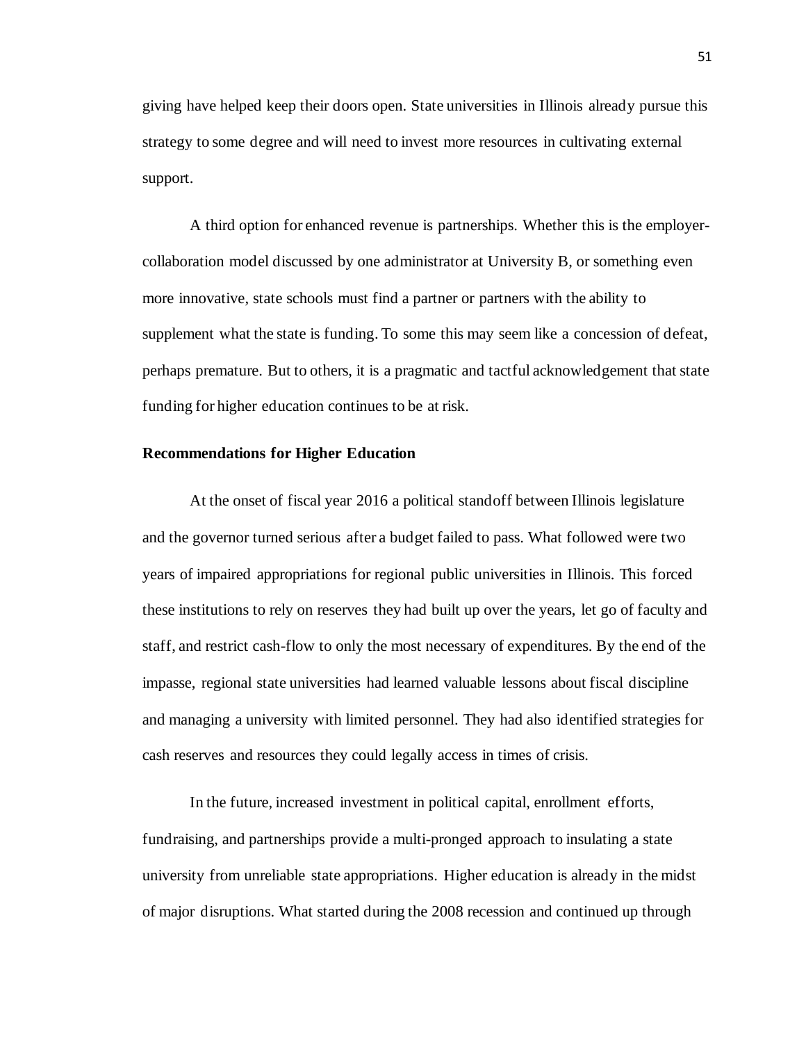giving have helped keep their doors open. State universities in Illinois already pursue this strategy to some degree and will need to invest more resources in cultivating external support.

A third option for enhanced revenue is partnerships. Whether this is the employer-collaboration model discussed by one administrator at University B, or something even more innovative, state schools must find a partner or partners with the ability to supplement what the state is funding. To some this may seem like a concession of defeat, perhaps premature. But to others, it is a pragmatic and tactful acknowledgement that state funding for higher education continues to be at risk.

**Recommendations for Higher Education**

At the onset of fiscal year 2016 a political standoff between Illinois legislature and the governor turned serious after a budget failed to pass. What followed were two years of impaired appropriations for regional public universities in Illinois. This forced these institutions to rely on reserves they had built up over the years, let go of faculty and staff, and restrict cash-flow to only the most necessary of expenditures. By the end of the impasse, regional state universities had learned valuable lessons about fiscal discipline and managing a university with limited personnel. They had also identified strategies for cash reserves and resources they could legally access in times of crisis.

In the future, increased investment in political capital, enrollment efforts, fundraising, and partnerships provide a multi-pronged approach to insulating a state university from unreliable state appropriations. Higher education is already in the midst of major disruptions. What started during the 2008 recession and continued up through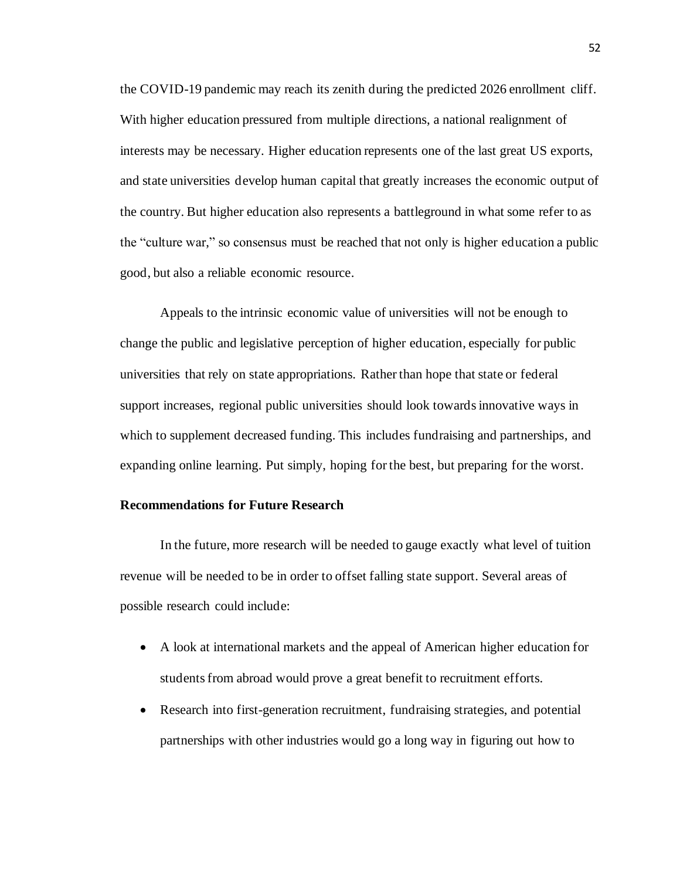the COVID-19 pandemic may reach its zenith during the predicted 2026 enrollment cliff. With higher education pressured from multiple directions, a national realignment of interests may be necessary. Higher education represents one of the last great US exports, and state universities develop human capital that greatly increases the economic output of the country. But higher education also represents a battleground in what some refer to as the "culture war," so consensus must be reached that not only is higher education a public good, but also a reliable economic resource.

Appeals to the intrinsic economic value of universities will not be enough to change the public and legislative perception of higher education, especially for public universities that rely on state appropriations. Rather than hope that state or federal support increases, regional public universities should look towards innovative ways in which to supplement decreased funding. This includes fundraising and partnerships, and expanding online learning. Put simply, hoping for the best, but preparing for the worst.

**Recommendations for Future Research**

In the future, more research will be needed to gauge exactly what level of tuition revenue will be needed to be in order to offset falling state support. Several areas of possible research could include:

- A look at international markets and the appeal of American higher education for students from abroad would prove a great benefit to recruitment efforts.
- Research into first-generation recruitment, fundraising strategies, and potential partnerships with other industries would go a long way in figuring out how to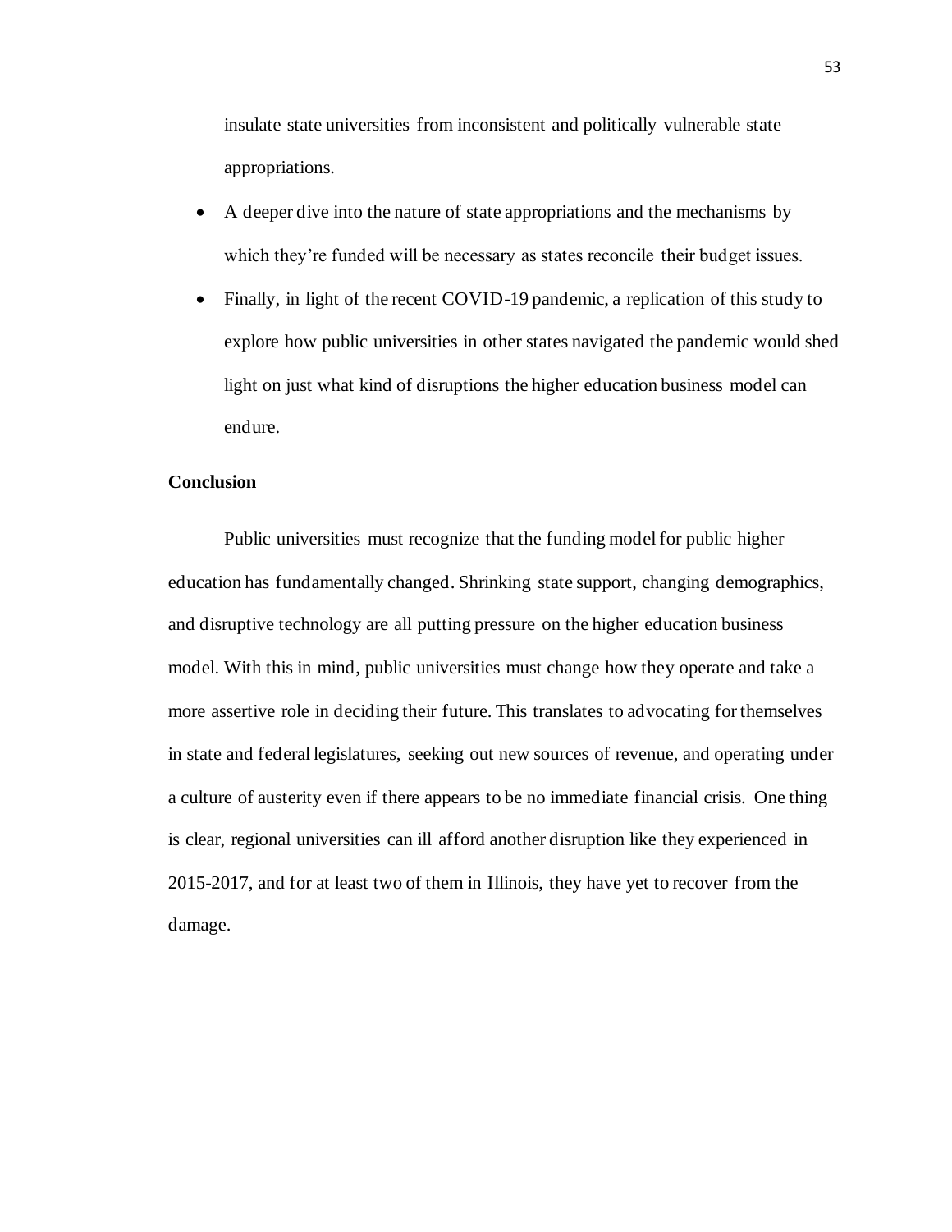insulate state universities from inconsistent and politically vulnerable state appropriations.

- A deeper dive into the nature of state appropriations and the mechanisms by which they're funded will be necessary as states reconcile their budget issues.
- Finally, in light of the recent COVID-19 pandemic, a replication of this study to explore how public universities in other states navigated the pandemic would shed light on just what kind of disruptions the higher education business model can endure.

## Conclusion

Public universities must recognize that the funding model for public higher education has fundamentally changed. Shrinking state support, changing demographics, and disruptive technology are all putting pressure on the higher education business model. With this in mind, public universities must change how they operate and take a more assertive role in deciding their future. This translates to advocating for themselves in state and federal legislatures, seeking out new sources of revenue, and operating under a culture of austerity even if there appears to be no immediate financial crisis. One thing is clear, regional universities can ill afford another disruption like they experienced in 2015-2017, and for at least two of them in Illinois, they have yet to recover from the damage.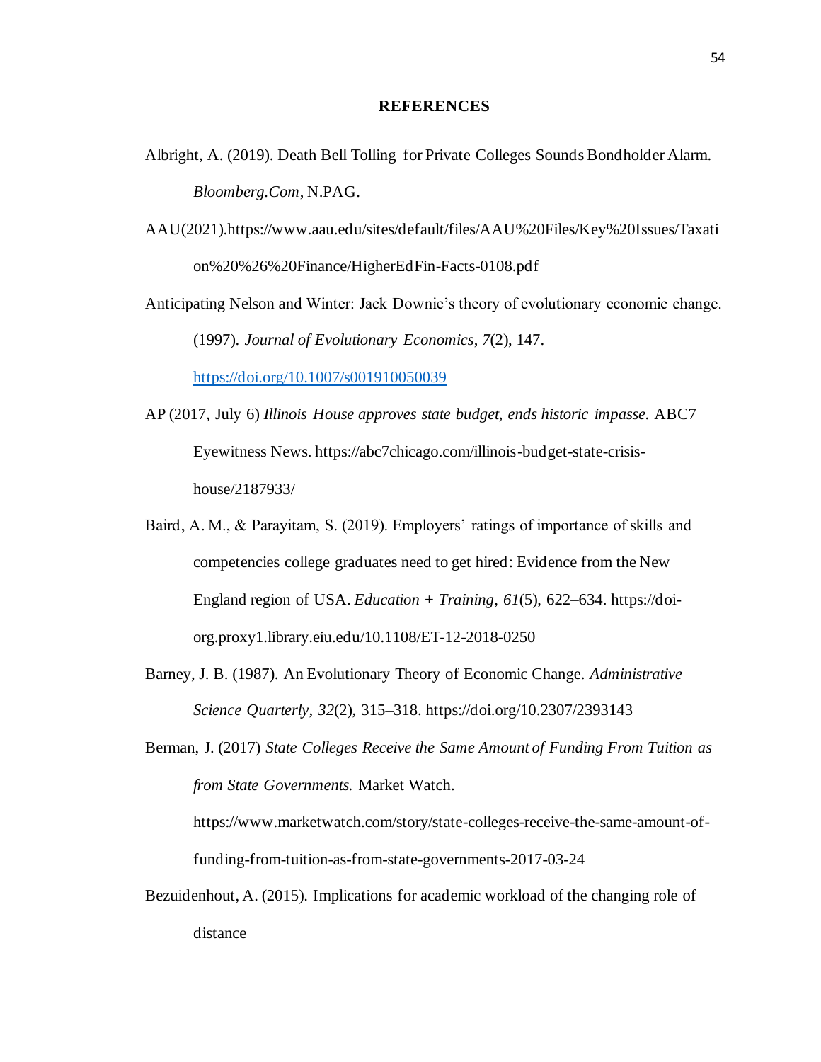# REFERENCES

Albright, A. (2019). Death Bell Tolling for Private Colleges Sounds Bondholder Alarm. *Bloomberg.Com*, N.PAG.

AAU(2021).https://www.aau.edu/sites/default/files/AAU%20Files/Key%20Issues/Taxation%20%26%20Finance/HigherEdFin-Facts-0108.pdf

Anticipating Nelson and Winter: Jack Downie's theory of evolutionary economic change. (1997). *Journal of Evolutionary Economics*, *7*(2), 147. https://doi.org/10.1007/s001910050039

AP (2017, July 6) *Illinois House approves state budget, ends historic impasse.* ABC7 Eyewitness News. https://abc7chicago.com/illinois-budget-state-crisis-house/2187933/

Baird, A. M., & Parayitam, S. (2019). Employers' ratings of importance of skills and competencies college graduates need to get hired: Evidence from the New England region of USA. *Education + Training*, *61*(5), 622–634. https://doi-org.proxy1.library.eiu.edu/10.1108/ET-12-2018-0250

Barney, J. B. (1987). An Evolutionary Theory of Economic Change. *Administrative Science Quarterly*, *32*(2), 315–318. https://doi.org/10.2307/2393143

Berman, J. (2017) *State Colleges Receive the Same Amount of Funding From Tuition as from State Governments.* Market Watch. https://www.marketwatch.com/story/state-colleges-receive-the-same-amount-of-funding-from-tuition-as-from-state-governments-2017-03-24

Bezuidenhout, A. (2015). Implications for academic workload of the changing role of distance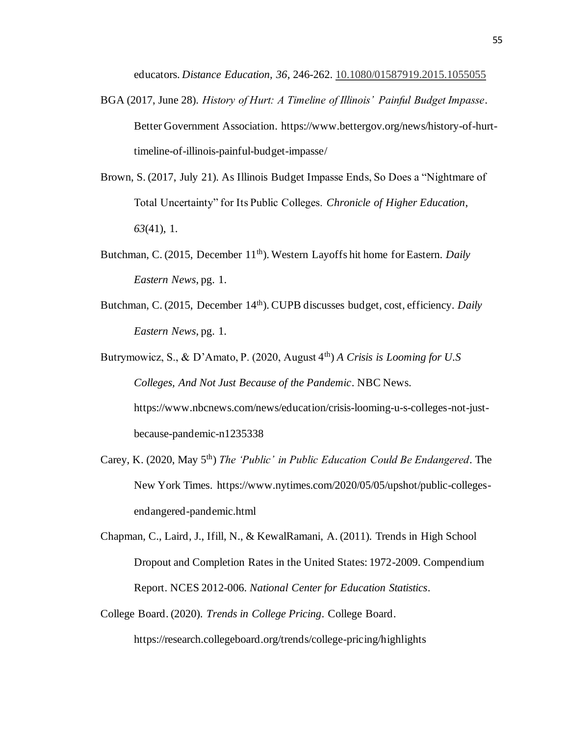educators. *Distance Education*, *36*, 246-262. 10.1080/01587919.2015.1055055

BGA (2017, June 28). *History of Hurt: A Timeline of Illinois' Painful Budget Impasse*. Better Government Association. https://www.bettergov.org/news/history-of-hurt-timeline-of-illinois-painful-budget-impasse/

Brown, S. (2017, July 21). As Illinois Budget Impasse Ends, So Does a "Nightmare of Total Uncertainty" for Its Public Colleges. *Chronicle of Higher Education*, *63*(41), 1.

Butchman, C. (2015, December 11th). Western Layoffs hit home for Eastern. *Daily Eastern News*, pg. 1.

Butchman, C. (2015, December 14th). CUPB discusses budget, cost, efficiency. *Daily Eastern News*, pg. 1.

Butrymowicz, S., & D'Amato, P. (2020, August 4th) *A Crisis is Looming for U.S Colleges, And Not Just Because of the Pandemic*. NBC News. https://www.nbcnews.com/news/education/crisis-looming-u-s-colleges-not-just-because-pandemic-n1235338

Carey, K. (2020, May 5th) *The 'Public' in Public Education Could Be Endangered*. The New York Times. https://www.nytimes.com/2020/05/05/upshot/public-colleges-endangered-pandemic.html

Chapman, C., Laird, J., Ifill, N., & KewalRamani, A. (2011). Trends in High School Dropout and Completion Rates in the United States: 1972-2009. Compendium Report. NCES 2012-006. *National Center for Education Statistics*.

College Board. (2020). *Trends in College Pricing*. College Board. https://research.collegeboard.org/trends/college-pricing/highlights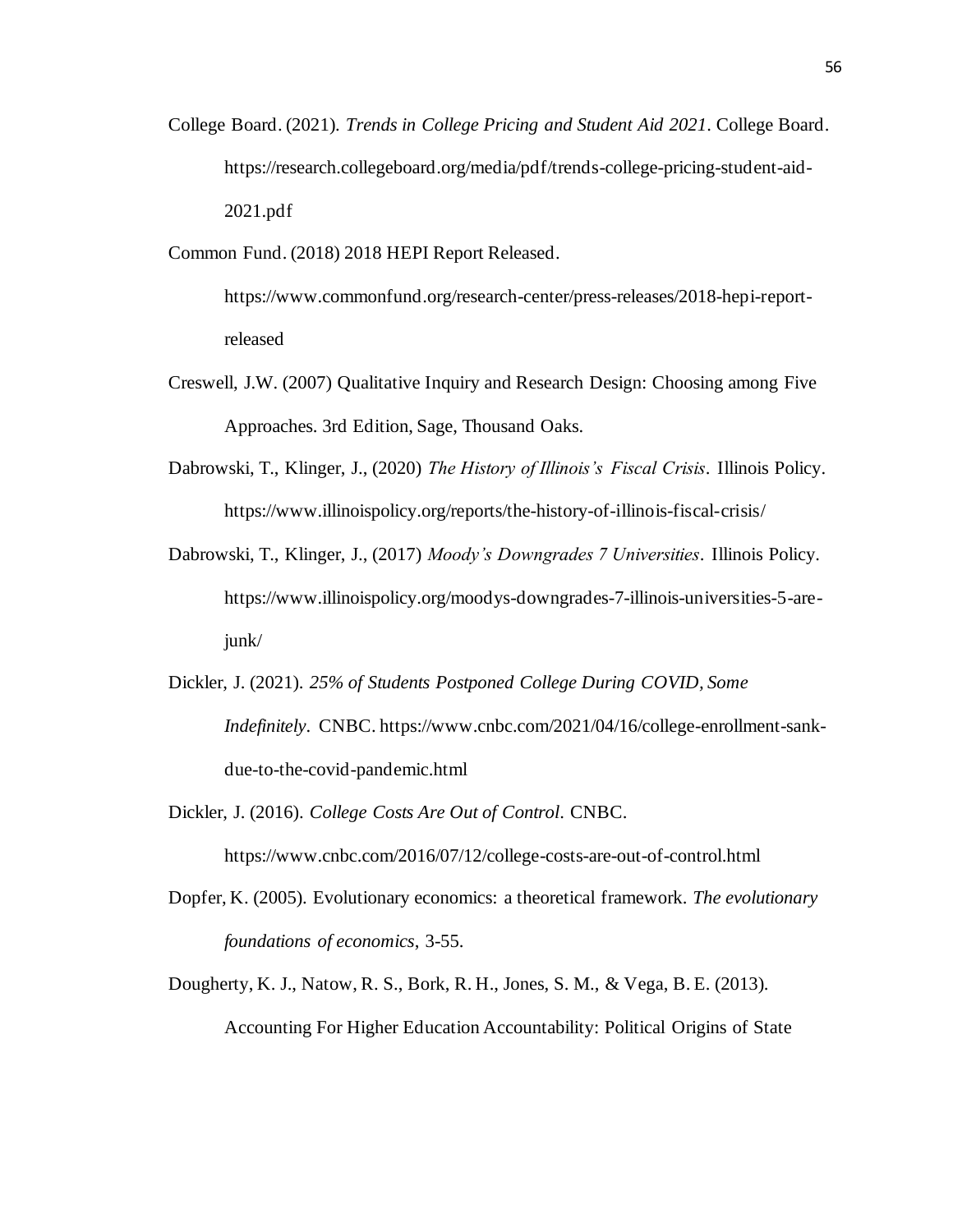College Board. (2021). *Trends in College Pricing and Student Aid 2021*. College Board. https://research.collegeboard.org/media/pdf/trends-college-pricing-student-aid-2021.pdf

Common Fund. (2018) 2018 HEPI Report Released. https://www.commonfund.org/research-center/press-releases/2018-hepi-report-released

Creswell, J.W. (2007) Qualitative Inquiry and Research Design: Choosing among Five Approaches. 3rd Edition, Sage, Thousand Oaks.

Dabrowski, T., Klinger, J., (2020) *The History of Illinois's Fiscal Crisis*. Illinois Policy. https://www.illinoispolicy.org/reports/the-history-of-illinois-fiscal-crisis/

Dabrowski, T., Klinger, J., (2017) *Moody's Downgrades 7 Universities*. Illinois Policy. https://www.illinoispolicy.org/moodys-downgrades-7-illinois-universities-5-are-junk/

Dickler, J. (2021). *25% of Students Postponed College During COVID, Some Indefinitely*. CNBC. https://www.cnbc.com/2021/04/16/college-enrollment-sank-due-to-the-covid-pandemic.html

Dickler, J. (2016). *College Costs Are Out of Control*. CNBC. https://www.cnbc.com/2016/07/12/college-costs-are-out-of-control.html

Dopfer, K. (2005). Evolutionary economics: a theoretical framework. *The evolutionary foundations of economics*, 3-55.

Dougherty, K. J., Natow, R. S., Bork, R. H., Jones, S. M., & Vega, B. E. (2013). Accounting For Higher Education Accountability: Political Origins of State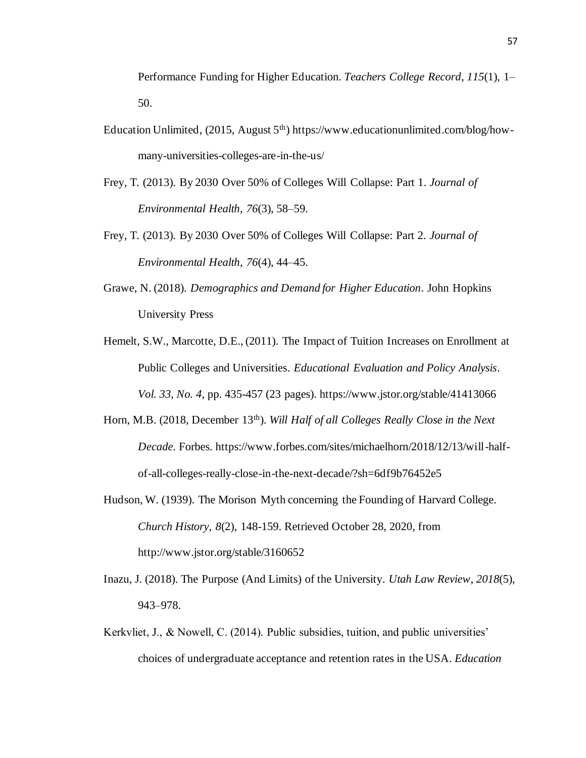Performance Funding for Higher Education. *Teachers College Record*, *115*(1), 1–50.

Education Unlimited, (2015, August 5th) https://www.educationunlimited.com/blog/how-many-universities-colleges-are-in-the-us/

Frey, T. (2013). By 2030 Over 50% of Colleges Will Collapse: Part 1. *Journal of Environmental Health*, *76*(3), 58–59.

Frey, T. (2013). By 2030 Over 50% of Colleges Will Collapse: Part 2. *Journal of Environmental Health*, *76*(4), 44–45.

Grawe, N. (2018). *Demographics and Demand for Higher Education*. John Hopkins University Press

Hemelt, S.W., Marcotte, D.E., (2011). The Impact of Tuition Increases on Enrollment at Public Colleges and Universities. *Educational Evaluation and Policy Analysis*. *Vol. 33, No. 4*, pp. 435-457 (23 pages). https://www.jstor.org/stable/41413066

Horn, M.B. (2018, December 13th). *Will Half of all Colleges Really Close in the Next Decade.* Forbes. https://www.forbes.com/sites/michaelhorn/2018/12/13/will-half-of-all-colleges-really-close-in-the-next-decade/?sh=6df9b76452e5

Hudson, W. (1939). The Morison Myth concerning the Founding of Harvard College. *Church History, 8*(2), 148-159. Retrieved October 28, 2020, from http://www.jstor.org/stable/3160652

Inazu, J. (2018). The Purpose (And Limits) of the University. *Utah Law Review*, *2018*(5), 943–978.

Kerkvliet, J., & Nowell, C. (2014). Public subsidies, tuition, and public universities' choices of undergraduate acceptance and retention rates in the USA. *Education*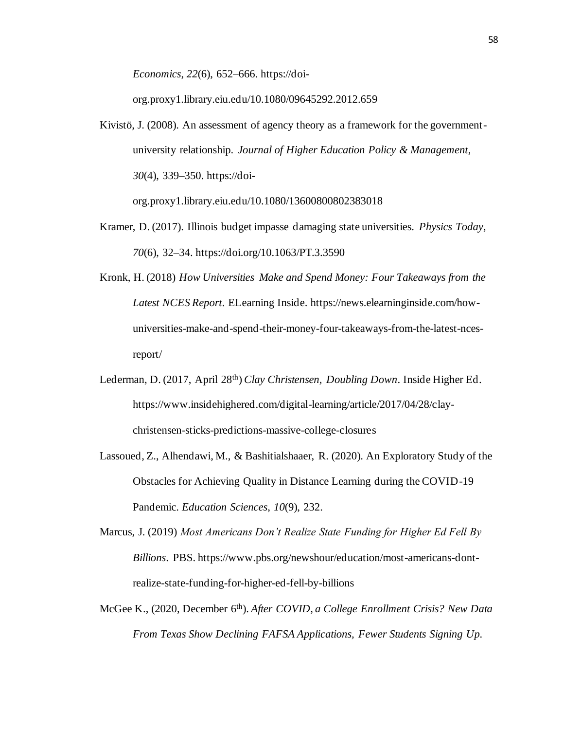*Economics, 22*(6), 652–666. https://doi-org.proxy1.library.eiu.edu/10.1080/09645292.2012.659

Kivistö, J. (2008). An assessment of agency theory as a framework for the government-university relationship. *Journal of Higher Education Policy & Management, 30*(4), 339–350. https://doi-org.proxy1.library.eiu.edu/10.1080/13600800802383018

Kramer, D. (2017). Illinois budget impasse damaging state universities. *Physics Today, 70*(6), 32–34. https://doi.org/10.1063/PT.3.3590

Kronk, H. (2018) *How Universities Make and Spend Money: Four Takeaways from the Latest NCES Report*. ELearning Inside. https://news.elearninginside.com/how-universities-make-and-spend-their-money-four-takeaways-from-the-latest-nces-report/

Lederman, D. (2017, April 28th) *Clay Christensen, Doubling Down*. Inside Higher Ed. https://www.insidehighered.com/digital-learning/article/2017/04/28/clay-christensen-sticks-predictions-massive-college-closures

Lassoued, Z., Alhendawi, M., & Bashitialshaaer, R. (2020). An Exploratory Study of the Obstacles for Achieving Quality in Distance Learning during the COVID-19 Pandemic. *Education Sciences, 10*(9), 232.

Marcus, J. (2019) *Most Americans Don't Realize State Funding for Higher Ed Fell By Billions*. PBS. https://www.pbs.org/newshour/education/most-americans-dont-realize-state-funding-for-higher-ed-fell-by-billions

McGee K., (2020, December 6th). *After COVID, a College Enrollment Crisis? New Data From Texas Show Declining FAFSA Applications, Fewer Students Signing Up.*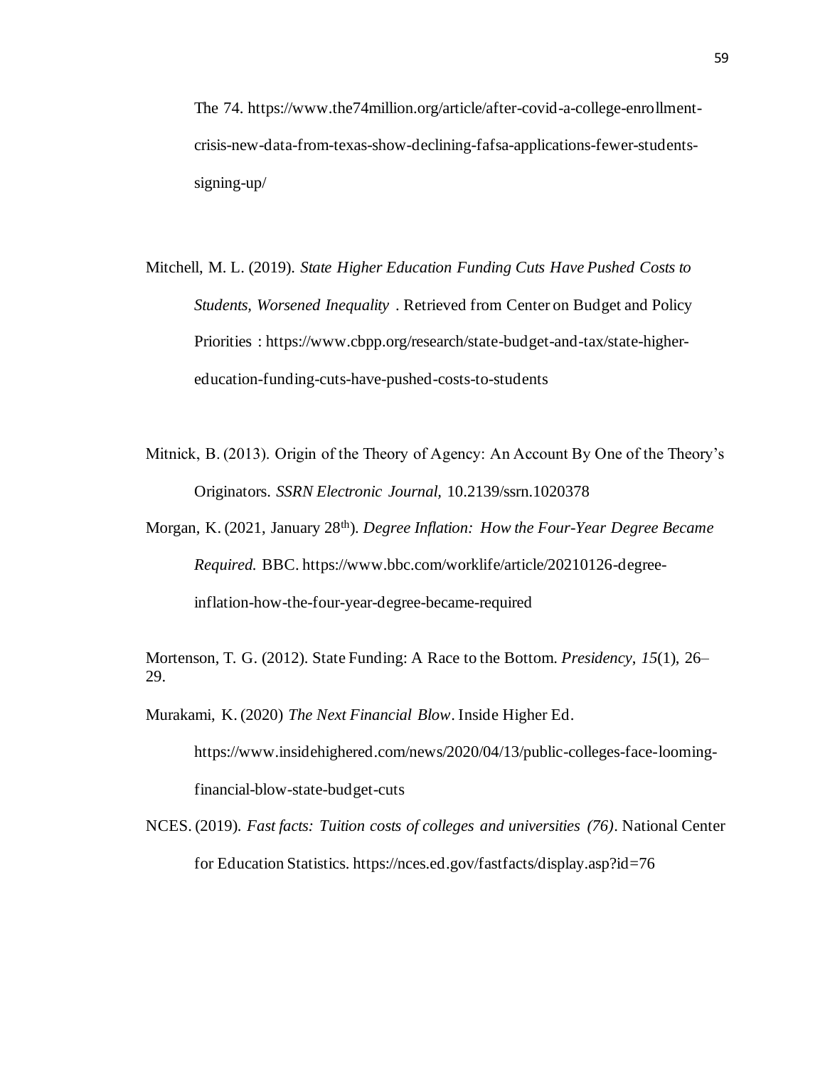The 74. https://www.the74million.org/article/after-covid-a-college-enrollment-crisis-new-data-from-texas-show-declining-fafsa-applications-fewer-students-signing-up/

Mitchell, M. L. (2019). *State Higher Education Funding Cuts Have Pushed Costs to Students, Worsened Inequality* . Retrieved from Center on Budget and Policy Priorities : https://www.cbpp.org/research/state-budget-and-tax/state-higher-education-funding-cuts-have-pushed-costs-to-students

Mitnick, B. (2013). Origin of the Theory of Agency: An Account By One of the Theory's Originators. *SSRN Electronic Journal*, 10.2139/ssrn.1020378

Morgan, K. (2021, January 28th). *Degree Inflation: How the Four-Year Degree Became Required.* BBC. https://www.bbc.com/worklife/article/20210126-degree-inflation-how-the-four-year-degree-became-required

Mortenson, T. G. (2012). State Funding: A Race to the Bottom. *Presidency*, *15*(1), 26–29.

Murakami, K. (2020) *The Next Financial Blow*. Inside Higher Ed. https://www.insidehighered.com/news/2020/04/13/public-colleges-face-looming-financial-blow-state-budget-cuts

NCES. (2019). *Fast facts: Tuition costs of colleges and universities (76)*. National Center for Education Statistics. https://nces.ed.gov/fastfacts/display.asp?id=76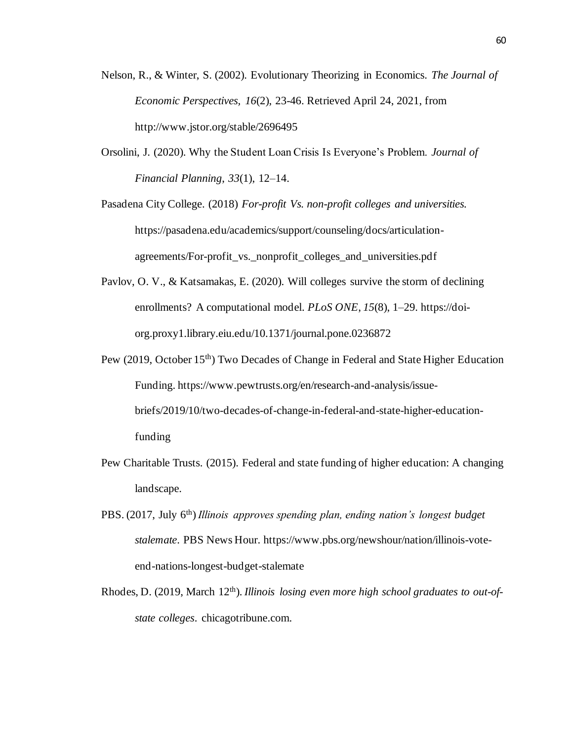Nelson, R., & Winter, S. (2002). Evolutionary Theorizing in Economics. *The Journal of Economic Perspectives, 16*(2), 23-46. Retrieved April 24, 2021, from http://www.jstor.org/stable/2696495

Orsolini, J. (2020). Why the Student Loan Crisis Is Everyone's Problem. *Journal of Financial Planning*, *33*(1), 12–14.

Pasadena City College. (2018) *For-profit Vs. non-profit colleges and universities.* https://pasadena.edu/academics/support/counseling/docs/articulation-agreements/For-profit_vs._nonprofit_colleges_and_universities.pdf

Pavlov, O. V., & Katsamakas, E. (2020). Will colleges survive the storm of declining enrollments? A computational model. *PLoS ONE*, *15*(8), 1–29. https://doi-org.proxy1.library.eiu.edu/10.1371/journal.pone.0236872

Pew (2019, October 15th) Two Decades of Change in Federal and State Higher Education Funding. https://www.pewtrusts.org/en/research-and-analysis/issue-briefs/2019/10/two-decades-of-change-in-federal-and-state-higher-education-funding

Pew Charitable Trusts. (2015). Federal and state funding of higher education: A changing landscape.

PBS. (2017, July 6th) *Illinois approves spending plan, ending nation's longest budget stalemate.* PBS News Hour. https://www.pbs.org/newshour/nation/illinois-vote-end-nations-longest-budget-stalemate

Rhodes, D. (2019, March 12th). *Illinois losing even more high school graduates to out-of-state colleges.* chicagotribune.com.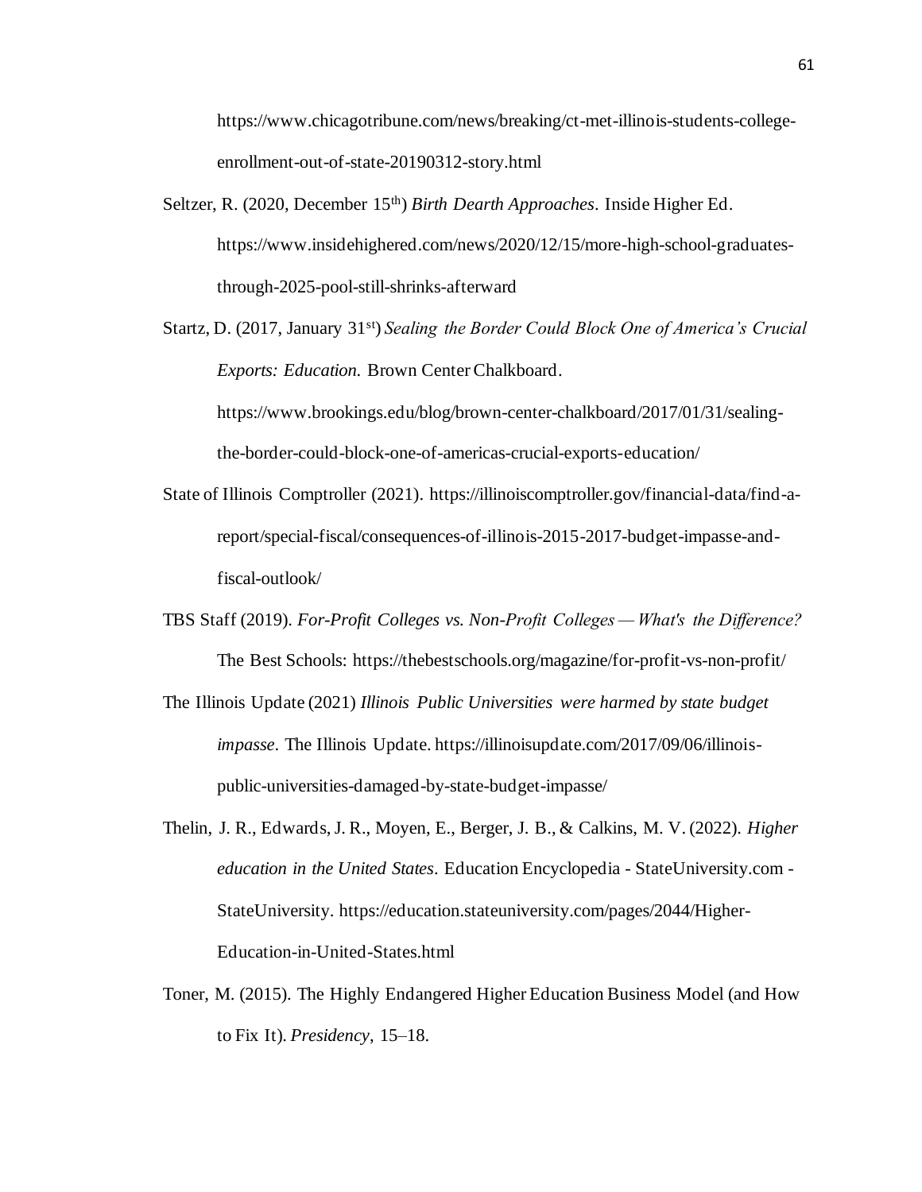https://www.chicagotribune.com/news/breaking/ct-met-illinois-students-college-enrollment-out-of-state-20190312-story.html

Seltzer, R. (2020, December 15th) *Birth Dearth Approaches*. Inside Higher Ed. https://www.insidehighered.com/news/2020/12/15/more-high-school-graduates-through-2025-pool-still-shrinks-afterward

Startz, D. (2017, January 31st) *Sealing the Border Could Block One of America's Crucial Exports: Education.* Brown Center Chalkboard. https://www.brookings.edu/blog/brown-center-chalkboard/2017/01/31/sealing-the-border-could-block-one-of-americas-crucial-exports-education/

State of Illinois Comptroller (2021). https://illinoiscomptroller.gov/financial-data/find-a-report/special-fiscal/consequences-of-illinois-2015-2017-budget-impasse-and-fiscal-outlook/

TBS Staff (2019). *For-Profit Colleges vs. Non-Profit Colleges — What's the Difference?* The Best Schools: https://thebestschools.org/magazine/for-profit-vs-non-profit/

The Illinois Update (2021) *Illinois Public Universities were harmed by state budget impasse*. The Illinois Update. https://illinoisupdate.com/2017/09/06/illinois-public-universities-damaged-by-state-budget-impasse/

Thelin, J. R., Edwards, J. R., Moyen, E., Berger, J. B., & Calkins, M. V. (2022). *Higher education in the United States*. Education Encyclopedia - StateUniversity.com - StateUniversity. https://education.stateuniversity.com/pages/2044/Higher-Education-in-United-States.html

Toner, M. (2015). The Highly Endangered Higher Education Business Model (and How to Fix It). *Presidency*, 15–18.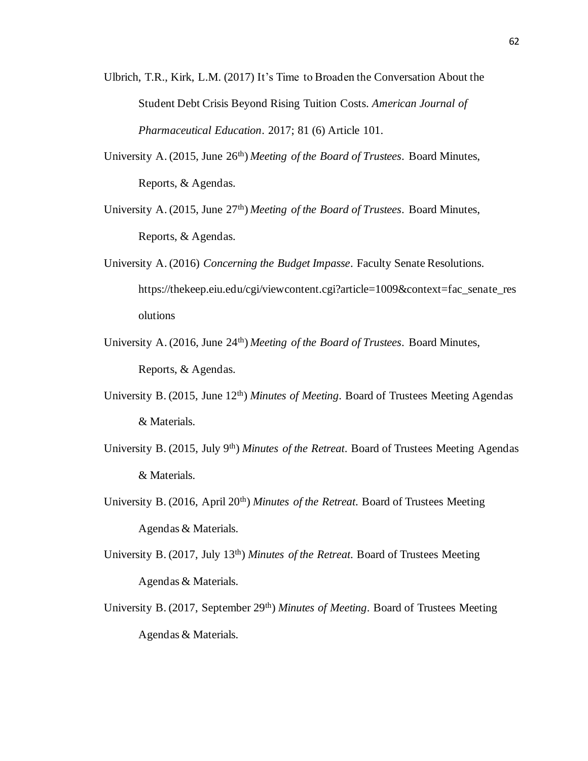Ulbrich, T.R., Kirk, L.M. (2017) It's Time to Broaden the Conversation About the Student Debt Crisis Beyond Rising Tuition Costs. *American Journal of Pharmaceutical Education*. 2017; 81 (6) Article 101.

University A. (2015, June 26th) *Meeting of the Board of Trustees*. Board Minutes, Reports, & Agendas.

University A. (2015, June 27th) *Meeting of the Board of Trustees*. Board Minutes, Reports, & Agendas.

University A. (2016) *Concerning the Budget Impasse*. Faculty Senate Resolutions. https://thekeep.eiu.edu/cgi/viewcontent.cgi?article=1009&context=fac_senate_resolutions

University A. (2016, June 24th) *Meeting of the Board of Trustees*. Board Minutes, Reports, & Agendas.

University B. (2015, June 12th) *Minutes of Meeting*. Board of Trustees Meeting Agendas & Materials.

University B. (2015, July 9th) *Minutes of the Retreat*. Board of Trustees Meeting Agendas & Materials.

University B. (2016, April 20th) *Minutes of the Retreat*. Board of Trustees Meeting Agendas & Materials.

University B. (2017, July 13th) *Minutes of the Retreat*. Board of Trustees Meeting Agendas & Materials.

University B. (2017, September 29th) *Minutes of Meeting*. Board of Trustees Meeting Agendas & Materials.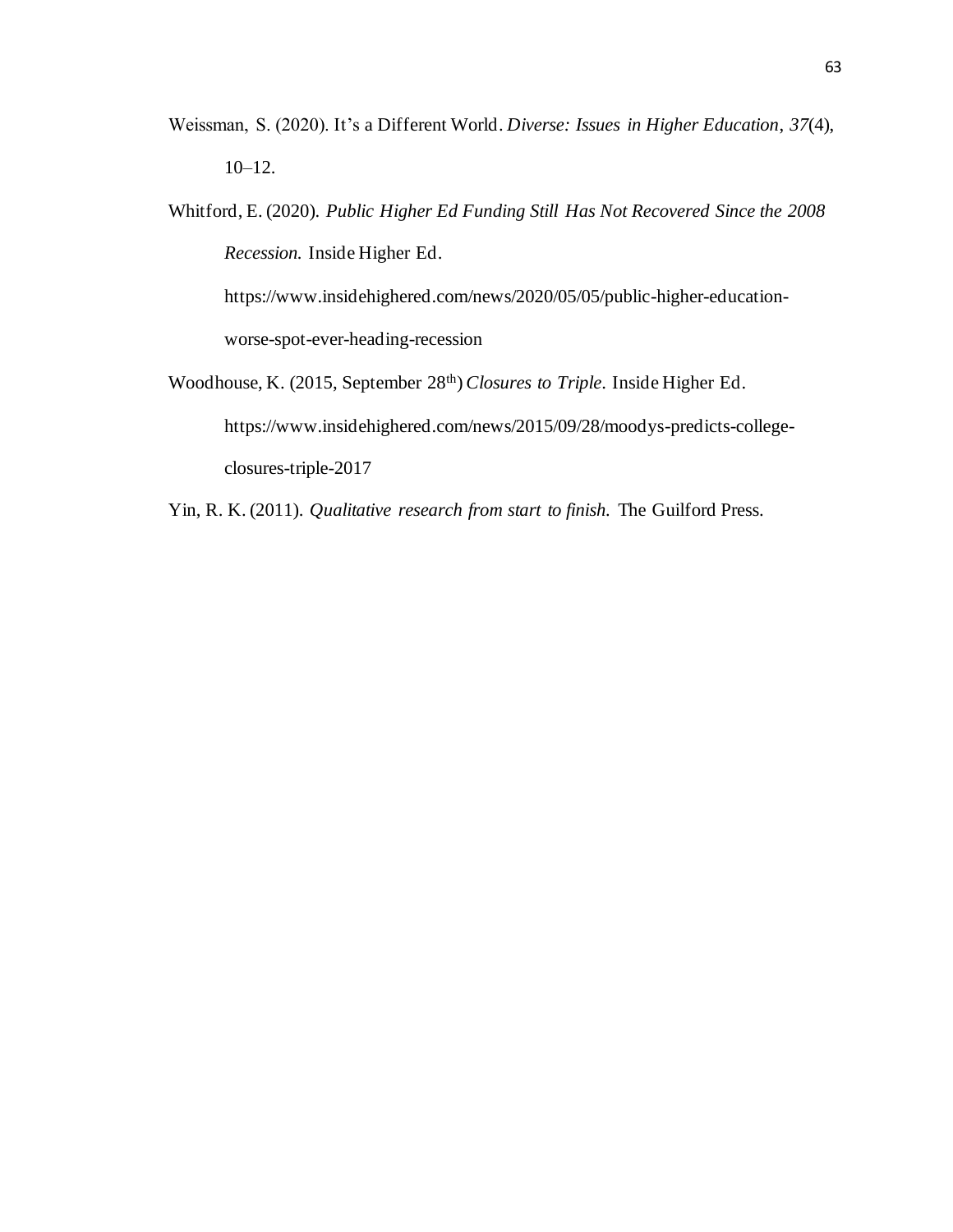Weissman, S. (2020). It's a Different World. *Diverse: Issues in Higher Education*, *37*(4), 10–12.

Whitford, E. (2020). *Public Higher Ed Funding Still Has Not Recovered Since the 2008 Recession.* Inside Higher Ed. https://www.insidehighered.com/news/2020/05/05/public-higher-education-worse-spot-ever-heading-recession

Woodhouse, K. (2015, September 28th) *Closures to Triple.* Inside Higher Ed. https://www.insidehighered.com/news/2015/09/28/moodys-predicts-college-closures-triple-2017

Yin, R. K. (2011). *Qualitative research from start to finish.* The Guilford Press.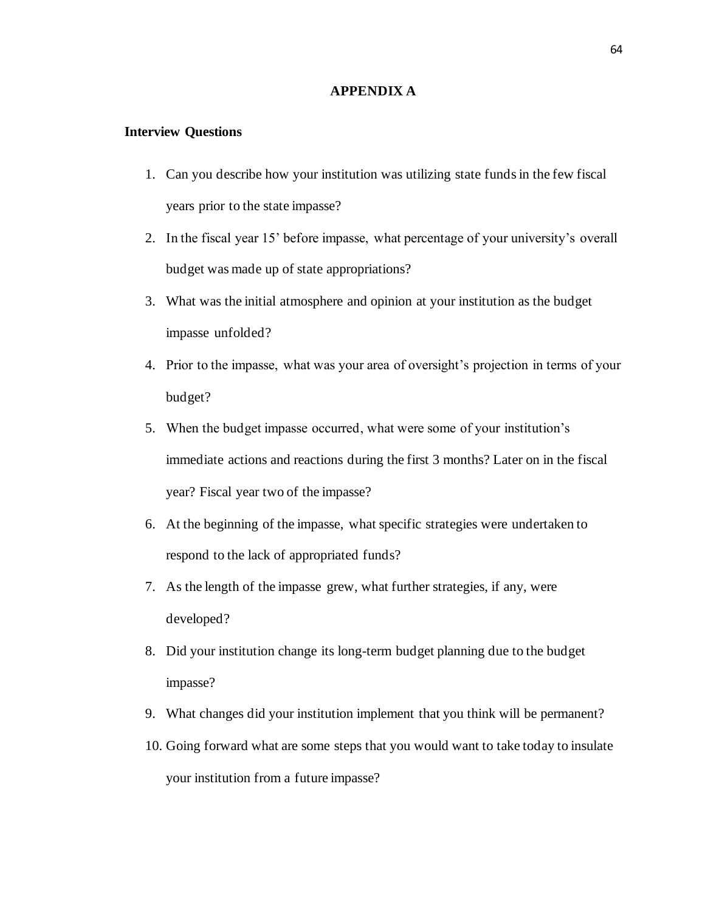# APPENDIX A

**Interview Questions**

1. Can you describe how your institution was utilizing state funds in the few fiscal years prior to the state impasse?
2. In the fiscal year 15' before impasse, what percentage of your university's overall budget was made up of state appropriations?
3. What was the initial atmosphere and opinion at your institution as the budget impasse unfolded?
4. Prior to the impasse, what was your area of oversight's projection in terms of your budget?
5. When the budget impasse occurred, what were some of your institution's immediate actions and reactions during the first 3 months? Later on in the fiscal year? Fiscal year two of the impasse?
6. At the beginning of the impasse, what specific strategies were undertaken to respond to the lack of appropriated funds?
7. As the length of the impasse grew, what further strategies, if any, were developed?
8. Did your institution change its long-term budget planning due to the budget impasse?
9. What changes did your institution implement that you think will be permanent?
10. Going forward what are some steps that you would want to take today to insulate your institution from a future impasse?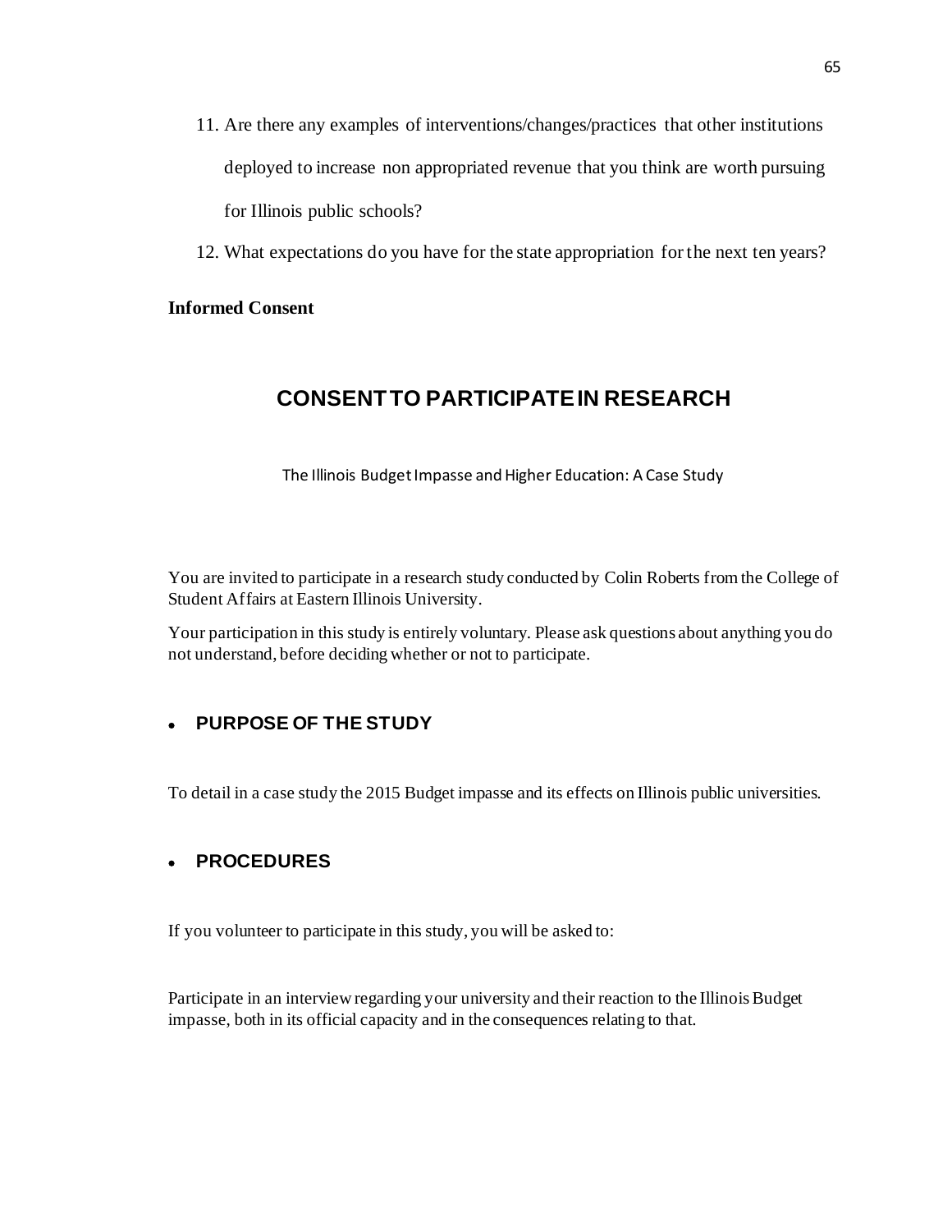11. Are there any examples of interventions/changes/practices that other institutions deployed to increase non appropriated revenue that you think are worth pursuing for Illinois public schools?
12. What expectations do you have for the state appropriation for the next ten years?

**Informed Consent**

## CONSENT TO PARTICIPATE IN RESEARCH

The Illinois Budget Impasse and Higher Education: A Case Study

You are invited to participate in a research study conducted by Colin Roberts from the College of Student Affairs at Eastern Illinois University.

Your participation in this study is entirely voluntary. Please ask questions about anything you do not understand, before deciding whether or not to participate.

- **PURPOSE OF THE STUDY**

To detail in a case study the 2015 Budget impasse and its effects on Illinois public universities.

- **PROCEDURES**

If you volunteer to participate in this study, you will be asked to:

Participate in an interview regarding your university and their reaction to the Illinois Budget impasse, both in its official capacity and in the consequences relating to that.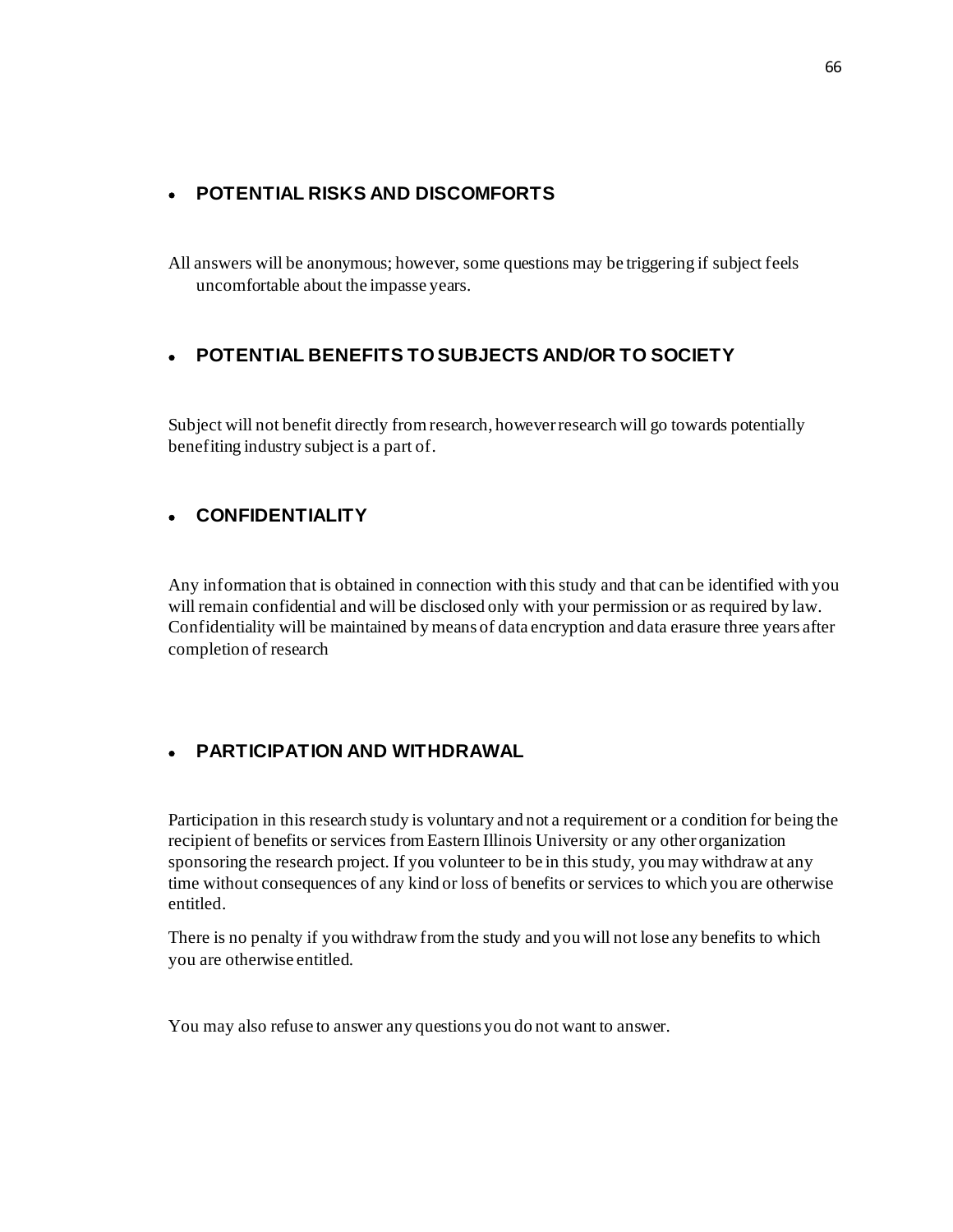- **POTENTIAL RISKS AND DISCOMFORTS**

All answers will be anonymous; however, some questions may be triggering if subject feels uncomfortable about the impasse years.

- **POTENTIAL BENEFITS TO SUBJECTS AND/OR TO SOCIETY**

Subject will not benefit directly from research, however research will go towards potentially benefiting industry subject is a part of.

- **CONFIDENTIALITY**

Any information that is obtained in connection with this study and that can be identified with you will remain confidential and will be disclosed only with your permission or as required by law. Confidentiality will be maintained by means of data encryption and data erasure three years after completion of research

- **PARTICIPATION AND WITHDRAWAL**

Participation in this research study is voluntary and not a requirement or a condition for being the recipient of benefits or services from Eastern Illinois University or any other organization sponsoring the research project. If you volunteer to be in this study, you may withdraw at any time without consequences of any kind or loss of benefits or services to which you are otherwise entitled.

There is no penalty if you withdraw from the study and you will not lose any benefits to which you are otherwise entitled.

You may also refuse to answer any questions you do not want to answer.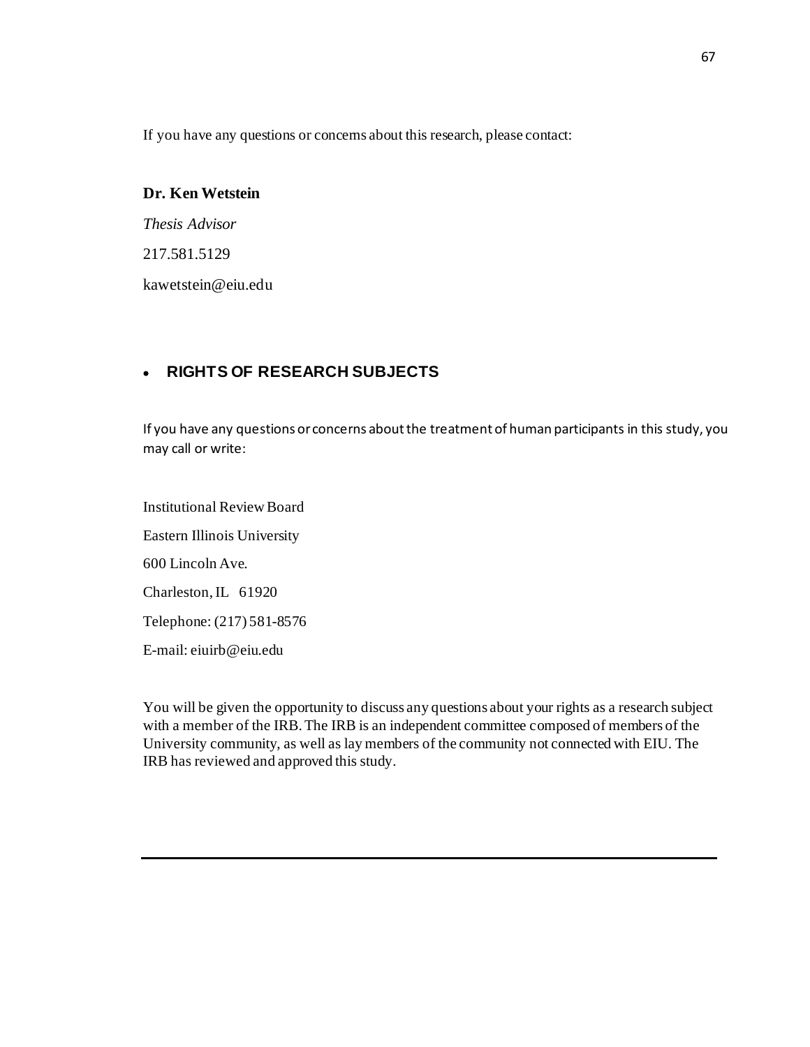If you have any questions or concerns about this research, please contact:

**Dr. Ken Wetstein**

*Thesis Advisor*

217.581.5129

kawetstein@eiu.edu

- **RIGHTS OF RESEARCH SUBJECTS**

If you have any questions or concerns about the treatment of human participants in this study, you may call or write:

Institutional Review Board

Eastern Illinois University

600 Lincoln Ave.

Charleston, IL 61920

Telephone: (217) 581-8576

E-mail: eiuirb@eiu.edu

You will be given the opportunity to discuss any questions about your rights as a research subject with a member of the IRB. The IRB is an independent committee composed of members of the University community, as well as lay members of the community not connected with EIU. The IRB has reviewed and approved this study.

---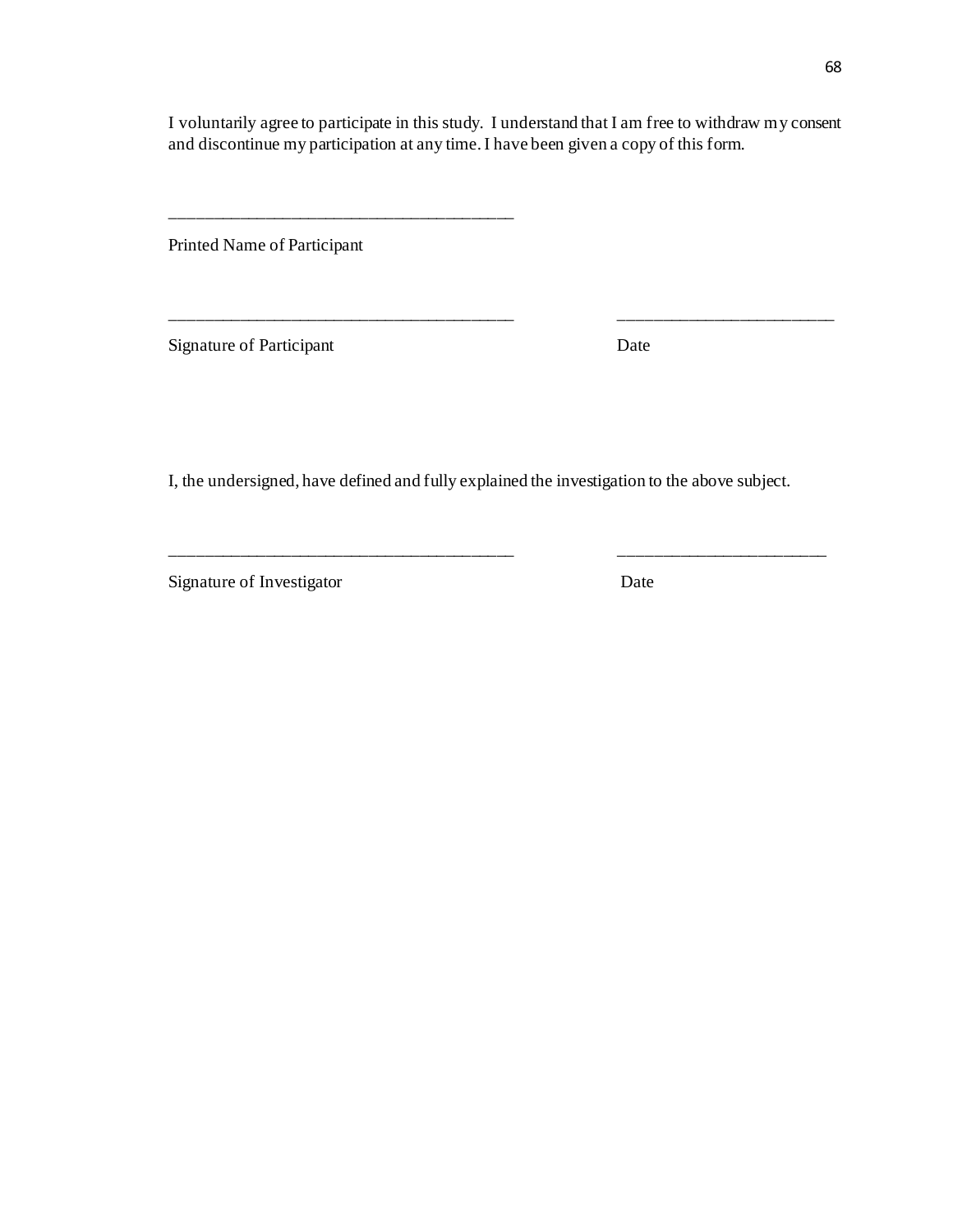I voluntarily agree to participate in this study. I understand that I am free to withdraw my consent and discontinue my participation at any time. I have been given a copy of this form.

\_\_\_\_\_\_\_\_\_\_\_\_\_\_\_\_\_\_\_\_\_\_\_\_\_\_\_\_\_\_\_\_\_\_\_\_\_\_\_

Printed Name of Participant

\_\_\_\_\_\_\_\_\_\_\_\_\_\_\_\_\_\_\_\_\_\_\_\_\_\_\_\_\_\_\_\_\_\_\_\_\_\_\_ \_\_\_\_\_\_\_\_\_\_\_\_\_\_\_\_\_\_\_\_\_\_\_\_\_

Signature of Participant Date

I, the undersigned, have defined and fully explained the investigation to the above subject.

\_\_\_\_\_\_\_\_\_\_\_\_\_\_\_\_\_\_\_\_\_\_\_\_\_\_\_\_\_\_\_\_\_\_\_\_\_\_\_ \_\_\_\_\_\_\_\_\_\_\_\_\_\_\_\_\_\_\_\_\_\_\_\_

Signature of Investigator Date